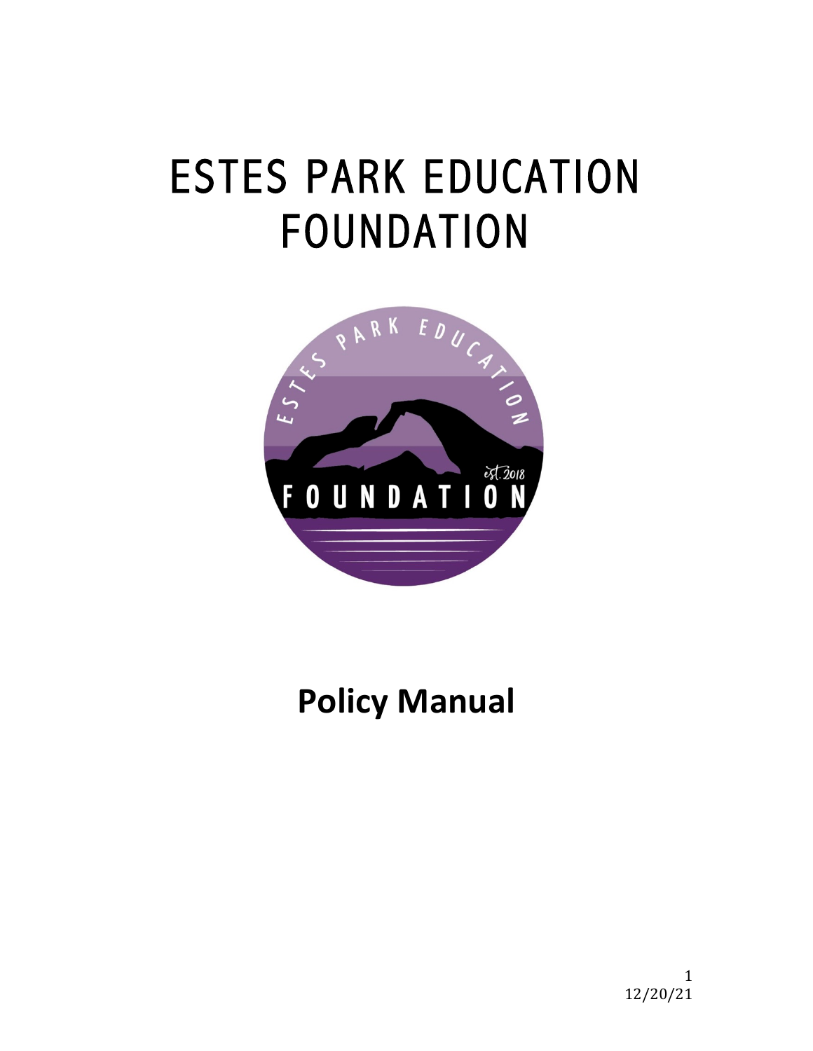# ESTES PARK EDUCATION FOUNDATION

# Policy Manual

12/20/21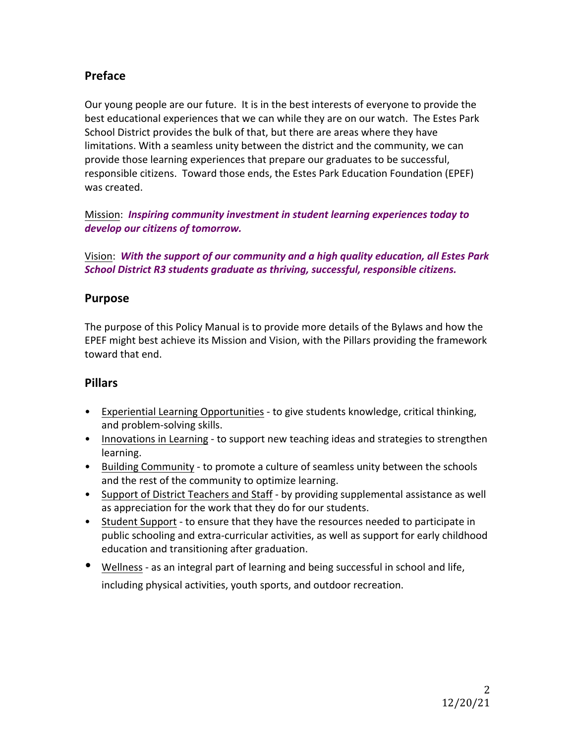## Preface

Our young people are our future. It is in the best interests of everyone to provide the best educational experiences that we can while they are on our watch. The Estes Park School District provides the bulk of that, but there are areas where they have limitations. With a seamless unity between the district and the community, we can provide those learning experiences that prepare our graduates to be successful, responsible citizens. Toward those ends, the Estes Park Education Foundation (EPEF) was created.

Mission: ***Inspiring community investment in student learning experiences today to develop our citizens of tomorrow.***

Vision: ***With the support of our community and a high quality education, all Estes Park School District R3 students graduate as thriving, successful, responsible citizens.***

## Purpose

The purpose of this Policy Manual is to provide more details of the Bylaws and how the EPEF might best achieve its Mission and Vision, with the Pillars providing the framework toward that end.

## Pillars

- Experiential Learning Opportunities - to give students knowledge, critical thinking, and problem-solving skills.
- Innovations in Learning - to support new teaching ideas and strategies to strengthen learning.
- Building Community - to promote a culture of seamless unity between the schools and the rest of the community to optimize learning.
- Support of District Teachers and Staff - by providing supplemental assistance as well as appreciation for the work that they do for our students.
- Student Support - to ensure that they have the resources needed to participate in public schooling and extra-curricular activities, as well as support for early childhood education and transitioning after graduation.
- Wellness - as an integral part of learning and being successful in school and life, including physical activities, youth sports, and outdoor recreation.

12/20/21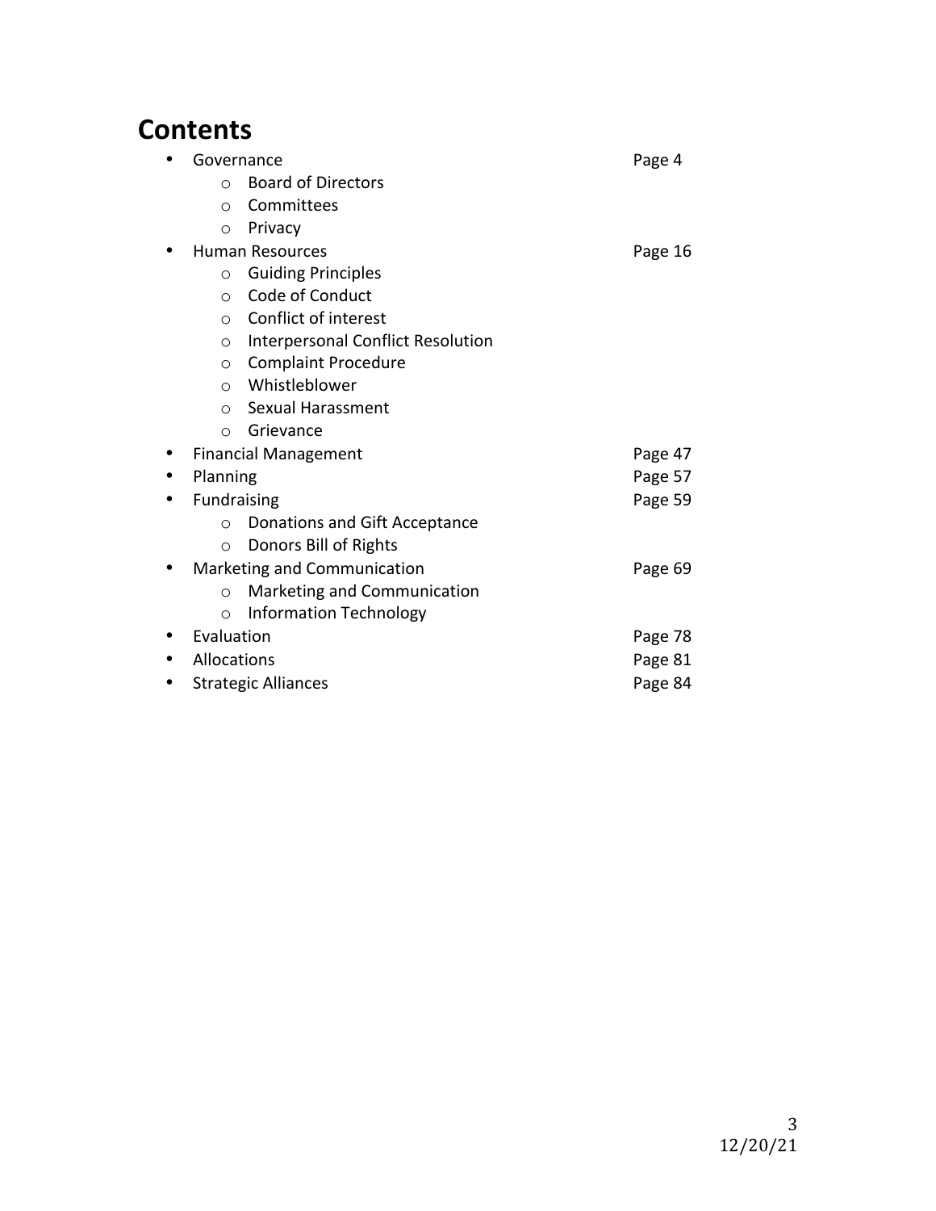# Contents

- Governance — Page 4
  - Board of Directors
  - Committees
  - Privacy
- Human Resources — Page 16
  - Guiding Principles
  - Code of Conduct
  - Conflict of interest
  - Interpersonal Conflict Resolution
  - Complaint Procedure
  - Whistleblower
  - Sexual Harassment
  - Grievance
- Financial Management — Page 47
- Planning — Page 57
- Fundraising — Page 59
  - Donations and Gift Acceptance
  - Donors Bill of Rights
- Marketing and Communication — Page 69
  - Marketing and Communication
  - Information Technology
- Evaluation — Page 78
- Allocations — Page 81
- Strategic Alliances — Page 84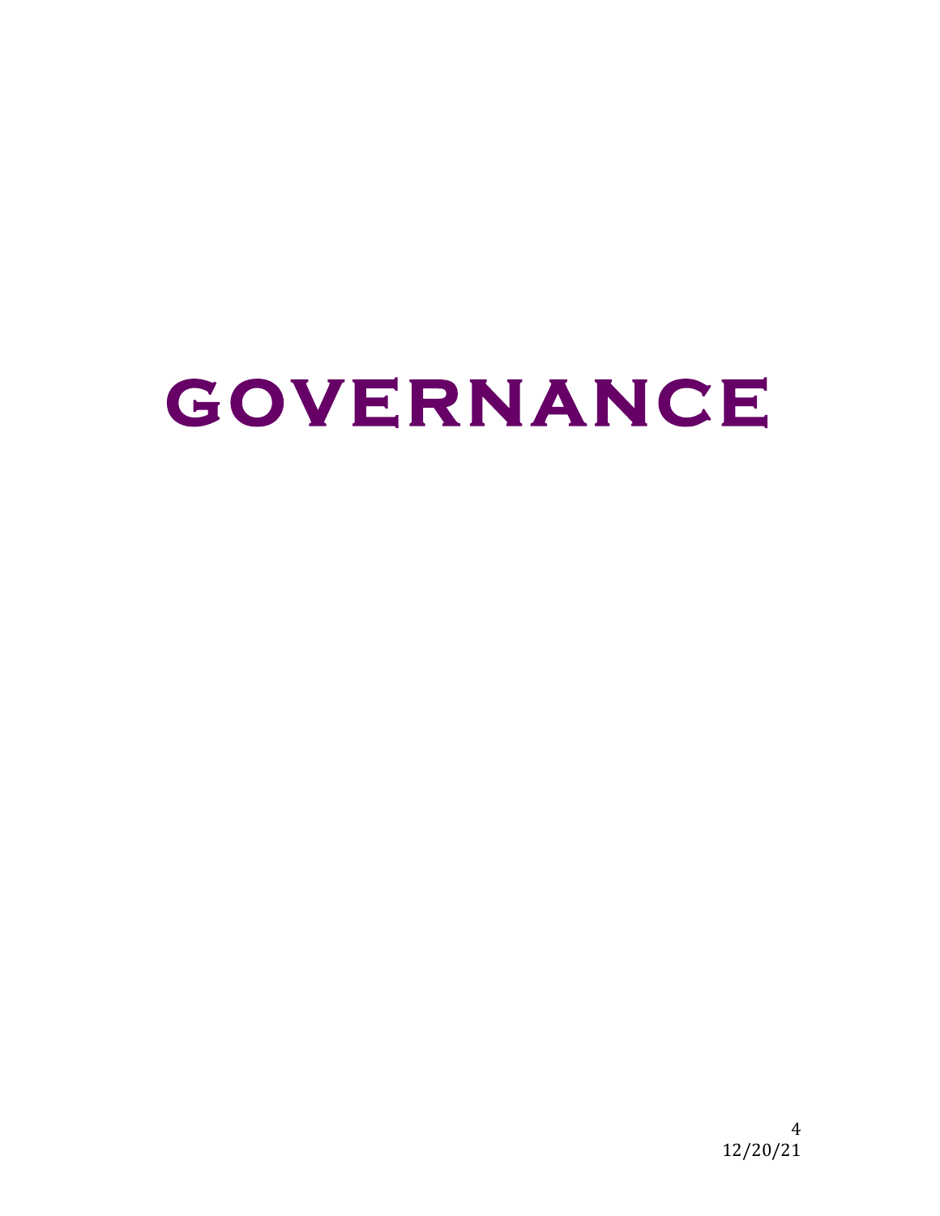# GOVERNANCE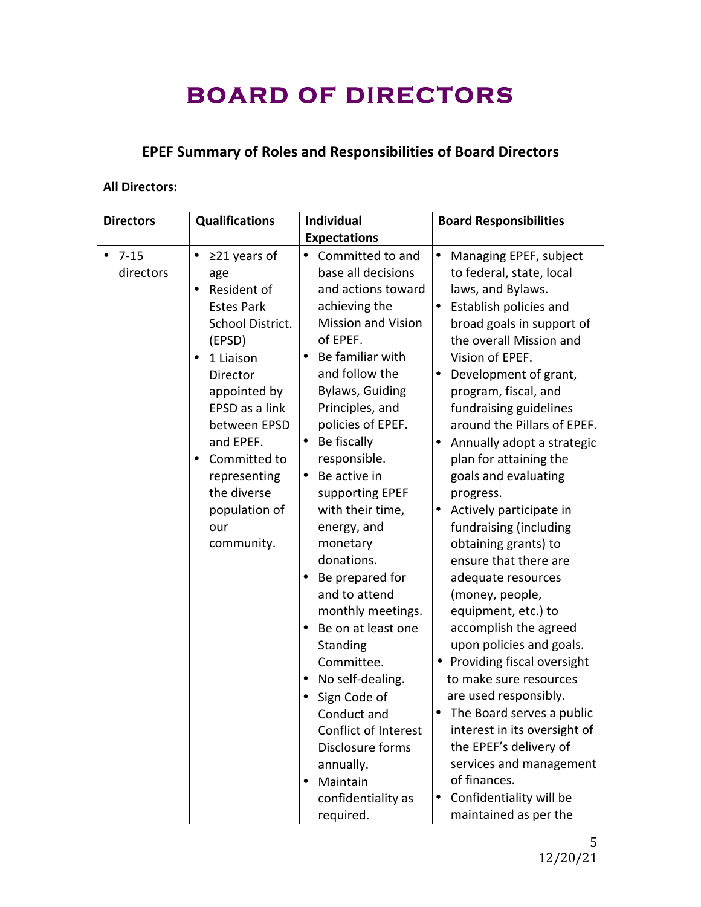# BOARD OF DIRECTORS

## EPEF Summary of Roles and Responsibilities of Board Directors

**All Directors:**

| Directors | Qualifications | Individual Expectations | Board Responsibilities |
|---|---|---|---|
| • 7-15 directors | • ≥21 years of age<br>• Resident of Estes Park School District. (EPSD)<br>• 1 Liaison Director appointed by EPSD as a link between EPSD and EPEF.<br>• Committed to representing the diverse population of our community. | • Committed to and base all decisions and actions toward achieving the Mission and Vision of EPEF.<br>• Be familiar with and follow the Bylaws, Guiding Principles, and policies of EPEF.<br>• Be fiscally responsible.<br>• Be active in supporting EPEF with their time, energy, and monetary donations.<br>• Be prepared for and to attend monthly meetings.<br>• Be on at least one Standing Committee.<br>• No self-dealing.<br>• Sign Code of Conduct and Conflict of Interest Disclosure forms annually.<br>• Maintain confidentiality as required. | • Managing EPEF, subject to federal, state, local laws, and Bylaws.<br>• Establish policies and broad goals in support of the overall Mission and Vision of EPEF.<br>• Development of grant, program, fiscal, and fundraising guidelines around the Pillars of EPEF.<br>• Annually adopt a strategic plan for attaining the goals and evaluating progress.<br>• Actively participate in fundraising (including obtaining grants) to ensure that there are adequate resources (money, people, equipment, etc.) to accomplish the agreed upon policies and goals.<br>• Providing fiscal oversight to make sure resources are used responsibly.<br>• The Board serves a public interest in its oversight of the EPEF's delivery of services and management of finances.<br>• Confidentiality will be maintained as per the |

12/20/21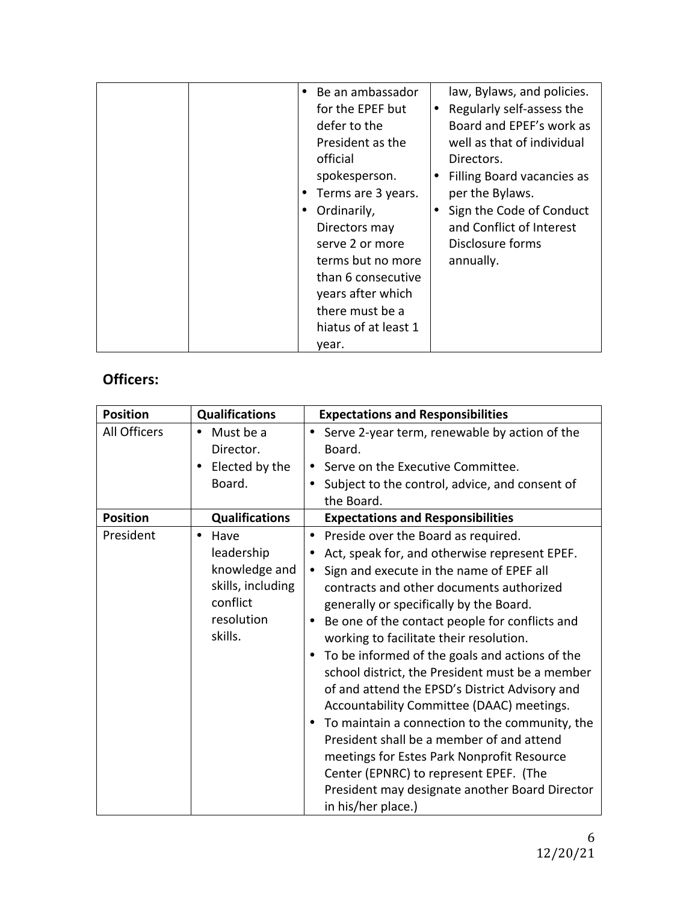| | | | |
|---|---|---|---|
| | | • Be an ambassador for the EPEF but defer to the President as the official spokesperson.<br>• Terms are 3 years.<br>• Ordinarily, Directors may serve 2 or more terms but no more than 6 consecutive years after which there must be a hiatus of at least 1 year. | law, Bylaws, and policies.<br>• Regularly self-assess the Board and EPEF's work as well as that of individual Directors.<br>• Filling Board vacancies as per the Bylaws.<br>• Sign the Code of Conduct and Conflict of Interest Disclosure forms annually. |

## Officers:

| Position | Qualifications | Expectations and Responsibilities |
|---|---|---|
| All Officers | • Must be a Director.<br>• Elected by the Board. | • Serve 2-year term, renewable by action of the Board.<br>• Serve on the Executive Committee.<br>• Subject to the control, advice, and consent of the Board. |
| **Position** | **Qualifications** | **Expectations and Responsibilities** |
| President | • Have leadership knowledge and skills, including conflict resolution skills. | • Preside over the Board as required.<br>• Act, speak for, and otherwise represent EPEF.<br>• Sign and execute in the name of EPEF all contracts and other documents authorized generally or specifically by the Board.<br>• Be one of the contact people for conflicts and working to facilitate their resolution.<br>• To be informed of the goals and actions of the school district, the President must be a member of and attend the EPSD's District Advisory and Accountability Committee (DAAC) meetings.<br>• To maintain a connection to the community, the President shall be a member of and attend meetings for Estes Park Nonprofit Resource Center (EPNRC) to represent EPEF. (The President may designate another Board Director in his/her place.) |

12/20/21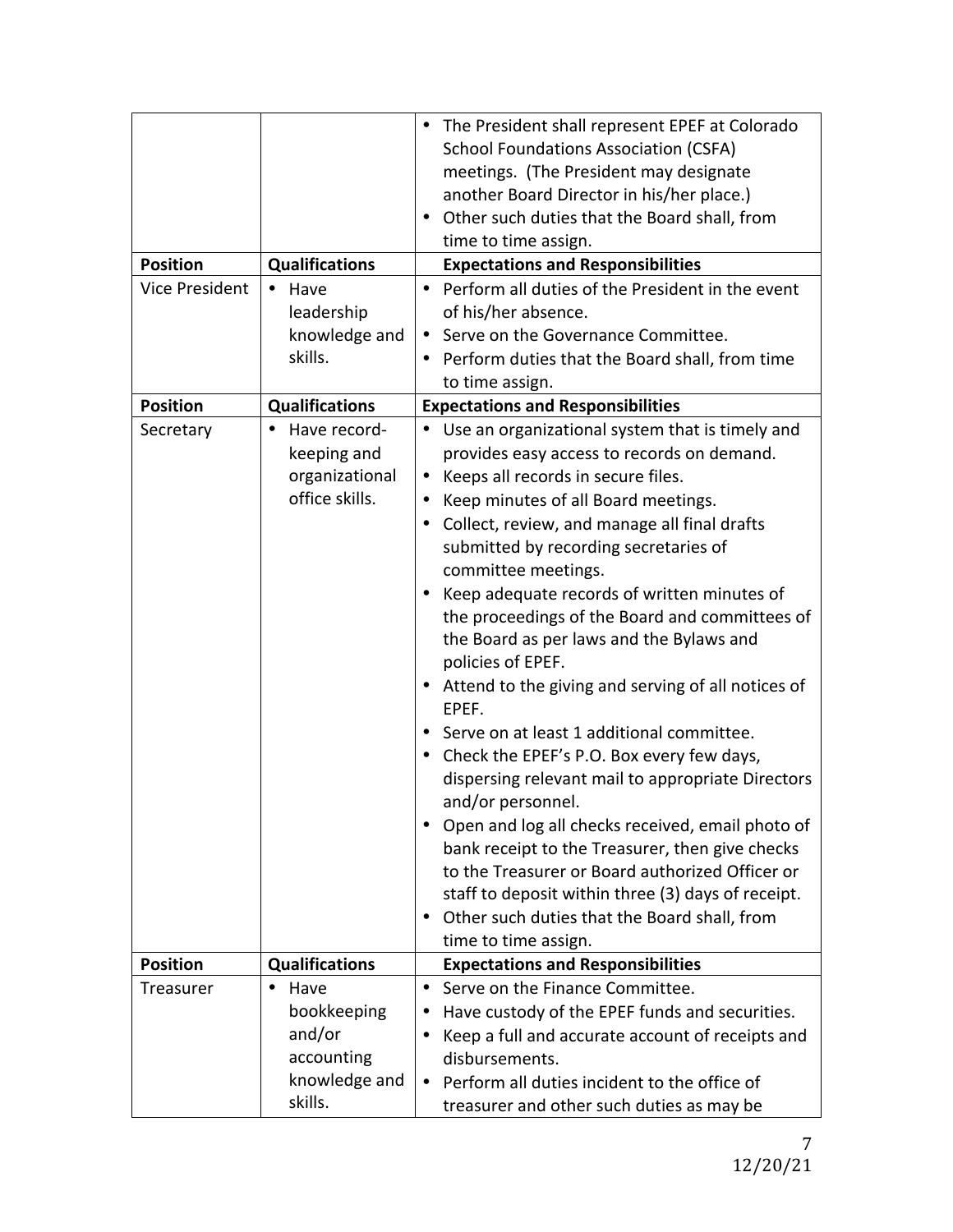| | | • The President shall represent EPEF at Colorado School Foundations Association (CSFA) meetings. (The President may designate another Board Director in his/her place.)<br>• Other such duties that the Board shall, from time to time assign. |
|---|---|---|
| **Position** | **Qualifications** | **Expectations and Responsibilities** |
| Vice President | • Have leadership knowledge and skills. | • Perform all duties of the President in the event of his/her absence.<br>• Serve on the Governance Committee.<br>• Perform duties that the Board shall, from time to time assign. |
| **Position** | **Qualifications** | **Expectations and Responsibilities** |
| Secretary | • Have record-keeping and organizational office skills. | • Use an organizational system that is timely and provides easy access to records on demand.<br>• Keeps all records in secure files.<br>• Keep minutes of all Board meetings.<br>• Collect, review, and manage all final drafts submitted by recording secretaries of committee meetings.<br>• Keep adequate records of written minutes of the proceedings of the Board and committees of the Board as per laws and the Bylaws and policies of EPEF.<br>• Attend to the giving and serving of all notices of EPEF.<br>• Serve on at least 1 additional committee.<br>• Check the EPEF's P.O. Box every few days, dispersing relevant mail to appropriate Directors and/or personnel.<br>• Open and log all checks received, email photo of bank receipt to the Treasurer, then give checks to the Treasurer or Board authorized Officer or staff to deposit within three (3) days of receipt.<br>• Other such duties that the Board shall, from time to time assign. |
| **Position** | **Qualifications** | **Expectations and Responsibilities** |
| Treasurer | • Have bookkeeping and/or accounting knowledge and skills. | • Serve on the Finance Committee.<br>• Have custody of the EPEF funds and securities.<br>• Keep a full and accurate account of receipts and disbursements.<br>• Perform all duties incident to the office of treasurer and other such duties as may be |

12/20/21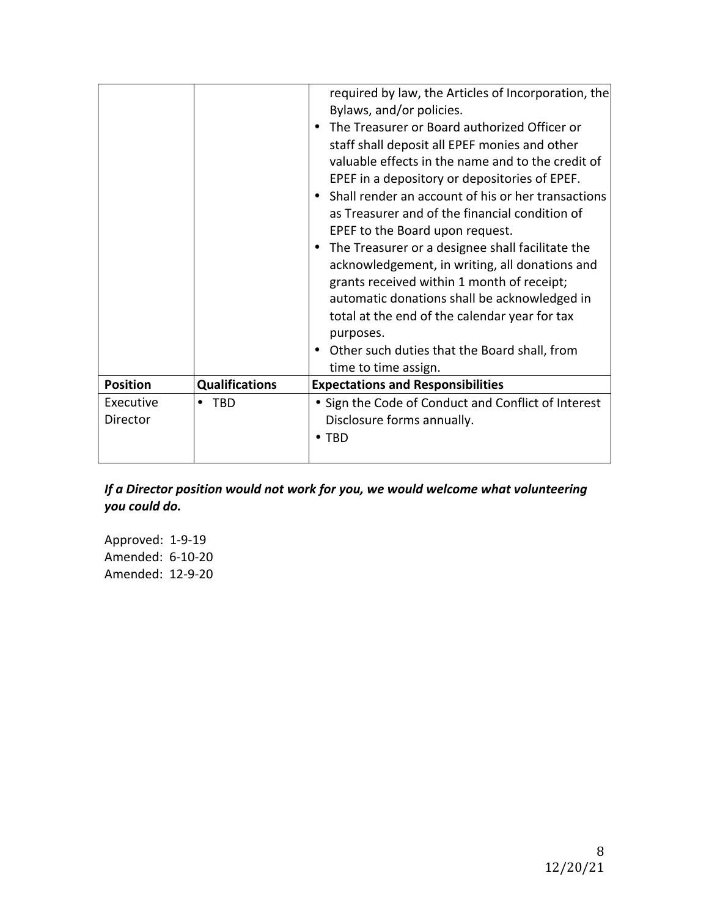|  |  | required by law, the Articles of Incorporation, the Bylaws, and/or policies.<br>• The Treasurer or Board authorized Officer or staff shall deposit all EPEF monies and other valuable effects in the name and to the credit of EPEF in a depository or depositories of EPEF.<br>• Shall render an account of his or her transactions as Treasurer and of the financial condition of EPEF to the Board upon request.<br>• The Treasurer or a designee shall facilitate the acknowledgement, in writing, all donations and grants received within 1 month of receipt; automatic donations shall be acknowledged in total at the end of the calendar year for tax purposes.<br>• Other such duties that the Board shall, from time to time assign. |
|---|---|---|
| **Position** | **Qualifications** | **Expectations and Responsibilities** |
| Executive Director | • TBD | • Sign the Code of Conduct and Conflict of Interest Disclosure forms annually.<br>• TBD |

***If a Director position would not work for you, we would welcome what volunteering you could do.***

Approved: 1-9-19
Amended: 6-10-20
Amended: 12-9-20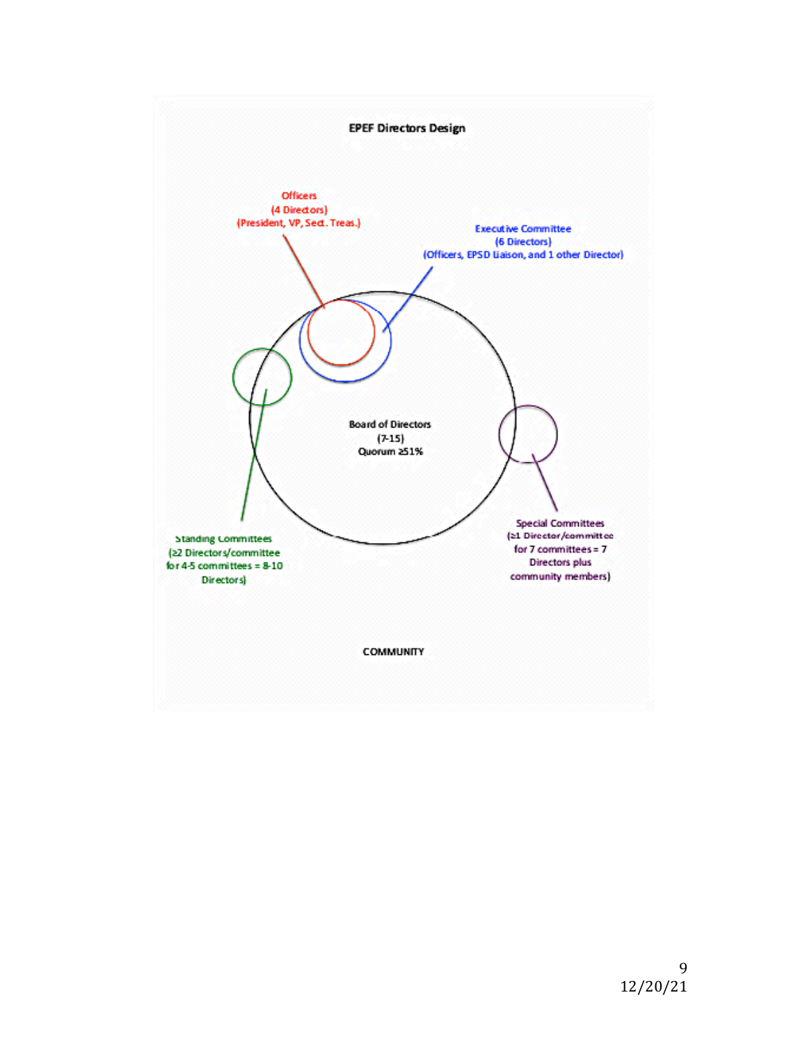**EPEF Directors Design**

Officers
(4 Directors)
(President, VP, Sect. Treas.)

Executive Committee
(6 Directors)
(Officers, EPSD Liaison, and 1 other Director)

Board of Directors
(7-15)
Quorum ≥51%

Standing Committees
(≥2 Directors/committee
for 4-5 committees = 8-10
Directors)

Special Committees
(≥1 Director/committee
for 7 committees = 7
Directors plus
community members)

COMMUNITY

12/20/21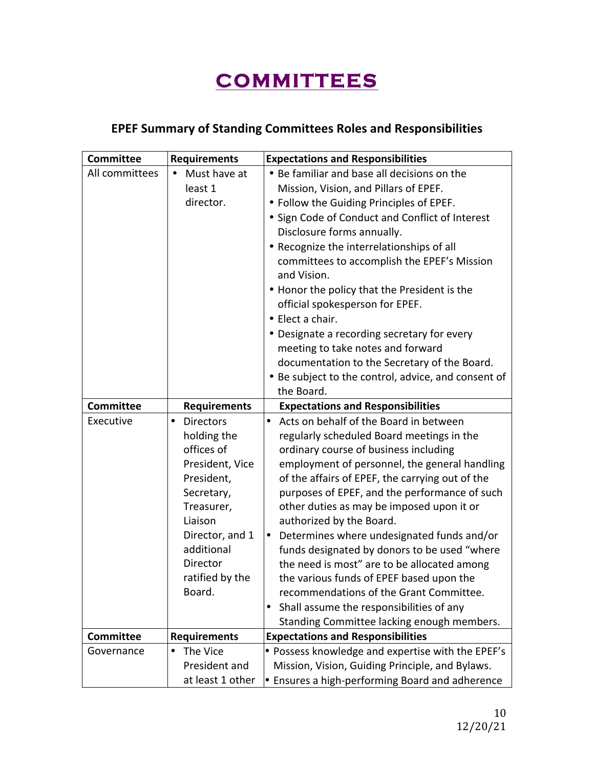# COMMITTEES

## EPEF Summary of Standing Committees Roles and Responsibilities

| Committee | Requirements | Expectations and Responsibilities |
| --- | --- | --- |
| All committees | • Must have at least 1 director. | • Be familiar and base all decisions on the Mission, Vision, and Pillars of EPEF.<br>• Follow the Guiding Principles of EPEF.<br>• Sign Code of Conduct and Conflict of Interest Disclosure forms annually.<br>• Recognize the interrelationships of all committees to accomplish the EPEF's Mission and Vision.<br>• Honor the policy that the President is the official spokesperson for EPEF.<br>• Elect a chair.<br>• Designate a recording secretary for every meeting to take notes and forward documentation to the Secretary of the Board.<br>• Be subject to the control, advice, and consent of the Board. |
| **Committee** | **Requirements** | **Expectations and Responsibilities** |
| Executive | • Directors holding the offices of President, Vice President, Secretary, Treasurer, Liaison Director, and 1 additional Director ratified by the Board. | • Acts on behalf of the Board in between regularly scheduled Board meetings in the ordinary course of business including employment of personnel, the general handling of the affairs of EPEF, the carrying out of the purposes of EPEF, and the performance of such other duties as may be imposed upon it or authorized by the Board.<br>• Determines where undesignated funds and/or funds designated by donors to be used "where the need is most" are to be allocated among the various funds of EPEF based upon the recommendations of the Grant Committee.<br>• Shall assume the responsibilities of any Standing Committee lacking enough members. |
| **Committee** | **Requirements** | **Expectations and Responsibilities** |
| Governance | • The Vice President and at least 1 other | • Possess knowledge and expertise with the EPEF's Mission, Vision, Guiding Principle, and Bylaws.<br>• Ensures a high-performing Board and adherence |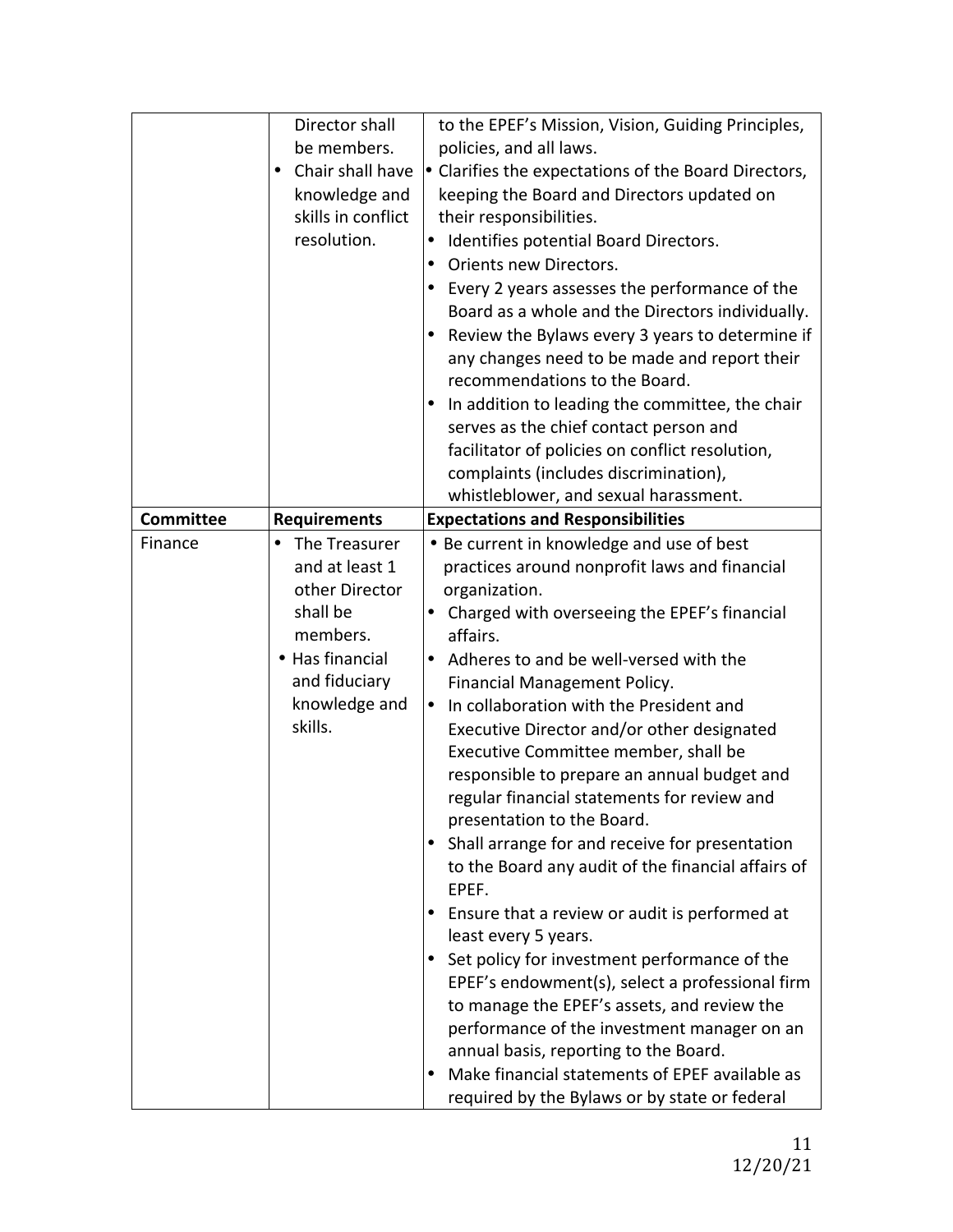| | | |
|---|---|---|
| | Director shall be members.<br>• Chair shall have knowledge and skills in conflict resolution. | to the EPEF's Mission, Vision, Guiding Principles, policies, and all laws.<br>• Clarifies the expectations of the Board Directors, keeping the Board and Directors updated on their responsibilities.<br>• Identifies potential Board Directors.<br>• Orients new Directors.<br>• Every 2 years assesses the performance of the Board as a whole and the Directors individually.<br>• Review the Bylaws every 3 years to determine if any changes need to be made and report their recommendations to the Board.<br>• In addition to leading the committee, the chair serves as the chief contact person and facilitator of policies on conflict resolution, complaints (includes discrimination), whistleblower, and sexual harassment. |
| **Committee** | **Requirements** | **Expectations and Responsibilities** |
| Finance | • The Treasurer and at least 1 other Director shall be members.<br>• Has financial and fiduciary knowledge and skills. | • Be current in knowledge and use of best practices around nonprofit laws and financial organization.<br>• Charged with overseeing the EPEF's financial affairs.<br>• Adheres to and be well-versed with the Financial Management Policy.<br>• In collaboration with the President and Executive Director and/or other designated Executive Committee member, shall be responsible to prepare an annual budget and regular financial statements for review and presentation to the Board.<br>• Shall arrange for and receive for presentation to the Board any audit of the financial affairs of EPEF.<br>• Ensure that a review or audit is performed at least every 5 years.<br>• Set policy for investment performance of the EPEF's endowment(s), select a professional firm to manage the EPEF's assets, and review the performance of the investment manager on an annual basis, reporting to the Board.<br>• Make financial statements of EPEF available as required by the Bylaws or by state or federal |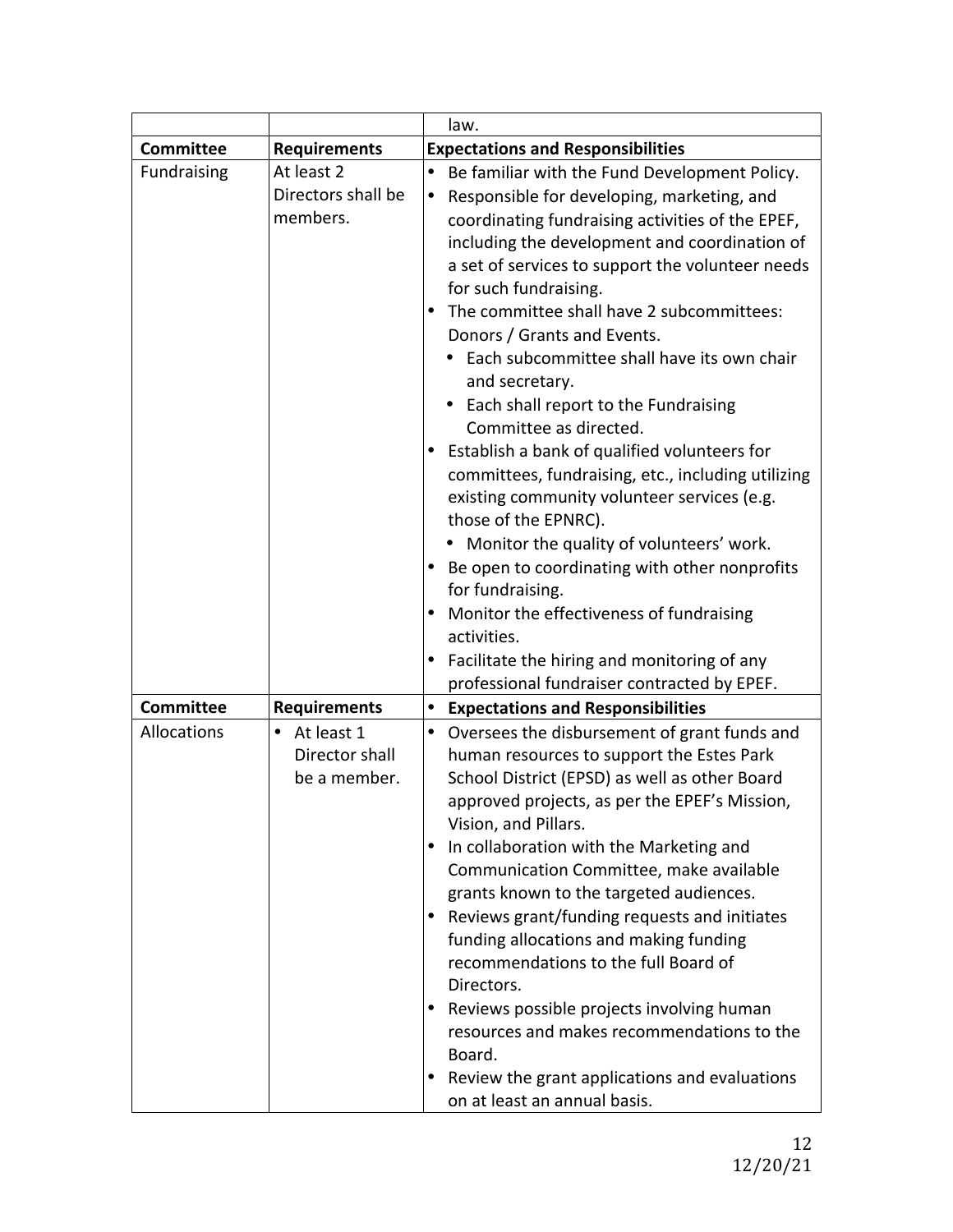| | | law. |
|---|---|---|
| **Committee** | **Requirements** | **Expectations and Responsibilities** |
| Fundraising | At least 2 Directors shall be members. | • Be familiar with the Fund Development Policy.<br>• Responsible for developing, marketing, and coordinating fundraising activities of the EPEF, including the development and coordination of a set of services to support the volunteer needs for such fundraising.<br>• The committee shall have 2 subcommittees: Donors / Grants and Events.<br>&nbsp;&nbsp;• Each subcommittee shall have its own chair and secretary.<br>&nbsp;&nbsp;• Each shall report to the Fundraising Committee as directed.<br>• Establish a bank of qualified volunteers for committees, fundraising, etc., including utilizing existing community volunteer services (e.g. those of the EPNRC).<br>&nbsp;&nbsp;• Monitor the quality of volunteers' work.<br>• Be open to coordinating with other nonprofits for fundraising.<br>• Monitor the effectiveness of fundraising activities.<br>• Facilitate the hiring and monitoring of any professional fundraiser contracted by EPEF. |
| **Committee** | **Requirements** | • **Expectations and Responsibilities** |
| Allocations | • At least 1 Director shall be a member. | • Oversees the disbursement of grant funds and human resources to support the Estes Park School District (EPSD) as well as other Board approved projects, as per the EPEF's Mission, Vision, and Pillars.<br>• In collaboration with the Marketing and Communication Committee, make available grants known to the targeted audiences.<br>• Reviews grant/funding requests and initiates funding allocations and making funding recommendations to the full Board of Directors.<br>• Reviews possible projects involving human resources and makes recommendations to the Board.<br>• Review the grant applications and evaluations on at least an annual basis. |

12/20/21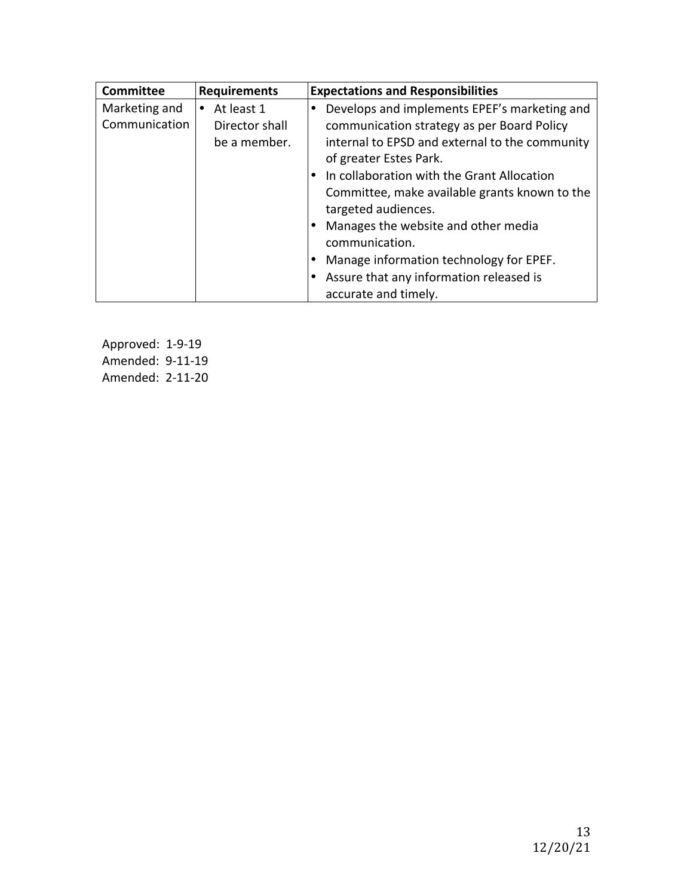| Committee | Requirements | Expectations and Responsibilities |
|---|---|---|
| Marketing and Communication | • At least 1 Director shall be a member. | • Develops and implements EPEF's marketing and communication strategy as per Board Policy internal to EPSD and external to the community of greater Estes Park.<br>• In collaboration with the Grant Allocation Committee, make available grants known to the targeted audiences.<br>• Manages the website and other media communication.<br>• Manage information technology for EPEF.<br>• Assure that any information released is accurate and timely. |

Approved: 1-9-19
Amended: 9-11-19
Amended: 2-11-20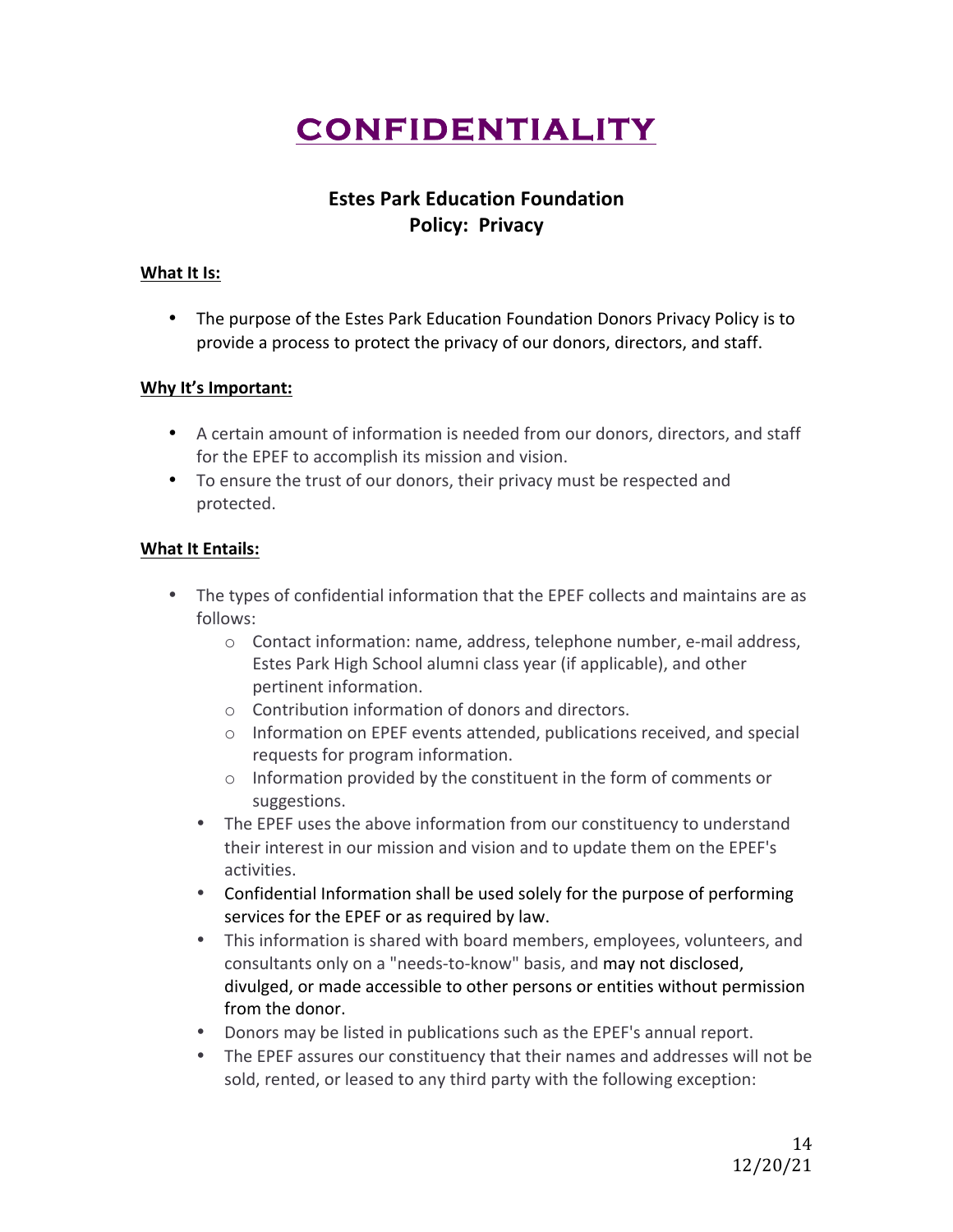# CONFIDENTIALITY

## Estes Park Education Foundation
## Policy: Privacy

**What It Is:**

- The purpose of the Estes Park Education Foundation Donors Privacy Policy is to provide a process to protect the privacy of our donors, directors, and staff.

**Why It's Important:**

- A certain amount of information is needed from our donors, directors, and staff for the EPEF to accomplish its mission and vision.
- To ensure the trust of our donors, their privacy must be respected and protected.

**What It Entails:**

- The types of confidential information that the EPEF collects and maintains are as follows:
    - Contact information: name, address, telephone number, e-mail address, Estes Park High School alumni class year (if applicable), and other pertinent information.
    - Contribution information of donors and directors.
    - Information on EPEF events attended, publications received, and special requests for program information.
    - Information provided by the constituent in the form of comments or suggestions.
- The EPEF uses the above information from our constituency to understand their interest in our mission and vision and to update them on the EPEF's activities.
- Confidential Information shall be used solely for the purpose of performing services for the EPEF or as required by law.
- This information is shared with board members, employees, volunteers, and consultants only on a "needs-to-know" basis, and may not disclosed, divulged, or made accessible to other persons or entities without permission from the donor.
- Donors may be listed in publications such as the EPEF's annual report.
- The EPEF assures our constituency that their names and addresses will not be sold, rented, or leased to any third party with the following exception:

12/20/21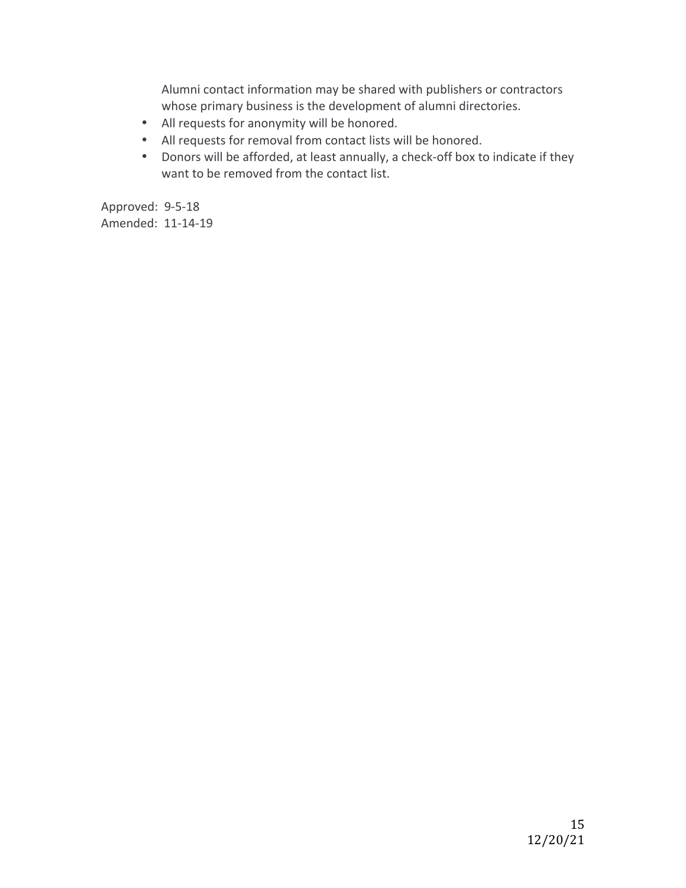Alumni contact information may be shared with publishers or contractors whose primary business is the development of alumni directories.

- All requests for anonymity will be honored.
- All requests for removal from contact lists will be honored.
- Donors will be afforded, at least annually, a check-off box to indicate if they want to be removed from the contact list.

Approved: 9-5-18
Amended: 11-14-19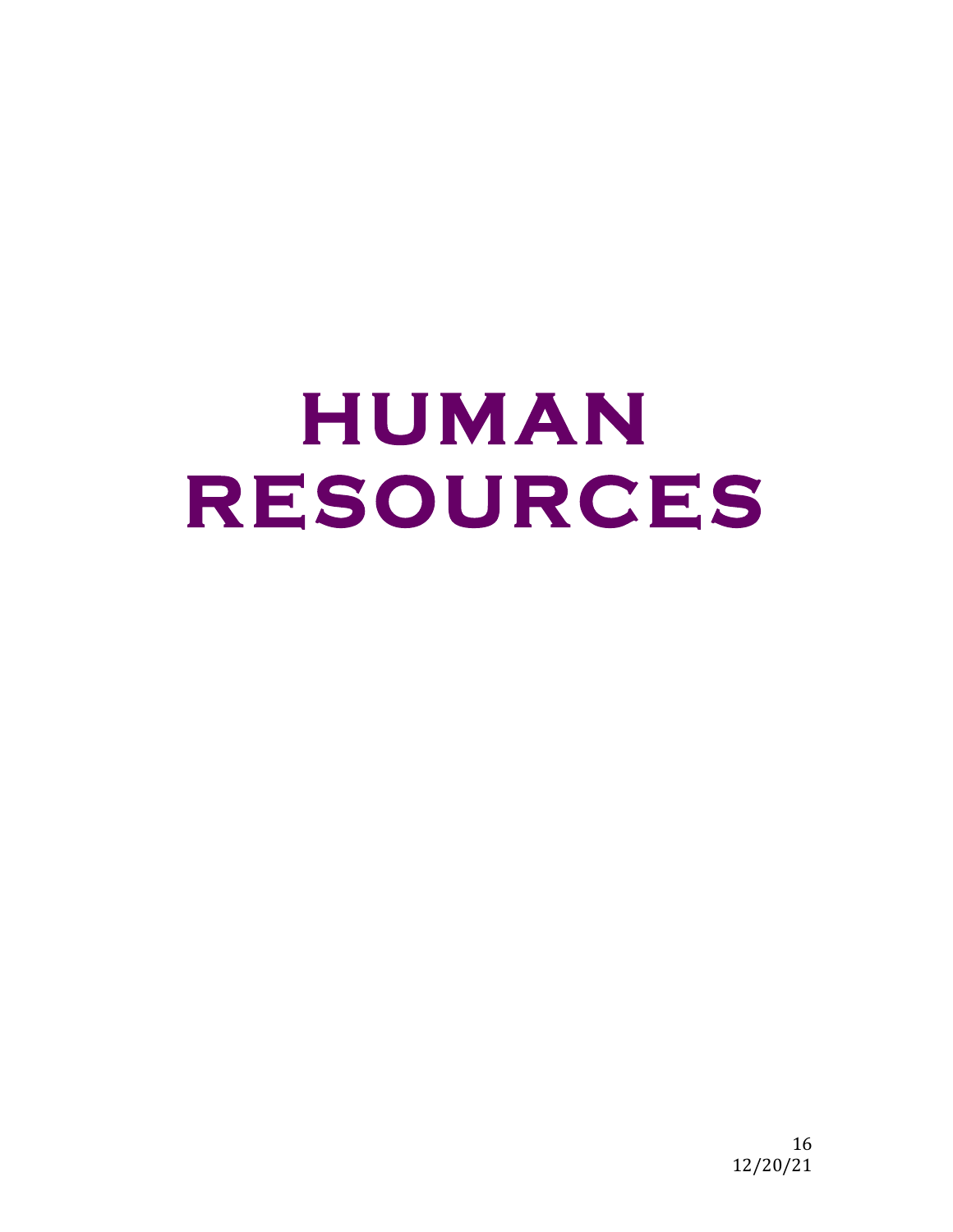# HUMAN RESOURCES

12/20/21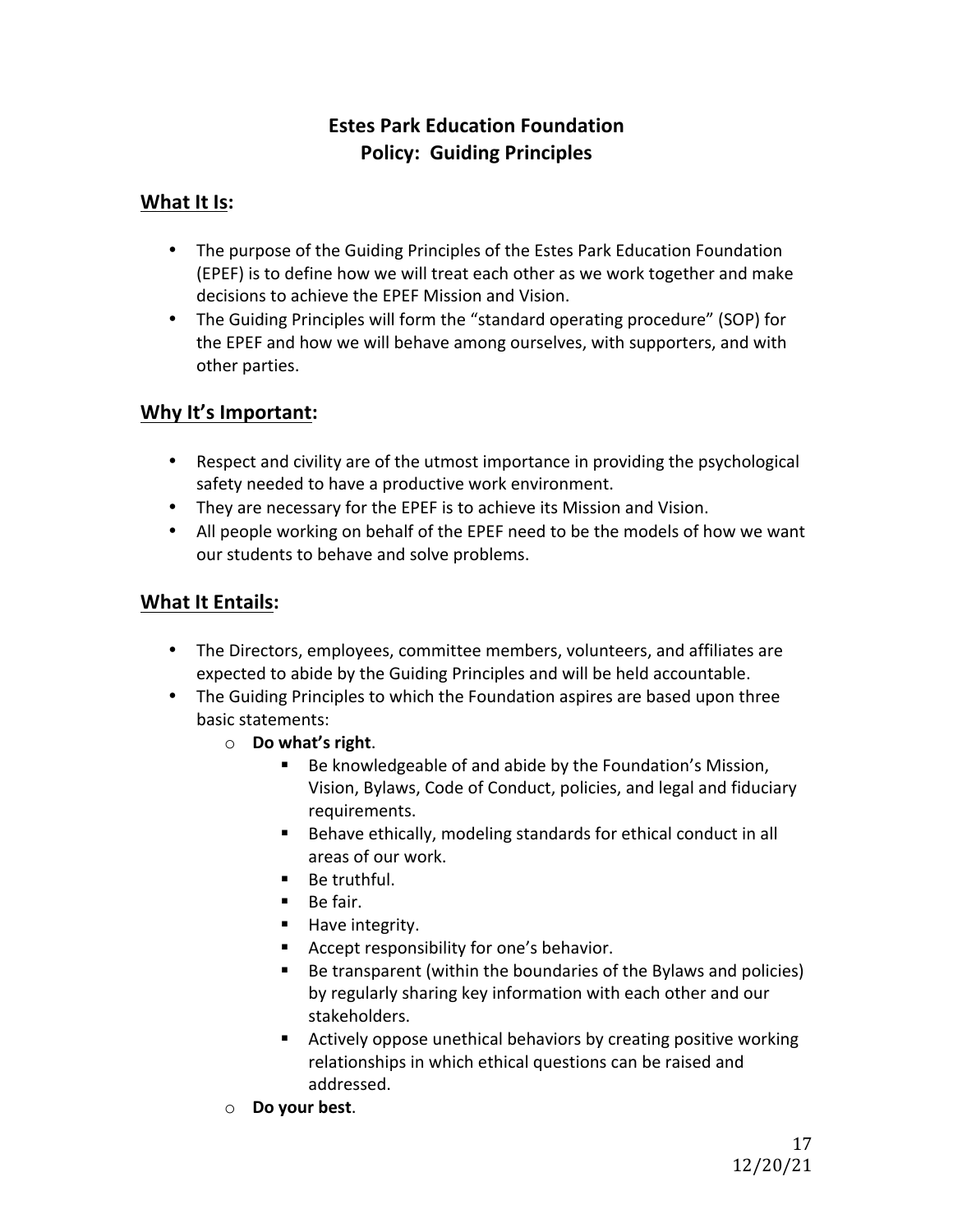# Estes Park Education Foundation
# Policy: Guiding Principles

## What It Is:

- The purpose of the Guiding Principles of the Estes Park Education Foundation (EPEF) is to define how we will treat each other as we work together and make decisions to achieve the EPEF Mission and Vision.
- The Guiding Principles will form the "standard operating procedure" (SOP) for the EPEF and how we will behave among ourselves, with supporters, and with other parties.

## Why It's Important:

- Respect and civility are of the utmost importance in providing the psychological safety needed to have a productive work environment.
- They are necessary for the EPEF is to achieve its Mission and Vision.
- All people working on behalf of the EPEF need to be the models of how we want our students to behave and solve problems.

## What It Entails:

- The Directors, employees, committee members, volunteers, and affiliates are expected to abide by the Guiding Principles and will be held accountable.
- The Guiding Principles to which the Foundation aspires are based upon three basic statements:
  - **Do what's right**.
    - Be knowledgeable of and abide by the Foundation's Mission, Vision, Bylaws, Code of Conduct, policies, and legal and fiduciary requirements.
    - Behave ethically, modeling standards for ethical conduct in all areas of our work.
    - Be truthful.
    - Be fair.
    - Have integrity.
    - Accept responsibility for one's behavior.
    - Be transparent (within the boundaries of the Bylaws and policies) by regularly sharing key information with each other and our stakeholders.
    - Actively oppose unethical behaviors by creating positive working relationships in which ethical questions can be raised and addressed.
  - **Do your best**.

12/20/21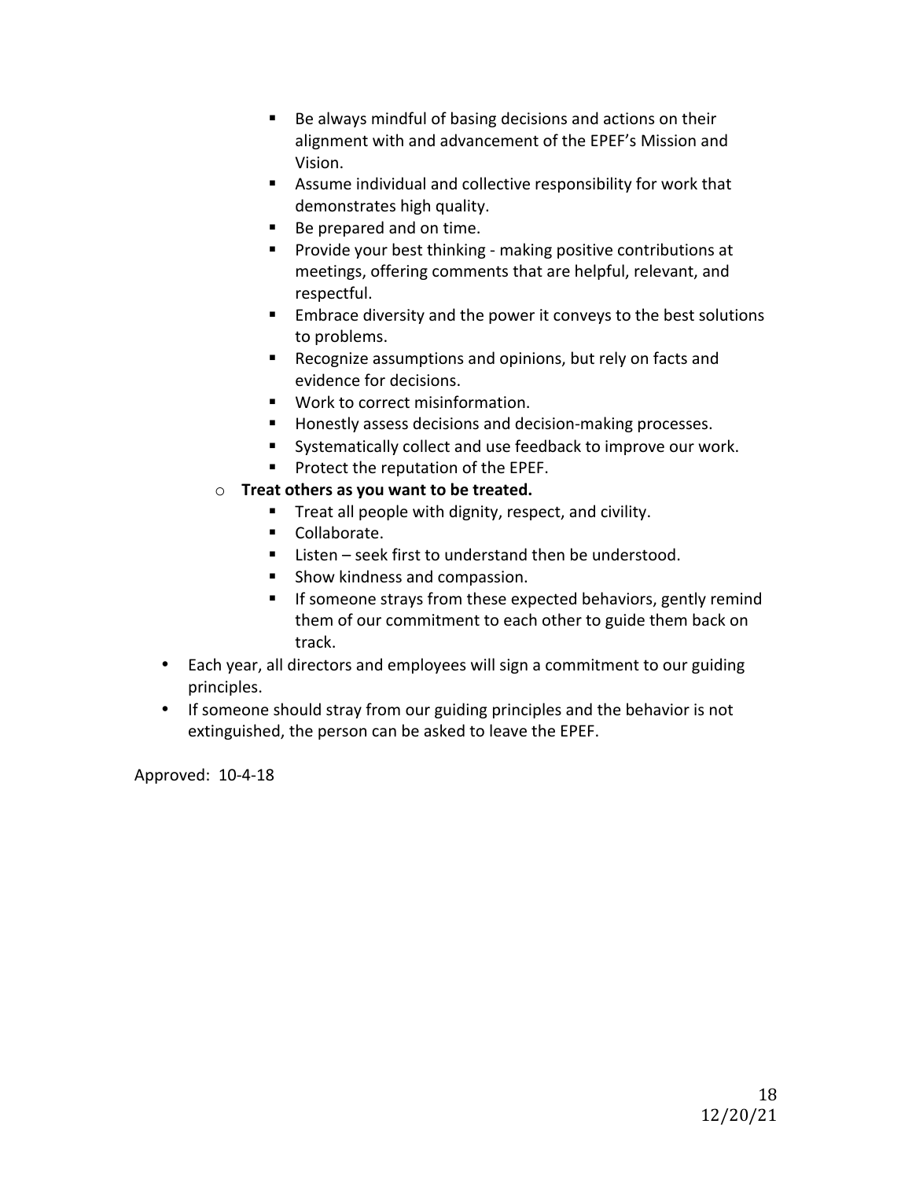- Be always mindful of basing decisions and actions on their alignment with and advancement of the EPEF's Mission and Vision.
        - Assume individual and collective responsibility for work that demonstrates high quality.
        - Be prepared and on time.
        - Provide your best thinking - making positive contributions at meetings, offering comments that are helpful, relevant, and respectful.
        - Embrace diversity and the power it conveys to the best solutions to problems.
        - Recognize assumptions and opinions, but rely on facts and evidence for decisions.
        - Work to correct misinformation.
        - Honestly assess decisions and decision-making processes.
        - Systematically collect and use feedback to improve our work.
        - Protect the reputation of the EPEF.
    - **Treat others as you want to be treated.**
        - Treat all people with dignity, respect, and civility.
        - Collaborate.
        - Listen – seek first to understand then be understood.
        - Show kindness and compassion.
        - If someone strays from these expected behaviors, gently remind them of our commitment to each other to guide them back on track.
- Each year, all directors and employees will sign a commitment to our guiding principles.
- If someone should stray from our guiding principles and the behavior is not extinguished, the person can be asked to leave the EPEF.

Approved: 10-4-18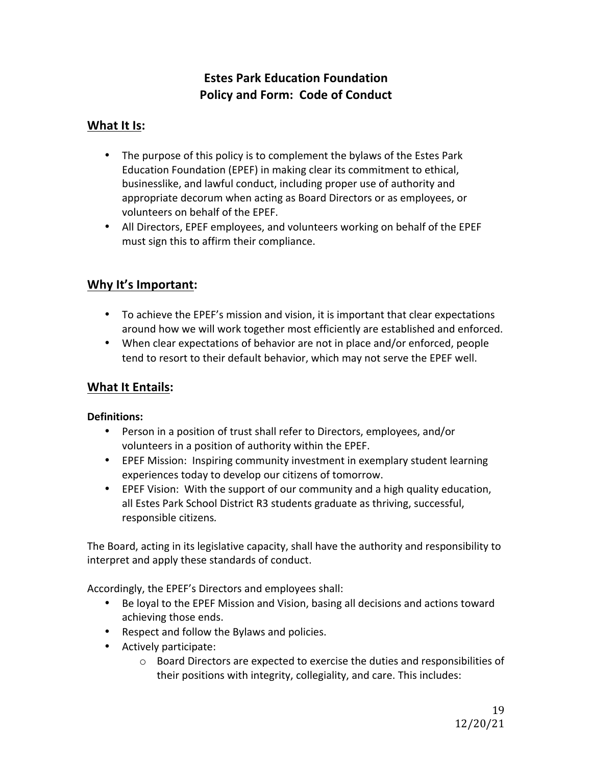# Estes Park Education Foundation
# Policy and Form: Code of Conduct

## What It Is:

- The purpose of this policy is to complement the bylaws of the Estes Park Education Foundation (EPEF) in making clear its commitment to ethical, businesslike, and lawful conduct, including proper use of authority and appropriate decorum when acting as Board Directors or as employees, or volunteers on behalf of the EPEF.
- All Directors, EPEF employees, and volunteers working on behalf of the EPEF must sign this to affirm their compliance.

## Why It's Important:

- To achieve the EPEF's mission and vision, it is important that clear expectations around how we will work together most efficiently are established and enforced.
- When clear expectations of behavior are not in place and/or enforced, people tend to resort to their default behavior, which may not serve the EPEF well.

## What It Entails:

**Definitions:**

- Person in a position of trust shall refer to Directors, employees, and/or volunteers in a position of authority within the EPEF.
- EPEF Mission: Inspiring community investment in exemplary student learning experiences today to develop our citizens of tomorrow.
- EPEF Vision: With the support of our community and a high quality education, all Estes Park School District R3 students graduate as thriving, successful, responsible citizens.

The Board, acting in its legislative capacity, shall have the authority and responsibility to interpret and apply these standards of conduct.

Accordingly, the EPEF's Directors and employees shall:

- Be loyal to the EPEF Mission and Vision, basing all decisions and actions toward achieving those ends.
- Respect and follow the Bylaws and policies.
- Actively participate:
  - Board Directors are expected to exercise the duties and responsibilities of their positions with integrity, collegiality, and care. This includes: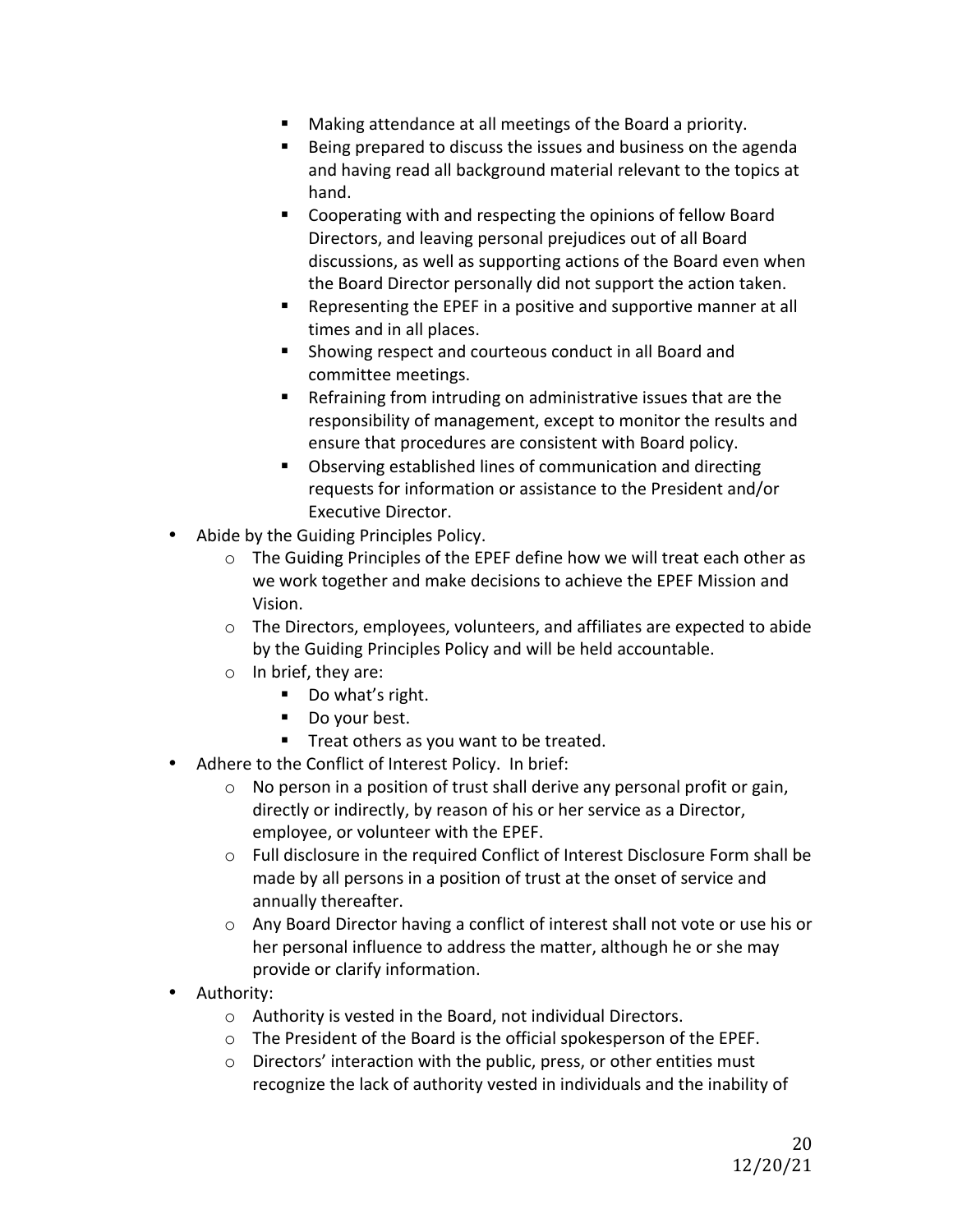- Making attendance at all meetings of the Board a priority.
    - Being prepared to discuss the issues and business on the agenda and having read all background material relevant to the topics at hand.
    - Cooperating with and respecting the opinions of fellow Board Directors, and leaving personal prejudices out of all Board discussions, as well as supporting actions of the Board even when the Board Director personally did not support the action taken.
    - Representing the EPEF in a positive and supportive manner at all times and in all places.
    - Showing respect and courteous conduct in all Board and committee meetings.
    - Refraining from intruding on administrative issues that are the responsibility of management, except to monitor the results and ensure that procedures are consistent with Board policy.
    - Observing established lines of communication and directing requests for information or assistance to the President and/or Executive Director.
- Abide by the Guiding Principles Policy.
  - The Guiding Principles of the EPEF define how we will treat each other as we work together and make decisions to achieve the EPEF Mission and Vision.
  - The Directors, employees, volunteers, and affiliates are expected to abide by the Guiding Principles Policy and will be held accountable.
  - In brief, they are:
    - Do what's right.
    - Do your best.
    - Treat others as you want to be treated.
- Adhere to the Conflict of Interest Policy. In brief:
  - No person in a position of trust shall derive any personal profit or gain, directly or indirectly, by reason of his or her service as a Director, employee, or volunteer with the EPEF.
  - Full disclosure in the required Conflict of Interest Disclosure Form shall be made by all persons in a position of trust at the onset of service and annually thereafter.
  - Any Board Director having a conflict of interest shall not vote or use his or her personal influence to address the matter, although he or she may provide or clarify information.
- Authority:
  - Authority is vested in the Board, not individual Directors.
  - The President of the Board is the official spokesperson of the EPEF.
  - Directors' interaction with the public, press, or other entities must recognize the lack of authority vested in individuals and the inability of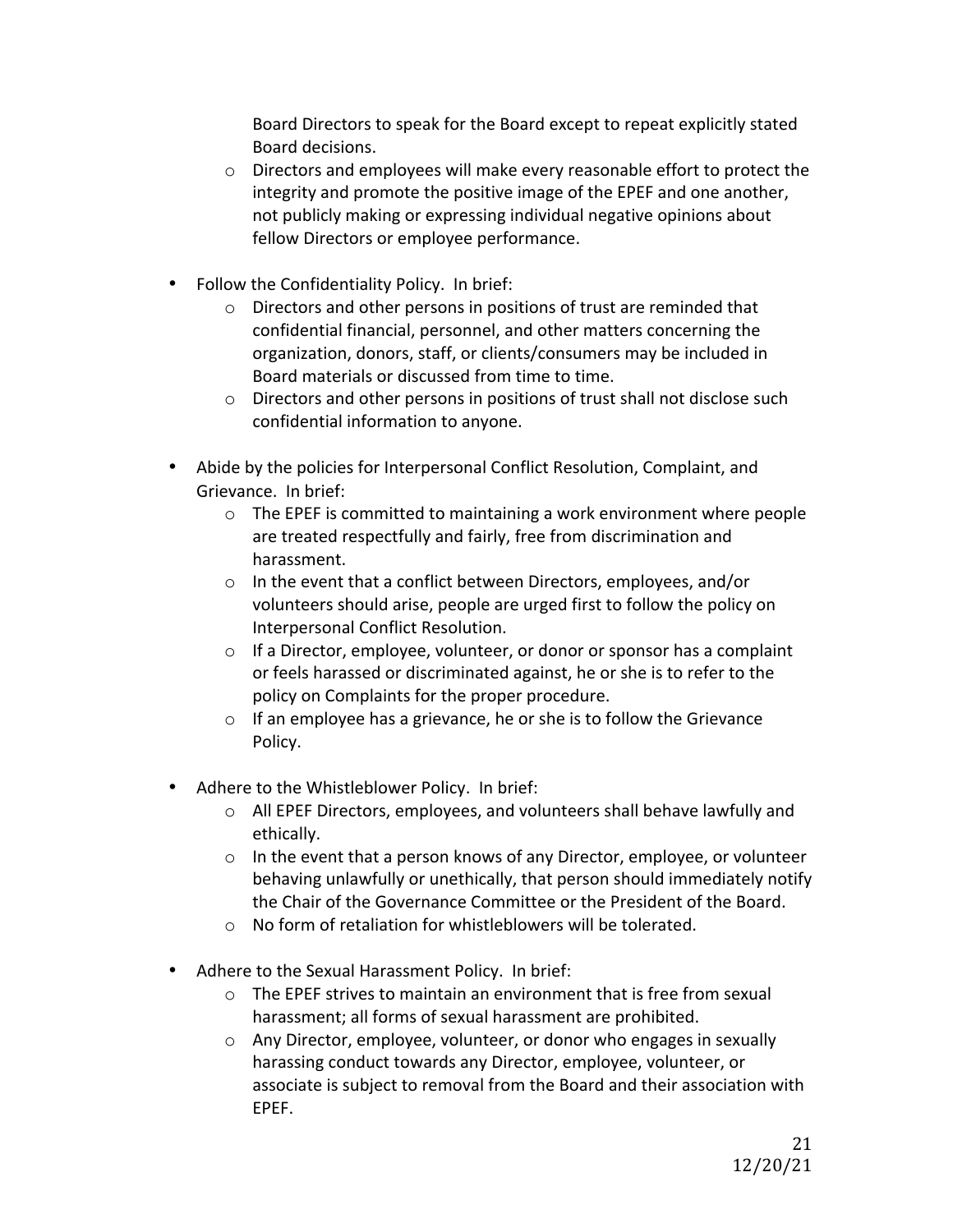Board Directors to speak for the Board except to repeat explicitly stated Board decisions.
    - Directors and employees will make every reasonable effort to protect the integrity and promote the positive image of the EPEF and one another, not publicly making or expressing individual negative opinions about fellow Directors or employee performance.

- Follow the Confidentiality Policy. In brief:
    - Directors and other persons in positions of trust are reminded that confidential financial, personnel, and other matters concerning the organization, donors, staff, or clients/consumers may be included in Board materials or discussed from time to time.
    - Directors and other persons in positions of trust shall not disclose such confidential information to anyone.

- Abide by the policies for Interpersonal Conflict Resolution, Complaint, and Grievance. In brief:
    - The EPEF is committed to maintaining a work environment where people are treated respectfully and fairly, free from discrimination and harassment.
    - In the event that a conflict between Directors, employees, and/or volunteers should arise, people are urged first to follow the policy on Interpersonal Conflict Resolution.
    - If a Director, employee, volunteer, or donor or sponsor has a complaint or feels harassed or discriminated against, he or she is to refer to the policy on Complaints for the proper procedure.
    - If an employee has a grievance, he or she is to follow the Grievance Policy.

- Adhere to the Whistleblower Policy. In brief:
    - All EPEF Directors, employees, and volunteers shall behave lawfully and ethically.
    - In the event that a person knows of any Director, employee, or volunteer behaving unlawfully or unethically, that person should immediately notify the Chair of the Governance Committee or the President of the Board.
    - No form of retaliation for whistleblowers will be tolerated.

- Adhere to the Sexual Harassment Policy. In brief:
    - The EPEF strives to maintain an environment that is free from sexual harassment; all forms of sexual harassment are prohibited.
    - Any Director, employee, volunteer, or donor who engages in sexually harassing conduct towards any Director, employee, volunteer, or associate is subject to removal from the Board and their association with EPEF.

12/20/21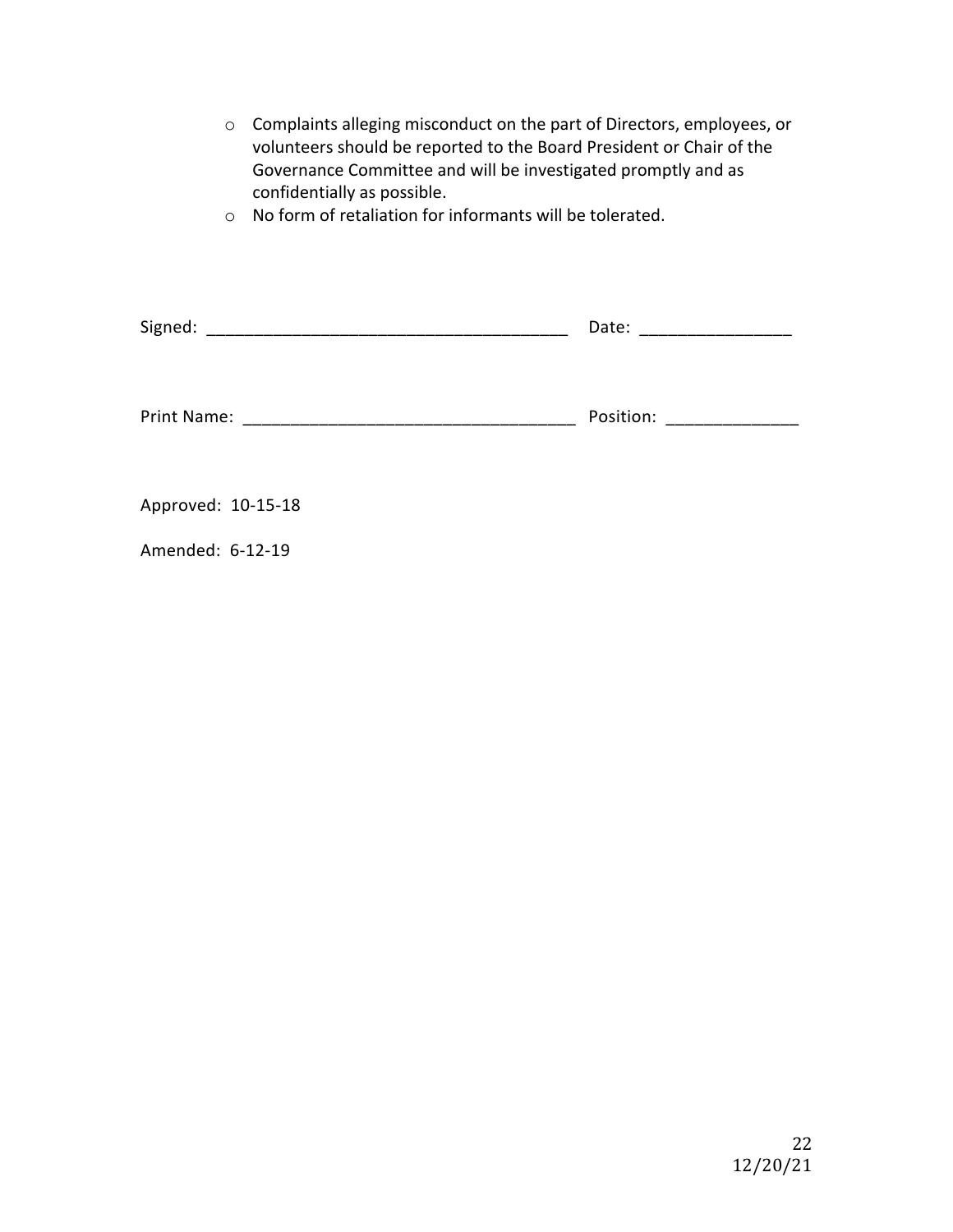- Complaints alleging misconduct on the part of Directors, employees, or volunteers should be reported to the Board President or Chair of the Governance Committee and will be investigated promptly and as confidentially as possible.
- No form of retaliation for informants will be tolerated.

Signed: ______________________________________ Date: ________________

Print Name: __________________________________ Position: ______________

Approved: 10-15-18

Amended: 6-12-19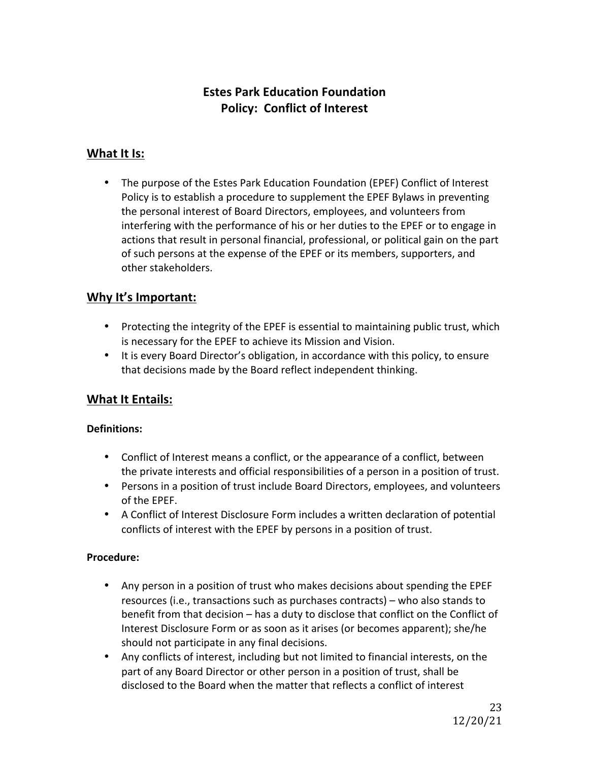# Estes Park Education Foundation
# Policy: Conflict of Interest

## What It Is:

- The purpose of the Estes Park Education Foundation (EPEF) Conflict of Interest Policy is to establish a procedure to supplement the EPEF Bylaws in preventing the personal interest of Board Directors, employees, and volunteers from interfering with the performance of his or her duties to the EPEF or to engage in actions that result in personal financial, professional, or political gain on the part of such persons at the expense of the EPEF or its members, supporters, and other stakeholders.

## Why It's Important:

- Protecting the integrity of the EPEF is essential to maintaining public trust, which is necessary for the EPEF to achieve its Mission and Vision.
- It is every Board Director's obligation, in accordance with this policy, to ensure that decisions made by the Board reflect independent thinking.

## What It Entails:

**Definitions:**

- Conflict of Interest means a conflict, or the appearance of a conflict, between the private interests and official responsibilities of a person in a position of trust.
- Persons in a position of trust include Board Directors, employees, and volunteers of the EPEF.
- A Conflict of Interest Disclosure Form includes a written declaration of potential conflicts of interest with the EPEF by persons in a position of trust.

**Procedure:**

- Any person in a position of trust who makes decisions about spending the EPEF resources (i.e., transactions such as purchases contracts) – who also stands to benefit from that decision – has a duty to disclose that conflict on the Conflict of Interest Disclosure Form or as soon as it arises (or becomes apparent); she/he should not participate in any final decisions.
- Any conflicts of interest, including but not limited to financial interests, on the part of any Board Director or other person in a position of trust, shall be disclosed to the Board when the matter that reflects a conflict of interest

12/20/21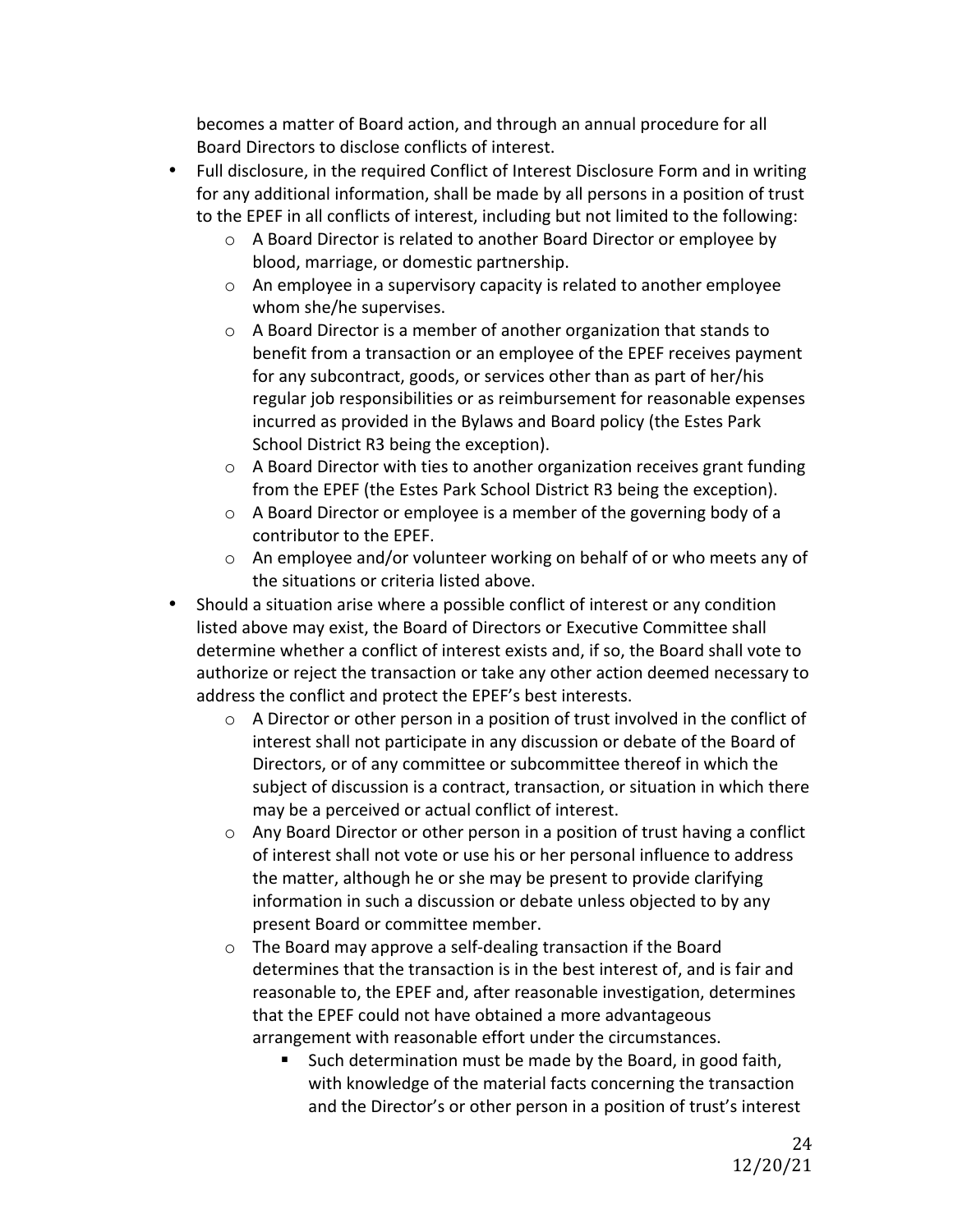becomes a matter of Board action, and through an annual procedure for all Board Directors to disclose conflicts of interest.

- Full disclosure, in the required Conflict of Interest Disclosure Form and in writing for any additional information, shall be made by all persons in a position of trust to the EPEF in all conflicts of interest, including but not limited to the following:
  - A Board Director is related to another Board Director or employee by blood, marriage, or domestic partnership.
  - An employee in a supervisory capacity is related to another employee whom she/he supervises.
  - A Board Director is a member of another organization that stands to benefit from a transaction or an employee of the EPEF receives payment for any subcontract, goods, or services other than as part of her/his regular job responsibilities or as reimbursement for reasonable expenses incurred as provided in the Bylaws and Board policy (the Estes Park School District R3 being the exception).
  - A Board Director with ties to another organization receives grant funding from the EPEF (the Estes Park School District R3 being the exception).
  - A Board Director or employee is a member of the governing body of a contributor to the EPEF.
  - An employee and/or volunteer working on behalf of or who meets any of the situations or criteria listed above.
- Should a situation arise where a possible conflict of interest or any condition listed above may exist, the Board of Directors or Executive Committee shall determine whether a conflict of interest exists and, if so, the Board shall vote to authorize or reject the transaction or take any other action deemed necessary to address the conflict and protect the EPEF's best interests.
  - A Director or other person in a position of trust involved in the conflict of interest shall not participate in any discussion or debate of the Board of Directors, or of any committee or subcommittee thereof in which the subject of discussion is a contract, transaction, or situation in which there may be a perceived or actual conflict of interest.
  - Any Board Director or other person in a position of trust having a conflict of interest shall not vote or use his or her personal influence to address the matter, although he or she may be present to provide clarifying information in such a discussion or debate unless objected to by any present Board or committee member.
  - The Board may approve a self-dealing transaction if the Board determines that the transaction is in the best interest of, and is fair and reasonable to, the EPEF and, after reasonable investigation, determines that the EPEF could not have obtained a more advantageous arrangement with reasonable effort under the circumstances.
    - Such determination must be made by the Board, in good faith, with knowledge of the material facts concerning the transaction and the Director's or other person in a position of trust's interest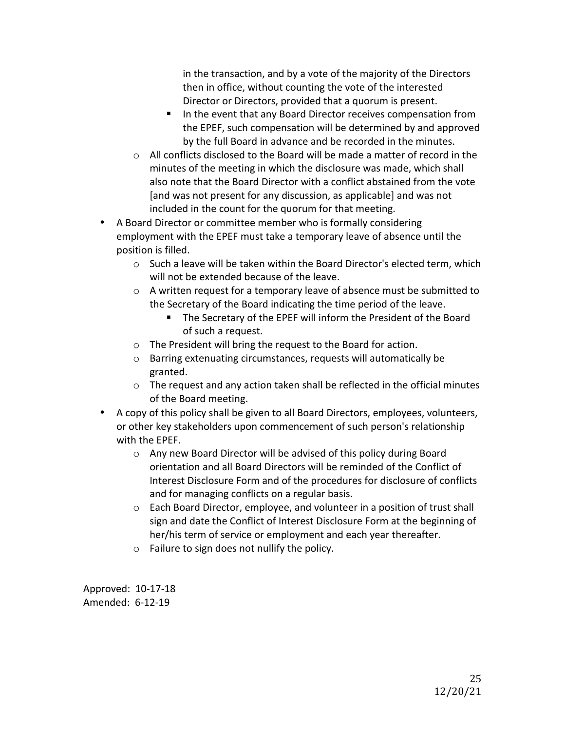in the transaction, and by a vote of the majority of the Directors then in office, without counting the vote of the interested Director or Directors, provided that a quorum is present.
        - In the event that any Board Director receives compensation from the EPEF, such compensation will be determined by and approved by the full Board in advance and be recorded in the minutes.
    - All conflicts disclosed to the Board will be made a matter of record in the minutes of the meeting in which the disclosure was made, which shall also note that the Board Director with a conflict abstained from the vote [and was not present for any discussion, as applicable] and was not included in the count for the quorum for that meeting.
- A Board Director or committee member who is formally considering employment with the EPEF must take a temporary leave of absence until the position is filled.
    - Such a leave will be taken within the Board Director's elected term, which will not be extended because of the leave.
    - A written request for a temporary leave of absence must be submitted to the Secretary of the Board indicating the time period of the leave.
        - The Secretary of the EPEF will inform the President of the Board of such a request.
    - The President will bring the request to the Board for action.
    - Barring extenuating circumstances, requests will automatically be granted.
    - The request and any action taken shall be reflected in the official minutes of the Board meeting.
- A copy of this policy shall be given to all Board Directors, employees, volunteers, or other key stakeholders upon commencement of such person's relationship with the EPEF.
    - Any new Board Director will be advised of this policy during Board orientation and all Board Directors will be reminded of the Conflict of Interest Disclosure Form and of the procedures for disclosure of conflicts and for managing conflicts on a regular basis.
    - Each Board Director, employee, and volunteer in a position of trust shall sign and date the Conflict of Interest Disclosure Form at the beginning of her/his term of service or employment and each year thereafter.
    - Failure to sign does not nullify the policy.

Approved: 10-17-18
Amended: 6-12-19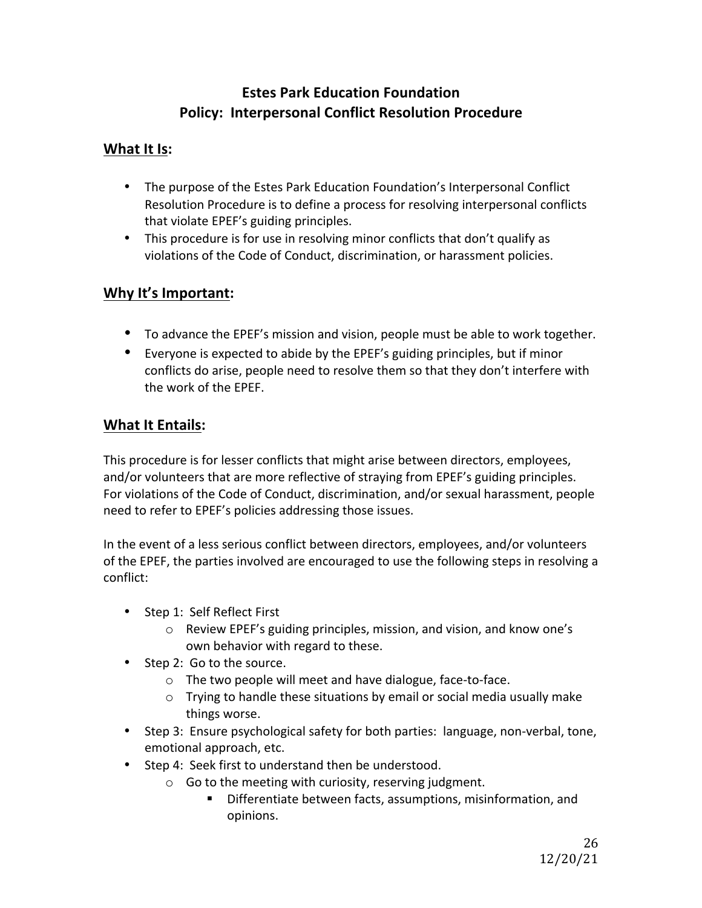# Estes Park Education Foundation
# Policy: Interpersonal Conflict Resolution Procedure

## What It Is:

- The purpose of the Estes Park Education Foundation's Interpersonal Conflict Resolution Procedure is to define a process for resolving interpersonal conflicts that violate EPEF's guiding principles.
- This procedure is for use in resolving minor conflicts that don't qualify as violations of the Code of Conduct, discrimination, or harassment policies.

## Why It's Important:

- To advance the EPEF's mission and vision, people must be able to work together.
- Everyone is expected to abide by the EPEF's guiding principles, but if minor conflicts do arise, people need to resolve them so that they don't interfere with the work of the EPEF.

## What It Entails:

This procedure is for lesser conflicts that might arise between directors, employees, and/or volunteers that are more reflective of straying from EPEF's guiding principles. For violations of the Code of Conduct, discrimination, and/or sexual harassment, people need to refer to EPEF's policies addressing those issues.

In the event of a less serious conflict between directors, employees, and/or volunteers of the EPEF, the parties involved are encouraged to use the following steps in resolving a conflict:

- Step 1: Self Reflect First
  - Review EPEF's guiding principles, mission, and vision, and know one's own behavior with regard to these.
- Step 2: Go to the source.
  - The two people will meet and have dialogue, face-to-face.
  - Trying to handle these situations by email or social media usually make things worse.
- Step 3: Ensure psychological safety for both parties: language, non-verbal, tone, emotional approach, etc.
- Step 4: Seek first to understand then be understood.
  - Go to the meeting with curiosity, reserving judgment.
    - Differentiate between facts, assumptions, misinformation, and opinions.

12/20/21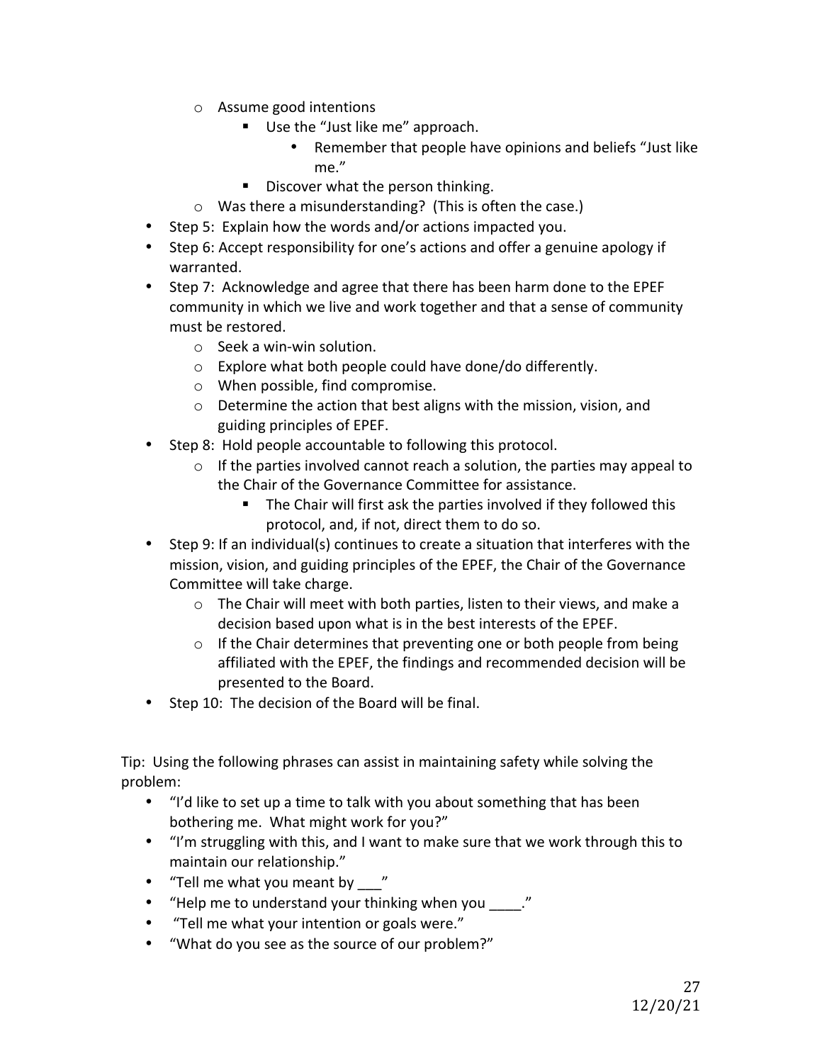- Assume good intentions
    - Use the "Just like me" approach.
      - Remember that people have opinions and beliefs "Just like me."
    - Discover what the person thinking.
  - Was there a misunderstanding? (This is often the case.)
- Step 5: Explain how the words and/or actions impacted you.
- Step 6: Accept responsibility for one's actions and offer a genuine apology if warranted.
- Step 7: Acknowledge and agree that there has been harm done to the EPEF community in which we live and work together and that a sense of community must be restored.
  - Seek a win-win solution.
  - Explore what both people could have done/do differently.
  - When possible, find compromise.
  - Determine the action that best aligns with the mission, vision, and guiding principles of EPEF.
- Step 8: Hold people accountable to following this protocol.
  - If the parties involved cannot reach a solution, the parties may appeal to the Chair of the Governance Committee for assistance.
    - The Chair will first ask the parties involved if they followed this protocol, and, if not, direct them to do so.
- Step 9: If an individual(s) continues to create a situation that interferes with the mission, vision, and guiding principles of the EPEF, the Chair of the Governance Committee will take charge.
  - The Chair will meet with both parties, listen to their views, and make a decision based upon what is in the best interests of the EPEF.
  - If the Chair determines that preventing one or both people from being affiliated with the EPEF, the findings and recommended decision will be presented to the Board.
- Step 10: The decision of the Board will be final.

Tip: Using the following phrases can assist in maintaining safety while solving the problem:

- "I'd like to set up a time to talk with you about something that has been bothering me. What might work for you?"
- "I'm struggling with this, and I want to make sure that we work through this to maintain our relationship."
- "Tell me what you meant by ___"
- "Help me to understand your thinking when you ____."
- "Tell me what your intention or goals were."
- "What do you see as the source of our problem?"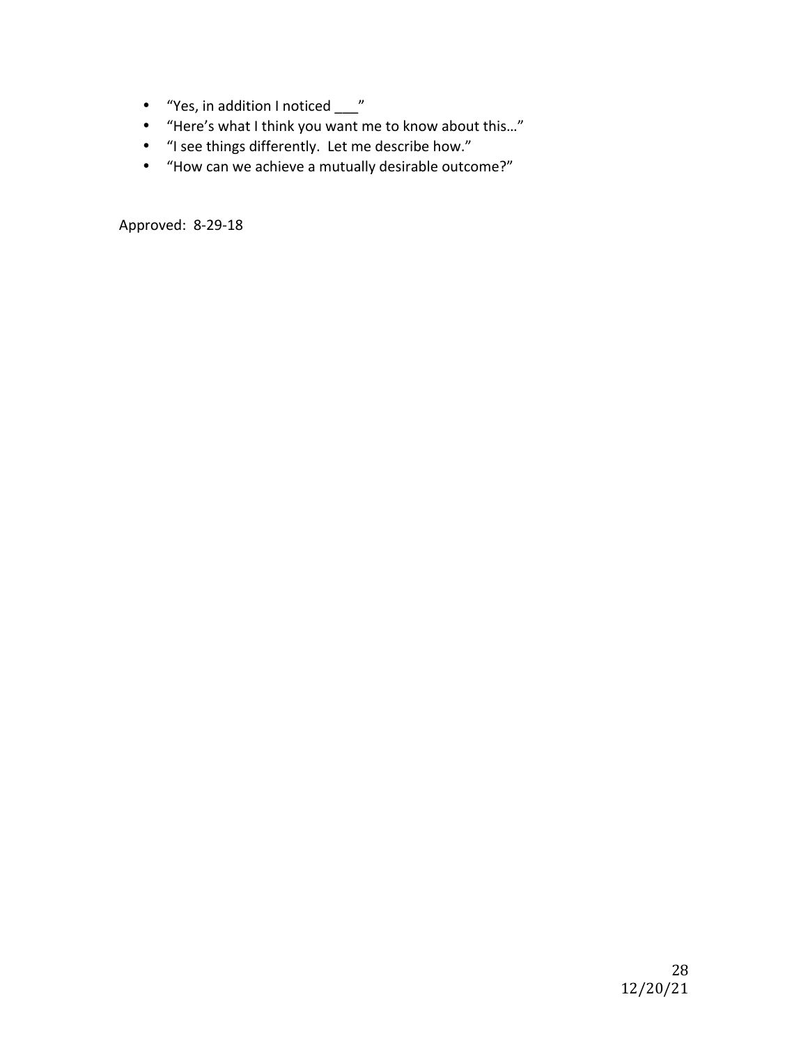- "Yes, in addition I noticed ___"
- "Here's what I think you want me to know about this…"
- "I see things differently.  Let me describe how."
- "How can we achieve a mutually desirable outcome?"

Approved:  8-29-18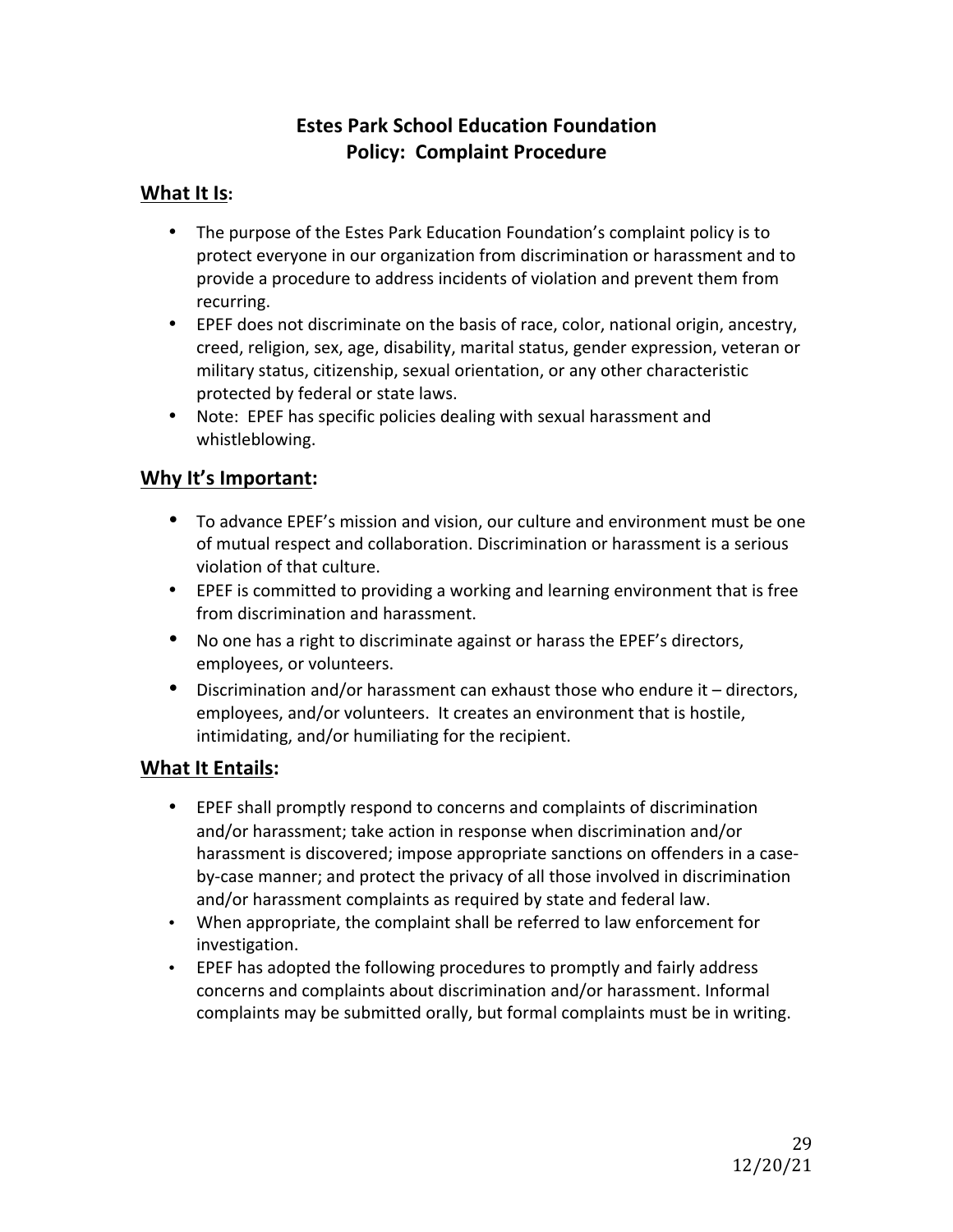# Estes Park School Education Foundation
# Policy: Complaint Procedure

## **What It Is:**

- The purpose of the Estes Park Education Foundation's complaint policy is to protect everyone in our organization from discrimination or harassment and to provide a procedure to address incidents of violation and prevent them from recurring.
- EPEF does not discriminate on the basis of race, color, national origin, ancestry, creed, religion, sex, age, disability, marital status, gender expression, veteran or military status, citizenship, sexual orientation, or any other characteristic protected by federal or state laws.
- Note: EPEF has specific policies dealing with sexual harassment and whistleblowing.

## **Why It's Important:**

- To advance EPEF's mission and vision, our culture and environment must be one of mutual respect and collaboration. Discrimination or harassment is a serious violation of that culture.
- EPEF is committed to providing a working and learning environment that is free from discrimination and harassment.
- No one has a right to discriminate against or harass the EPEF's directors, employees, or volunteers.
- Discrimination and/or harassment can exhaust those who endure it – directors, employees, and/or volunteers. It creates an environment that is hostile, intimidating, and/or humiliating for the recipient.

## **What It Entails:**

- EPEF shall promptly respond to concerns and complaints of discrimination and/or harassment; take action in response when discrimination and/or harassment is discovered; impose appropriate sanctions on offenders in a case-by-case manner; and protect the privacy of all those involved in discrimination and/or harassment complaints as required by state and federal law.
- When appropriate, the complaint shall be referred to law enforcement for investigation.
- EPEF has adopted the following procedures to promptly and fairly address concerns and complaints about discrimination and/or harassment. Informal complaints may be submitted orally, but formal complaints must be in writing.

12/20/21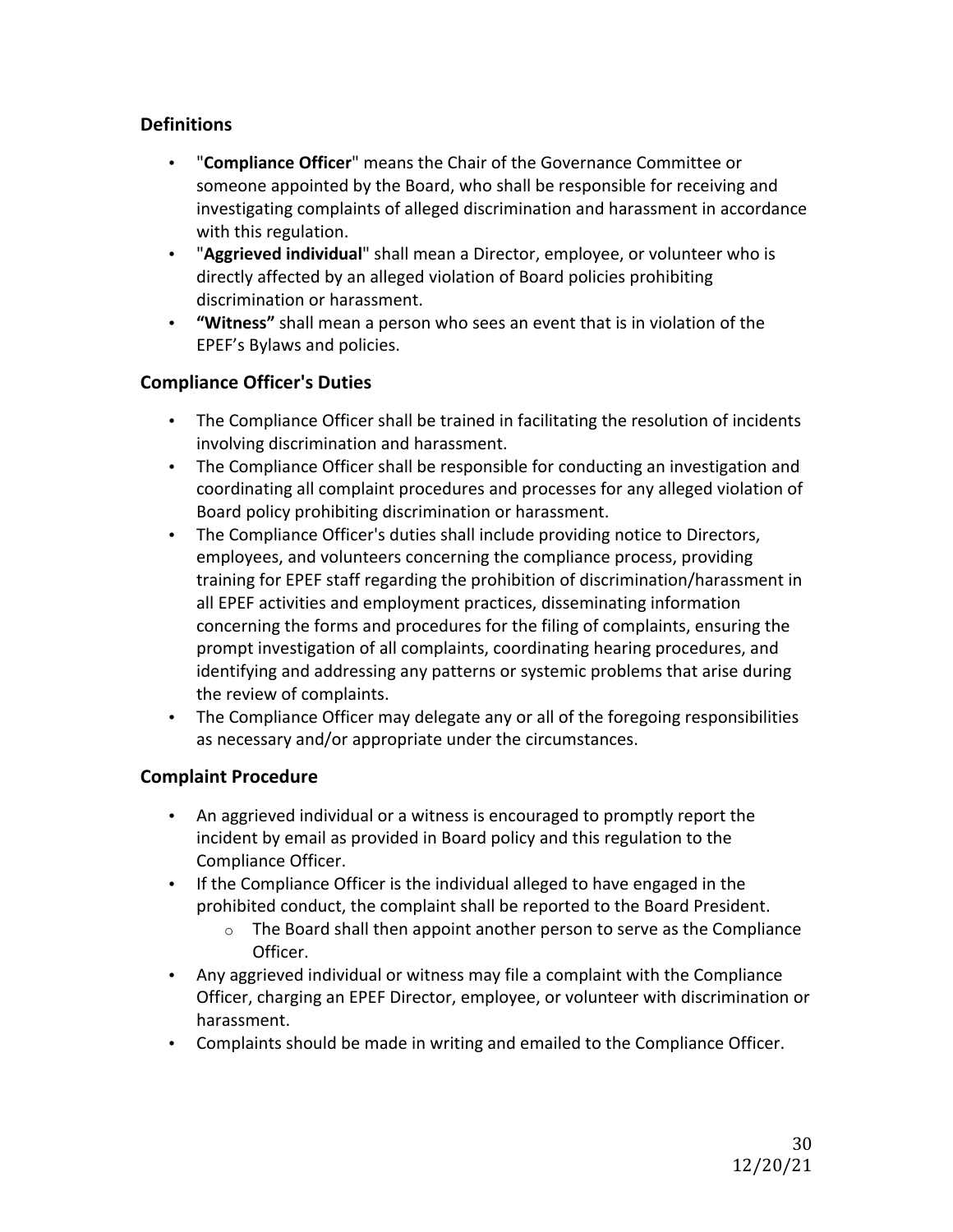## Definitions

- "**Compliance Officer**" means the Chair of the Governance Committee or someone appointed by the Board, who shall be responsible for receiving and investigating complaints of alleged discrimination and harassment in accordance with this regulation.
- "**Aggrieved individual**" shall mean a Director, employee, or volunteer who is directly affected by an alleged violation of Board policies prohibiting discrimination or harassment.
- **"Witness"** shall mean a person who sees an event that is in violation of the EPEF's Bylaws and policies.

## Compliance Officer's Duties

- The Compliance Officer shall be trained in facilitating the resolution of incidents involving discrimination and harassment.
- The Compliance Officer shall be responsible for conducting an investigation and coordinating all complaint procedures and processes for any alleged violation of Board policy prohibiting discrimination or harassment.
- The Compliance Officer's duties shall include providing notice to Directors, employees, and volunteers concerning the compliance process, providing training for EPEF staff regarding the prohibition of discrimination/harassment in all EPEF activities and employment practices, disseminating information concerning the forms and procedures for the filing of complaints, ensuring the prompt investigation of all complaints, coordinating hearing procedures, and identifying and addressing any patterns or systemic problems that arise during the review of complaints.
- The Compliance Officer may delegate any or all of the foregoing responsibilities as necessary and/or appropriate under the circumstances.

## Complaint Procedure

- An aggrieved individual or a witness is encouraged to promptly report the incident by email as provided in Board policy and this regulation to the Compliance Officer.
- If the Compliance Officer is the individual alleged to have engaged in the prohibited conduct, the complaint shall be reported to the Board President.
  - The Board shall then appoint another person to serve as the Compliance Officer.
- Any aggrieved individual or witness may file a complaint with the Compliance Officer, charging an EPEF Director, employee, or volunteer with discrimination or harassment.
- Complaints should be made in writing and emailed to the Compliance Officer.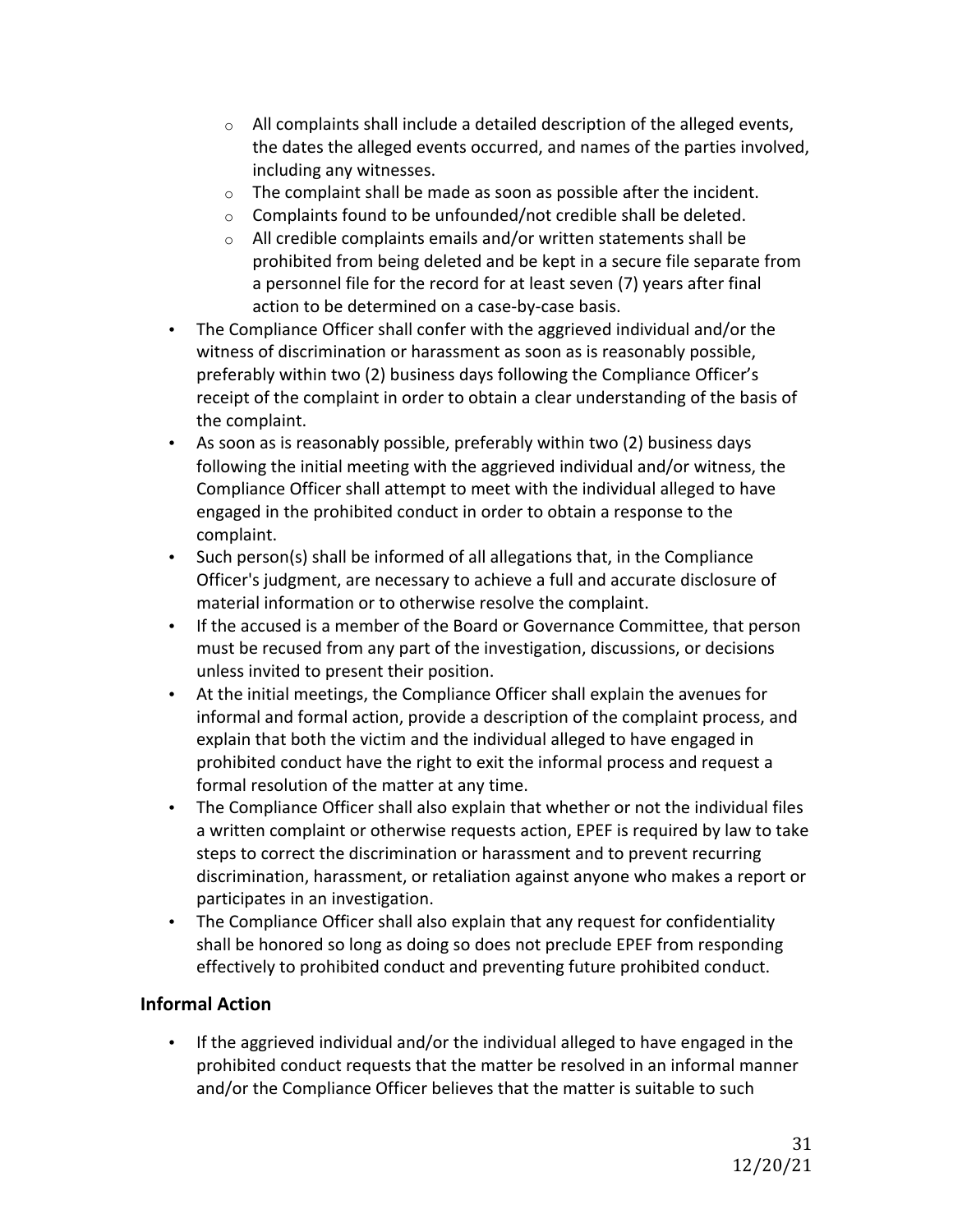- All complaints shall include a detailed description of the alleged events, the dates the alleged events occurred, and names of the parties involved, including any witnesses.
  - The complaint shall be made as soon as possible after the incident.
  - Complaints found to be unfounded/not credible shall be deleted.
  - All credible complaints emails and/or written statements shall be prohibited from being deleted and be kept in a secure file separate from a personnel file for the record for at least seven (7) years after final action to be determined on a case-by-case basis.
- The Compliance Officer shall confer with the aggrieved individual and/or the witness of discrimination or harassment as soon as is reasonably possible, preferably within two (2) business days following the Compliance Officer's receipt of the complaint in order to obtain a clear understanding of the basis of the complaint.
- As soon as is reasonably possible, preferably within two (2) business days following the initial meeting with the aggrieved individual and/or witness, the Compliance Officer shall attempt to meet with the individual alleged to have engaged in the prohibited conduct in order to obtain a response to the complaint.
- Such person(s) shall be informed of all allegations that, in the Compliance Officer's judgment, are necessary to achieve a full and accurate disclosure of material information or to otherwise resolve the complaint.
- If the accused is a member of the Board or Governance Committee, that person must be recused from any part of the investigation, discussions, or decisions unless invited to present their position.
- At the initial meetings, the Compliance Officer shall explain the avenues for informal and formal action, provide a description of the complaint process, and explain that both the victim and the individual alleged to have engaged in prohibited conduct have the right to exit the informal process and request a formal resolution of the matter at any time.
- The Compliance Officer shall also explain that whether or not the individual files a written complaint or otherwise requests action, EPEF is required by law to take steps to correct the discrimination or harassment and to prevent recurring discrimination, harassment, or retaliation against anyone who makes a report or participates in an investigation.
- The Compliance Officer shall also explain that any request for confidentiality shall be honored so long as doing so does not preclude EPEF from responding effectively to prohibited conduct and preventing future prohibited conduct.

## Informal Action

- If the aggrieved individual and/or the individual alleged to have engaged in the prohibited conduct requests that the matter be resolved in an informal manner and/or the Compliance Officer believes that the matter is suitable to such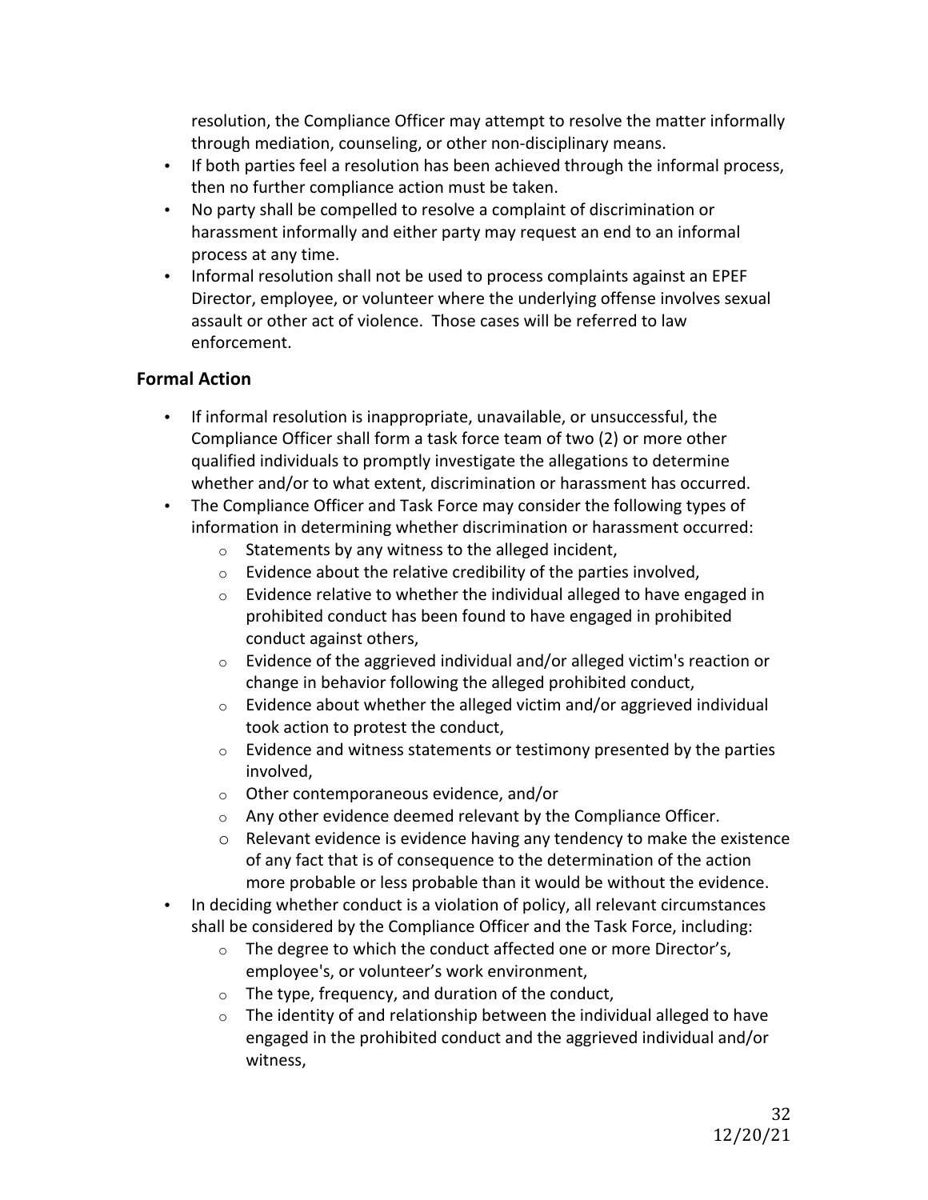resolution, the Compliance Officer may attempt to resolve the matter informally through mediation, counseling, or other non-disciplinary means.

- If both parties feel a resolution has been achieved through the informal process, then no further compliance action must be taken.
- No party shall be compelled to resolve a complaint of discrimination or harassment informally and either party may request an end to an informal process at any time.
- Informal resolution shall not be used to process complaints against an EPEF Director, employee, or volunteer where the underlying offense involves sexual assault or other act of violence. Those cases will be referred to law enforcement.

### Formal Action

- If informal resolution is inappropriate, unavailable, or unsuccessful, the Compliance Officer shall form a task force team of two (2) or more other qualified individuals to promptly investigate the allegations to determine whether and/or to what extent, discrimination or harassment has occurred.
- The Compliance Officer and Task Force may consider the following types of information in determining whether discrimination or harassment occurred:
  - Statements by any witness to the alleged incident,
  - Evidence about the relative credibility of the parties involved,
  - Evidence relative to whether the individual alleged to have engaged in prohibited conduct has been found to have engaged in prohibited conduct against others,
  - Evidence of the aggrieved individual and/or alleged victim's reaction or change in behavior following the alleged prohibited conduct,
  - Evidence about whether the alleged victim and/or aggrieved individual took action to protest the conduct,
  - Evidence and witness statements or testimony presented by the parties involved,
  - Other contemporaneous evidence, and/or
  - Any other evidence deemed relevant by the Compliance Officer.
  - Relevant evidence is evidence having any tendency to make the existence of any fact that is of consequence to the determination of the action more probable or less probable than it would be without the evidence.
- In deciding whether conduct is a violation of policy, all relevant circumstances shall be considered by the Compliance Officer and the Task Force, including:
  - The degree to which the conduct affected one or more Director's, employee's, or volunteer's work environment,
  - The type, frequency, and duration of the conduct,
  - The identity of and relationship between the individual alleged to have engaged in the prohibited conduct and the aggrieved individual and/or witness,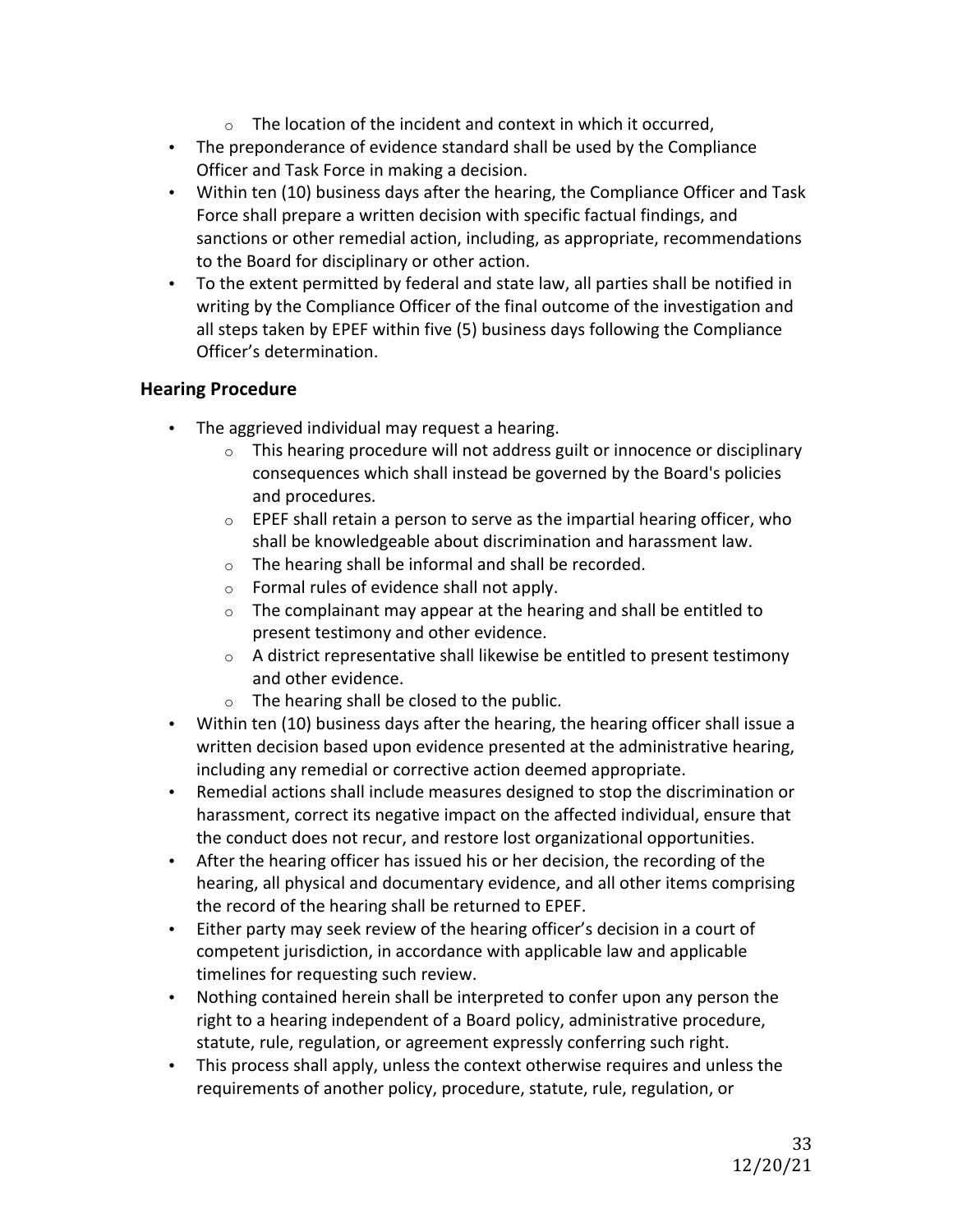- The location of the incident and context in which it occurred,
- The preponderance of evidence standard shall be used by the Compliance Officer and Task Force in making a decision.
- Within ten (10) business days after the hearing, the Compliance Officer and Task Force shall prepare a written decision with specific factual findings, and sanctions or other remedial action, including, as appropriate, recommendations to the Board for disciplinary or other action.
- To the extent permitted by federal and state law, all parties shall be notified in writing by the Compliance Officer of the final outcome of the investigation and all steps taken by EPEF within five (5) business days following the Compliance Officer's determination.

### Hearing Procedure

- The aggrieved individual may request a hearing.
   - This hearing procedure will not address guilt or innocence or disciplinary consequences which shall instead be governed by the Board's policies and procedures.
   - EPEF shall retain a person to serve as the impartial hearing officer, who shall be knowledgeable about discrimination and harassment law.
   - The hearing shall be informal and shall be recorded.
   - Formal rules of evidence shall not apply.
   - The complainant may appear at the hearing and shall be entitled to present testimony and other evidence.
   - A district representative shall likewise be entitled to present testimony and other evidence.
   - The hearing shall be closed to the public.
- Within ten (10) business days after the hearing, the hearing officer shall issue a written decision based upon evidence presented at the administrative hearing, including any remedial or corrective action deemed appropriate.
- Remedial actions shall include measures designed to stop the discrimination or harassment, correct its negative impact on the affected individual, ensure that the conduct does not recur, and restore lost organizational opportunities.
- After the hearing officer has issued his or her decision, the recording of the hearing, all physical and documentary evidence, and all other items comprising the record of the hearing shall be returned to EPEF.
- Either party may seek review of the hearing officer's decision in a court of competent jurisdiction, in accordance with applicable law and applicable timelines for requesting such review.
- Nothing contained herein shall be interpreted to confer upon any person the right to a hearing independent of a Board policy, administrative procedure, statute, rule, regulation, or agreement expressly conferring such right.
- This process shall apply, unless the context otherwise requires and unless the requirements of another policy, procedure, statute, rule, regulation, or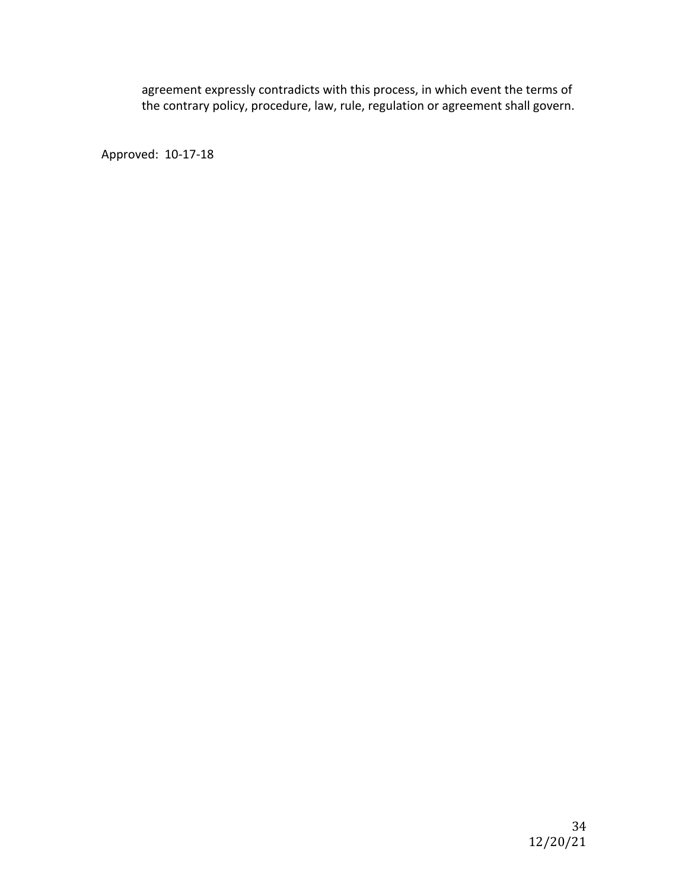agreement expressly contradicts with this process, in which event the terms of the contrary policy, procedure, law, rule, regulation or agreement shall govern.

Approved: 10-17-18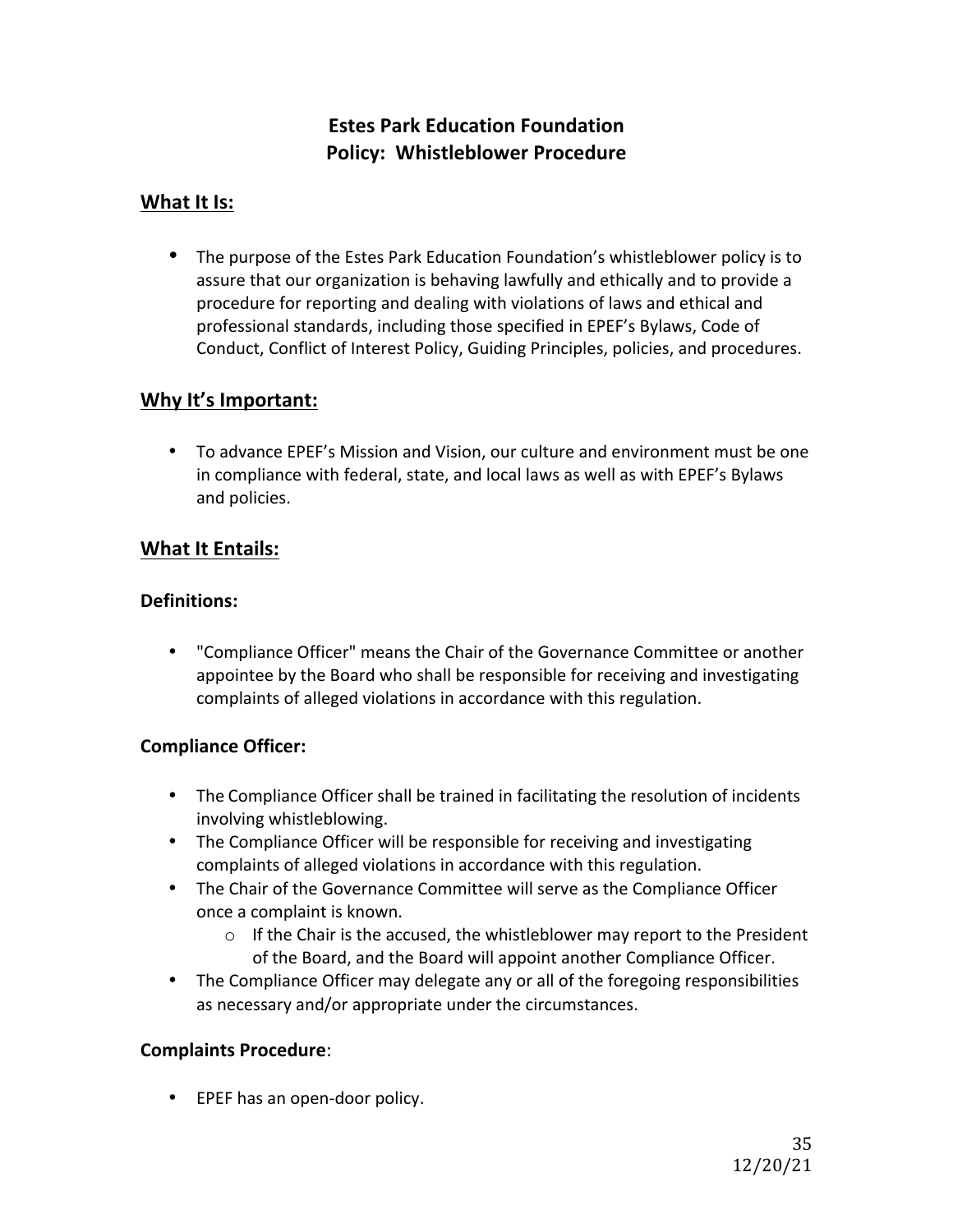# Estes Park Education Foundation
# Policy: Whistleblower Procedure

## What It Is:

- The purpose of the Estes Park Education Foundation's whistleblower policy is to assure that our organization is behaving lawfully and ethically and to provide a procedure for reporting and dealing with violations of laws and ethical and professional standards, including those specified in EPEF's Bylaws, Code of Conduct, Conflict of Interest Policy, Guiding Principles, policies, and procedures.

## Why It's Important:

- To advance EPEF's Mission and Vision, our culture and environment must be one in compliance with federal, state, and local laws as well as with EPEF's Bylaws and policies.

## What It Entails:

### Definitions:

- "Compliance Officer" means the Chair of the Governance Committee or another appointee by the Board who shall be responsible for receiving and investigating complaints of alleged violations in accordance with this regulation.

### Compliance Officer:

- The Compliance Officer shall be trained in facilitating the resolution of incidents involving whistleblowing.
- The Compliance Officer will be responsible for receiving and investigating complaints of alleged violations in accordance with this regulation.
- The Chair of the Governance Committee will serve as the Compliance Officer once a complaint is known.
  - If the Chair is the accused, the whistleblower may report to the President of the Board, and the Board will appoint another Compliance Officer.
- The Compliance Officer may delegate any or all of the foregoing responsibilities as necessary and/or appropriate under the circumstances.

### Complaints Procedure:

- EPEF has an open-door policy.

12/20/21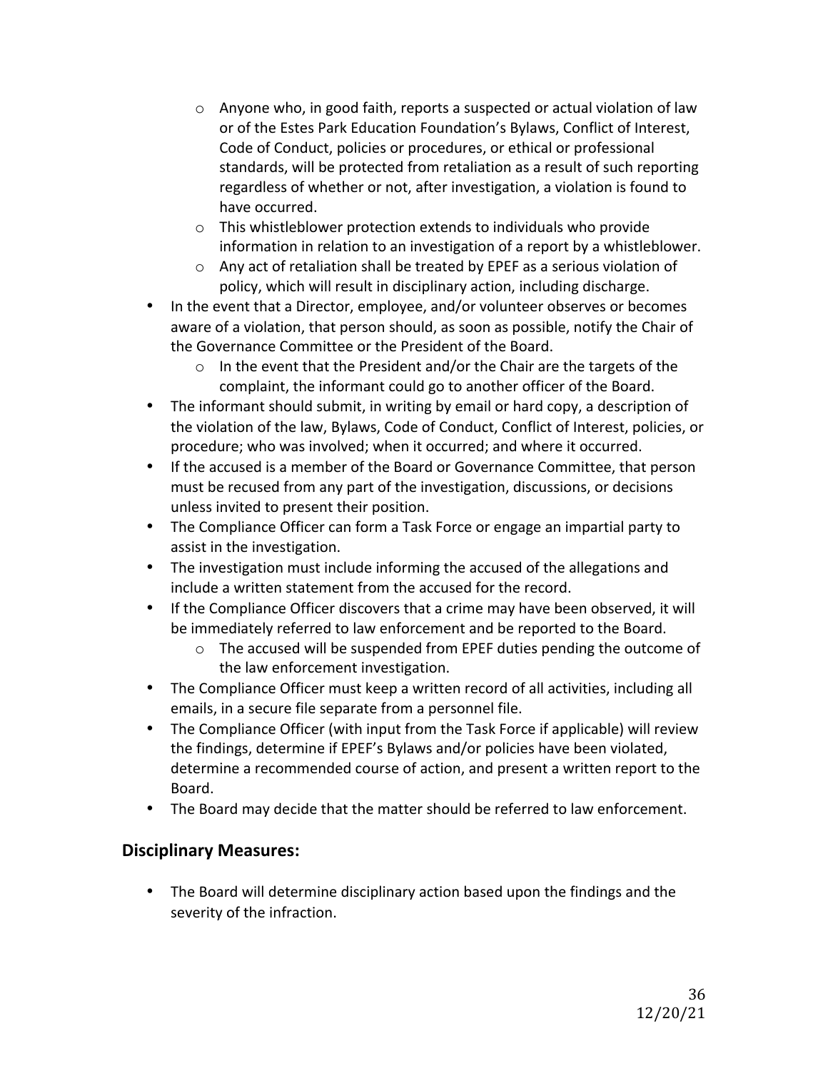- Anyone who, in good faith, reports a suspected or actual violation of law or of the Estes Park Education Foundation's Bylaws, Conflict of Interest, Code of Conduct, policies or procedures, or ethical or professional standards, will be protected from retaliation as a result of such reporting regardless of whether or not, after investigation, a violation is found to have occurred.
  - This whistleblower protection extends to individuals who provide information in relation to an investigation of a report by a whistleblower.
  - Any act of retaliation shall be treated by EPEF as a serious violation of policy, which will result in disciplinary action, including discharge.
- In the event that a Director, employee, and/or volunteer observes or becomes aware of a violation, that person should, as soon as possible, notify the Chair of the Governance Committee or the President of the Board.
  - In the event that the President and/or the Chair are the targets of the complaint, the informant could go to another officer of the Board.
- The informant should submit, in writing by email or hard copy, a description of the violation of the law, Bylaws, Code of Conduct, Conflict of Interest, policies, or procedure; who was involved; when it occurred; and where it occurred.
- If the accused is a member of the Board or Governance Committee, that person must be recused from any part of the investigation, discussions, or decisions unless invited to present their position.
- The Compliance Officer can form a Task Force or engage an impartial party to assist in the investigation.
- The investigation must include informing the accused of the allegations and include a written statement from the accused for the record.
- If the Compliance Officer discovers that a crime may have been observed, it will be immediately referred to law enforcement and be reported to the Board.
  - The accused will be suspended from EPEF duties pending the outcome of the law enforcement investigation.
- The Compliance Officer must keep a written record of all activities, including all emails, in a secure file separate from a personnel file.
- The Compliance Officer (with input from the Task Force if applicable) will review the findings, determine if EPEF's Bylaws and/or policies have been violated, determine a recommended course of action, and present a written report to the Board.
- The Board may decide that the matter should be referred to law enforcement.

## Disciplinary Measures:

- The Board will determine disciplinary action based upon the findings and the severity of the infraction.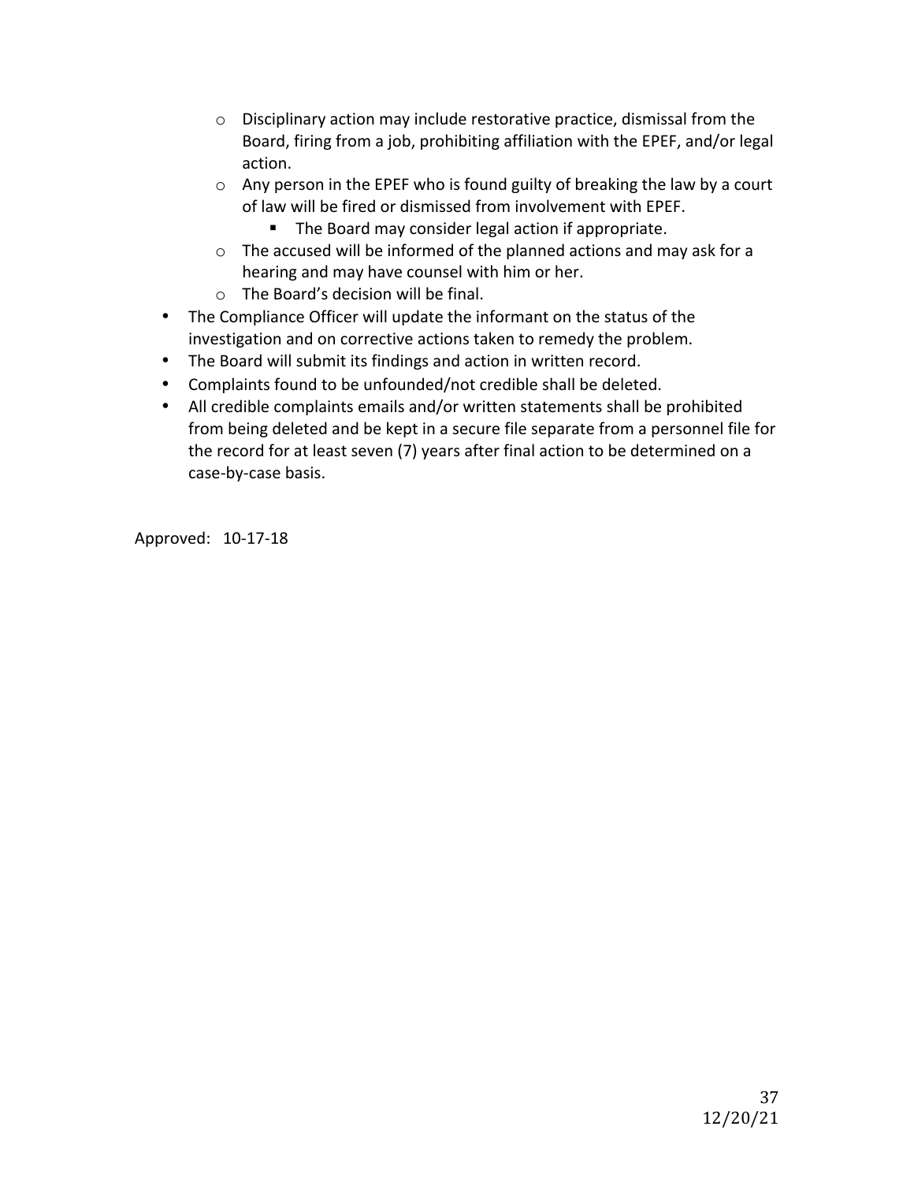- Disciplinary action may include restorative practice, dismissal from the Board, firing from a job, prohibiting affiliation with the EPEF, and/or legal action.
    - Any person in the EPEF who is found guilty of breaking the law by a court of law will be fired or dismissed from involvement with EPEF.
        - The Board may consider legal action if appropriate.
    - The accused will be informed of the planned actions and may ask for a hearing and may have counsel with him or her.
    - The Board's decision will be final.
- The Compliance Officer will update the informant on the status of the investigation and on corrective actions taken to remedy the problem.
- The Board will submit its findings and action in written record.
- Complaints found to be unfounded/not credible shall be deleted.
- All credible complaints emails and/or written statements shall be prohibited from being deleted and be kept in a secure file separate from a personnel file for the record for at least seven (7) years after final action to be determined on a case-by-case basis.

Approved: 10-17-18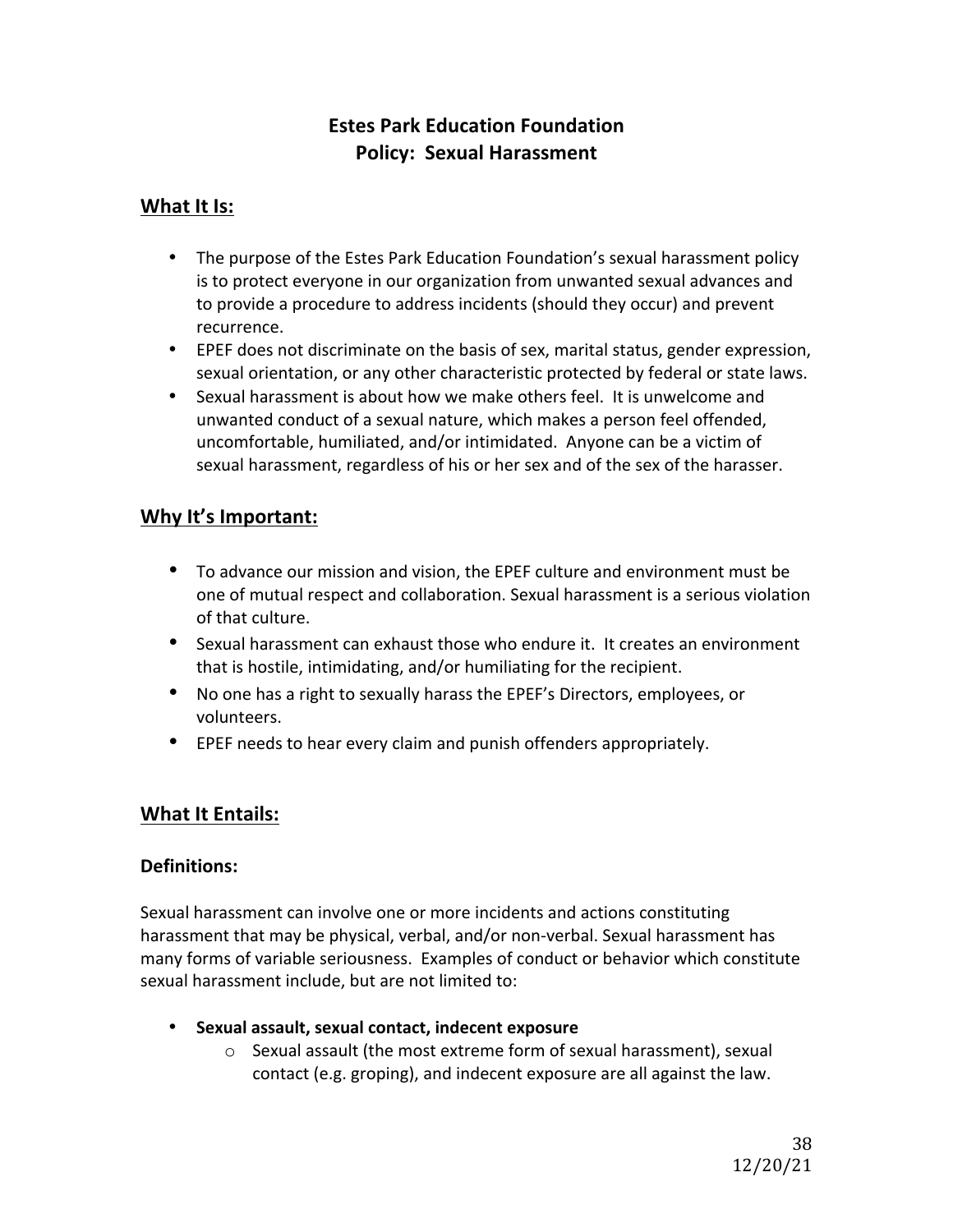# Estes Park Education Foundation
# Policy: Sexual Harassment

## What It Is:

- The purpose of the Estes Park Education Foundation's sexual harassment policy is to protect everyone in our organization from unwanted sexual advances and to provide a procedure to address incidents (should they occur) and prevent recurrence.
- EPEF does not discriminate on the basis of sex, marital status, gender expression, sexual orientation, or any other characteristic protected by federal or state laws.
- Sexual harassment is about how we make others feel. It is unwelcome and unwanted conduct of a sexual nature, which makes a person feel offended, uncomfortable, humiliated, and/or intimidated. Anyone can be a victim of sexual harassment, regardless of his or her sex and of the sex of the harasser.

## Why It's Important:

- To advance our mission and vision, the EPEF culture and environment must be one of mutual respect and collaboration. Sexual harassment is a serious violation of that culture.
- Sexual harassment can exhaust those who endure it. It creates an environment that is hostile, intimidating, and/or humiliating for the recipient.
- No one has a right to sexually harass the EPEF's Directors, employees, or volunteers.
- EPEF needs to hear every claim and punish offenders appropriately.

## What It Entails:

### Definitions:

Sexual harassment can involve one or more incidents and actions constituting harassment that may be physical, verbal, and/or non-verbal. Sexual harassment has many forms of variable seriousness. Examples of conduct or behavior which constitute sexual harassment include, but are not limited to:

- **Sexual assault, sexual contact, indecent exposure**
  - Sexual assault (the most extreme form of sexual harassment), sexual contact (e.g. groping), and indecent exposure are all against the law.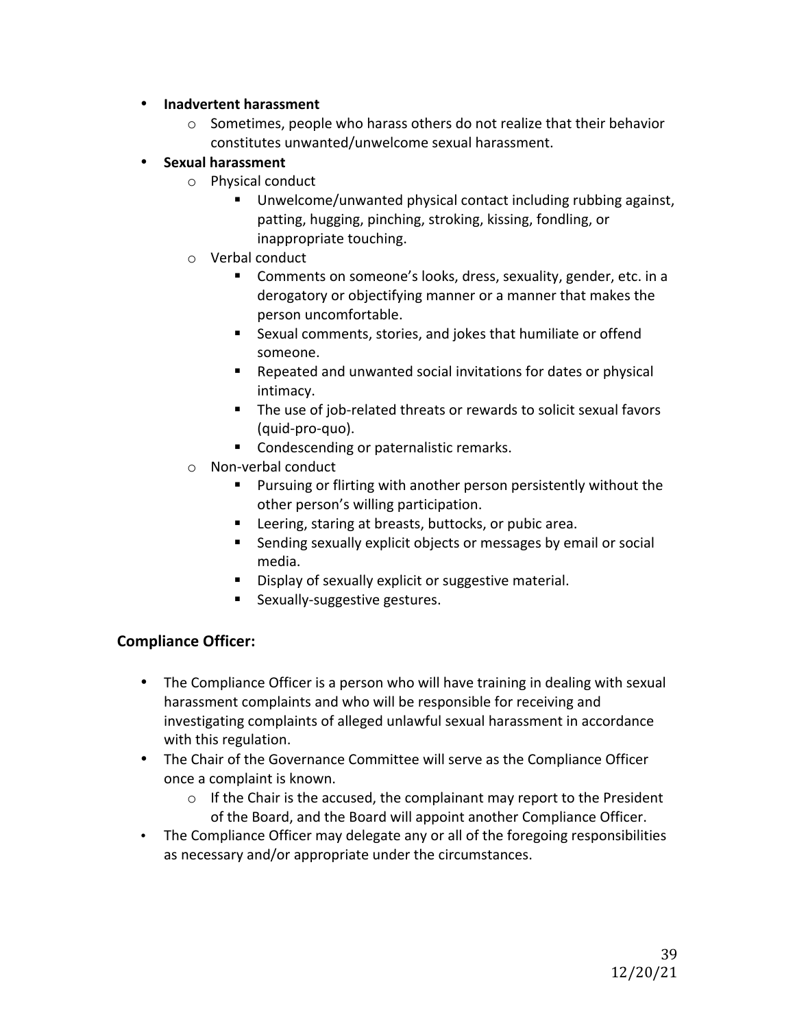- **Inadvertent harassment**
    - Sometimes, people who harass others do not realize that their behavior constitutes unwanted/unwelcome sexual harassment.
- **Sexual harassment**
    - Physical conduct
        - Unwelcome/unwanted physical contact including rubbing against, patting, hugging, pinching, stroking, kissing, fondling, or inappropriate touching.
    - Verbal conduct
        - Comments on someone's looks, dress, sexuality, gender, etc. in a derogatory or objectifying manner or a manner that makes the person uncomfortable.
        - Sexual comments, stories, and jokes that humiliate or offend someone.
        - Repeated and unwanted social invitations for dates or physical intimacy.
        - The use of job-related threats or rewards to solicit sexual favors (quid-pro-quo).
        - Condescending or paternalistic remarks.
    - Non-verbal conduct
        - Pursuing or flirting with another person persistently without the other person's willing participation.
        - Leering, staring at breasts, buttocks, or pubic area.
        - Sending sexually explicit objects or messages by email or social media.
        - Display of sexually explicit or suggestive material.
        - Sexually-suggestive gestures.

## Compliance Officer:

- The Compliance Officer is a person who will have training in dealing with sexual harassment complaints and who will be responsible for receiving and investigating complaints of alleged unlawful sexual harassment in accordance with this regulation.
- The Chair of the Governance Committee will serve as the Compliance Officer once a complaint is known.
    - If the Chair is the accused, the complainant may report to the President of the Board, and the Board will appoint another Compliance Officer.
- The Compliance Officer may delegate any or all of the foregoing responsibilities as necessary and/or appropriate under the circumstances.

12/20/21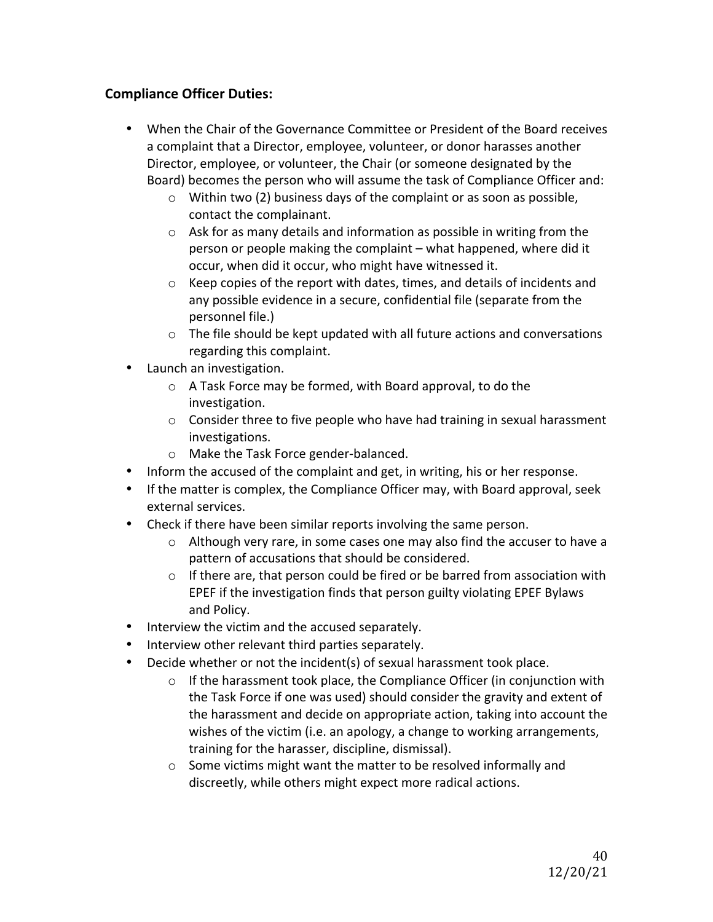**Compliance Officer Duties:**

- When the Chair of the Governance Committee or President of the Board receives a complaint that a Director, employee, volunteer, or donor harasses another Director, employee, or volunteer, the Chair (or someone designated by the Board) becomes the person who will assume the task of Compliance Officer and:
  - Within two (2) business days of the complaint or as soon as possible, contact the complainant.
  - Ask for as many details and information as possible in writing from the person or people making the complaint – what happened, where did it occur, when did it occur, who might have witnessed it.
  - Keep copies of the report with dates, times, and details of incidents and any possible evidence in a secure, confidential file (separate from the personnel file.)
  - The file should be kept updated with all future actions and conversations regarding this complaint.
- Launch an investigation.
  - A Task Force may be formed, with Board approval, to do the investigation.
  - Consider three to five people who have had training in sexual harassment investigations.
  - Make the Task Force gender-balanced.
- Inform the accused of the complaint and get, in writing, his or her response.
- If the matter is complex, the Compliance Officer may, with Board approval, seek external services.
- Check if there have been similar reports involving the same person.
  - Although very rare, in some cases one may also find the accuser to have a pattern of accusations that should be considered.
  - If there are, that person could be fired or be barred from association with EPEF if the investigation finds that person guilty violating EPEF Bylaws and Policy.
- Interview the victim and the accused separately.
- Interview other relevant third parties separately.
- Decide whether or not the incident(s) of sexual harassment took place.
  - If the harassment took place, the Compliance Officer (in conjunction with the Task Force if one was used) should consider the gravity and extent of the harassment and decide on appropriate action, taking into account the wishes of the victim (i.e. an apology, a change to working arrangements, training for the harasser, discipline, dismissal).
  - Some victims might want the matter to be resolved informally and discreetly, while others might expect more radical actions.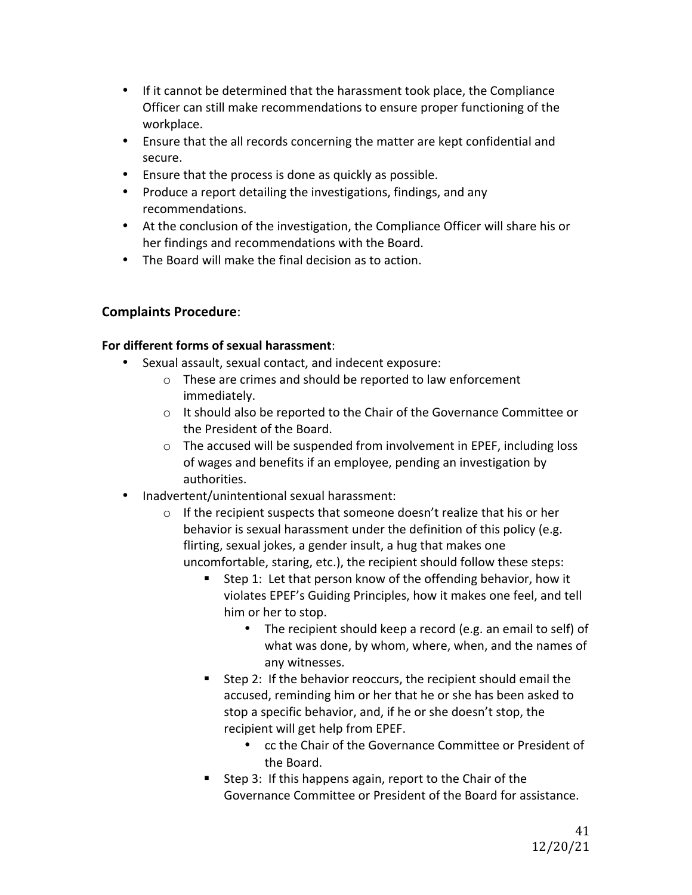- If it cannot be determined that the harassment took place, the Compliance Officer can still make recommendations to ensure proper functioning of the workplace.
- Ensure that the all records concerning the matter are kept confidential and secure.
- Ensure that the process is done as quickly as possible.
- Produce a report detailing the investigations, findings, and any recommendations.
- At the conclusion of the investigation, the Compliance Officer will share his or her findings and recommendations with the Board.
- The Board will make the final decision as to action.

### **Complaints Procedure**:

**For different forms of sexual harassment**:

- Sexual assault, sexual contact, and indecent exposure:
  - These are crimes and should be reported to law enforcement immediately.
  - It should also be reported to the Chair of the Governance Committee or the President of the Board.
  - The accused will be suspended from involvement in EPEF, including loss of wages and benefits if an employee, pending an investigation by authorities.
- Inadvertent/unintentional sexual harassment:
  - If the recipient suspects that someone doesn't realize that his or her behavior is sexual harassment under the definition of this policy (e.g. flirting, sexual jokes, a gender insult, a hug that makes one uncomfortable, staring, etc.), the recipient should follow these steps:
    - Step 1: Let that person know of the offending behavior, how it violates EPEF's Guiding Principles, how it makes one feel, and tell him or her to stop.
      - The recipient should keep a record (e.g. an email to self) of what was done, by whom, where, when, and the names of any witnesses.
    - Step 2: If the behavior reoccurs, the recipient should email the accused, reminding him or her that he or she has been asked to stop a specific behavior, and, if he or she doesn't stop, the recipient will get help from EPEF.
      - cc the Chair of the Governance Committee or President of the Board.
    - Step 3: If this happens again, report to the Chair of the Governance Committee or President of the Board for assistance.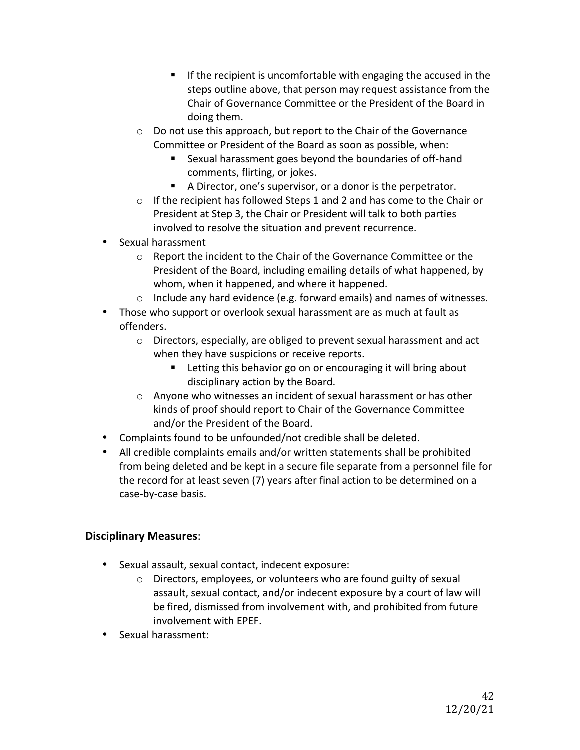- If the recipient is uncomfortable with engaging the accused in the steps outline above, that person may request assistance from the Chair of Governance Committee or the President of the Board in doing them.
    - Do not use this approach, but report to the Chair of the Governance Committee or President of the Board as soon as possible, when:
        - Sexual harassment goes beyond the boundaries of off-hand comments, flirting, or jokes.
        - A Director, one's supervisor, or a donor is the perpetrator.
    - If the recipient has followed Steps 1 and 2 and has come to the Chair or President at Step 3, the Chair or President will talk to both parties involved to resolve the situation and prevent recurrence.
- Sexual harassment
    - Report the incident to the Chair of the Governance Committee or the President of the Board, including emailing details of what happened, by whom, when it happened, and where it happened.
    - Include any hard evidence (e.g. forward emails) and names of witnesses.
- Those who support or overlook sexual harassment are as much at fault as offenders.
    - Directors, especially, are obliged to prevent sexual harassment and act when they have suspicions or receive reports.
        - Letting this behavior go on or encouraging it will bring about disciplinary action by the Board.
    - Anyone who witnesses an incident of sexual harassment or has other kinds of proof should report to Chair of the Governance Committee and/or the President of the Board.
- Complaints found to be unfounded/not credible shall be deleted.
- All credible complaints emails and/or written statements shall be prohibited from being deleted and be kept in a secure file separate from a personnel file for the record for at least seven (7) years after final action to be determined on a case-by-case basis.

**Disciplinary Measures**:

- Sexual assault, sexual contact, indecent exposure:
    - Directors, employees, or volunteers who are found guilty of sexual assault, sexual contact, and/or indecent exposure by a court of law will be fired, dismissed from involvement with, and prohibited from future involvement with EPEF.
- Sexual harassment: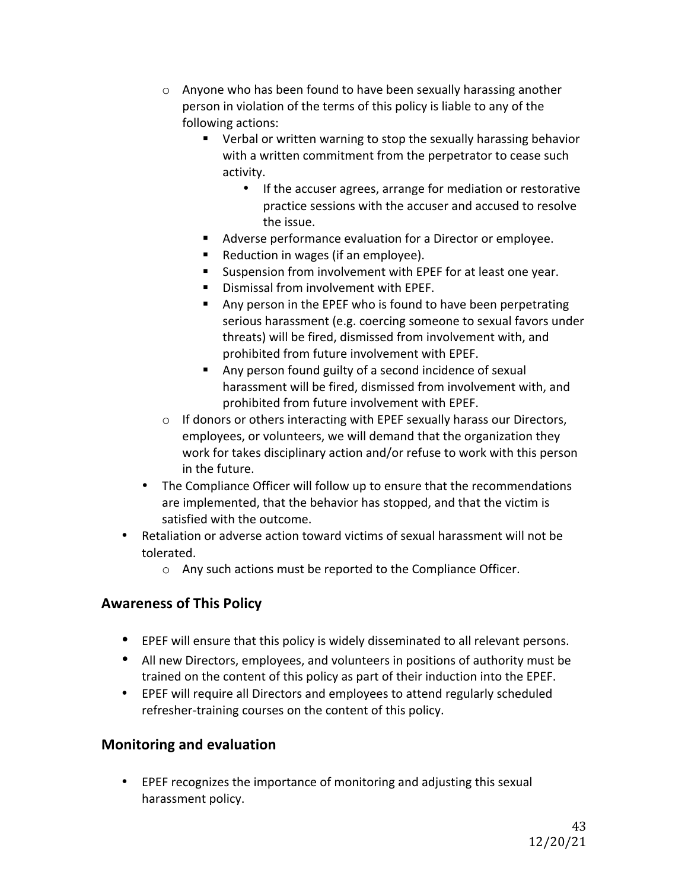- Anyone who has been found to have been sexually harassing another person in violation of the terms of this policy is liable to any of the following actions:
     - Verbal or written warning to stop the sexually harassing behavior with a written commitment from the perpetrator to cease such activity.
       - If the accuser agrees, arrange for mediation or restorative practice sessions with the accuser and accused to resolve the issue.
     - Adverse performance evaluation for a Director or employee.
     - Reduction in wages (if an employee).
     - Suspension from involvement with EPEF for at least one year.
     - Dismissal from involvement with EPEF.
     - Any person in the EPEF who is found to have been perpetrating serious harassment (e.g. coercing someone to sexual favors under threats) will be fired, dismissed from involvement with, and prohibited from future involvement with EPEF.
     - Any person found guilty of a second incidence of sexual harassment will be fired, dismissed from involvement with, and prohibited from future involvement with EPEF.
   - If donors or others interacting with EPEF sexually harass our Directors, employees, or volunteers, we will demand that the organization they work for takes disciplinary action and/or refuse to work with this person in the future.
 - The Compliance Officer will follow up to ensure that the recommendations are implemented, that the behavior has stopped, and that the victim is satisfied with the outcome.
- Retaliation or adverse action toward victims of sexual harassment will not be tolerated.
  - Any such actions must be reported to the Compliance Officer.

## Awareness of This Policy

- EPEF will ensure that this policy is widely disseminated to all relevant persons.
- All new Directors, employees, and volunteers in positions of authority must be trained on the content of this policy as part of their induction into the EPEF.
- EPEF will require all Directors and employees to attend regularly scheduled refresher-training courses on the content of this policy.

## Monitoring and evaluation

- EPEF recognizes the importance of monitoring and adjusting this sexual harassment policy.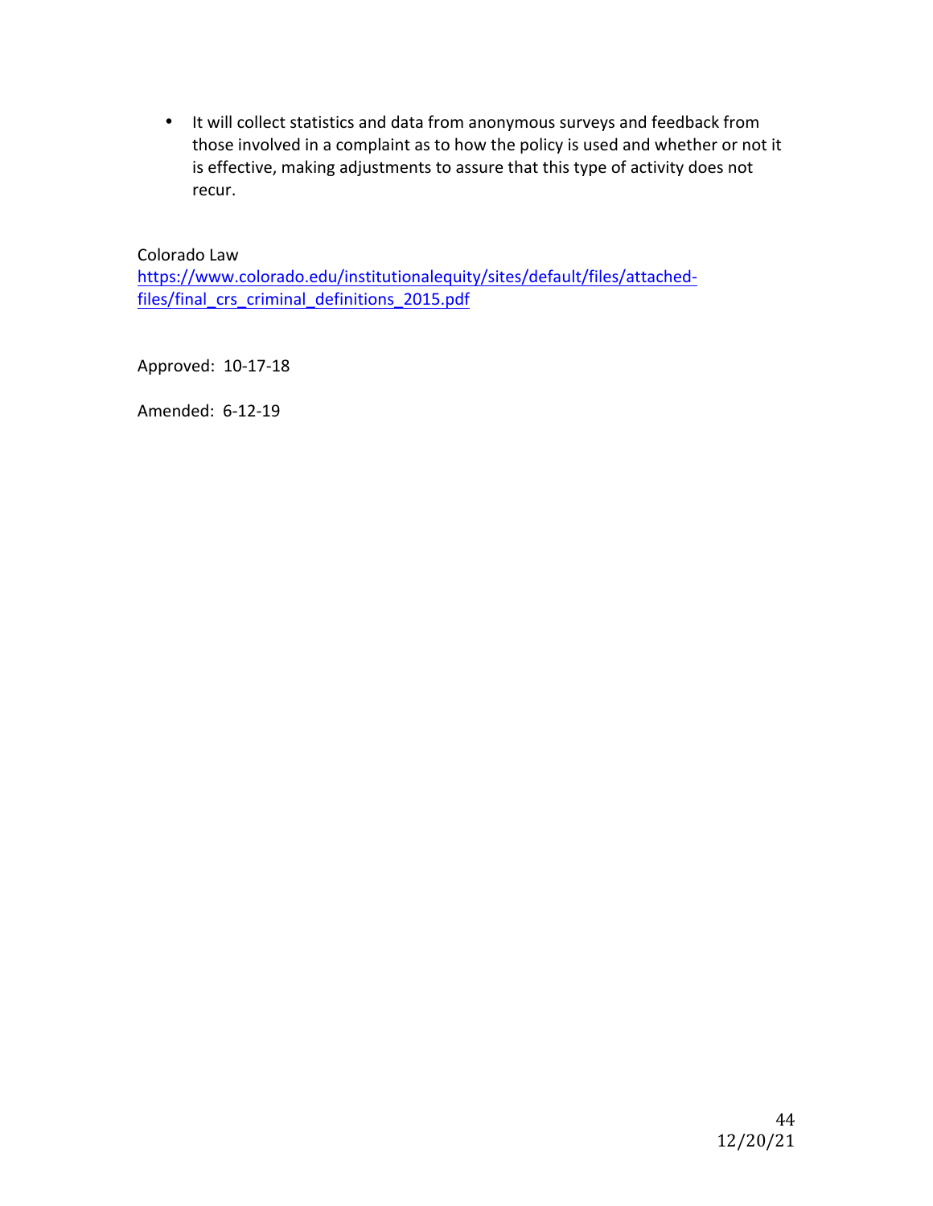- It will collect statistics and data from anonymous surveys and feedback from those involved in a complaint as to how the policy is used and whether or not it is effective, making adjustments to assure that this type of activity does not recur.

Colorado Law
https://www.colorado.edu/institutionalequity/sites/default/files/attached-files/final_crs_criminal_definitions_2015.pdf

Approved: 10-17-18

Amended: 6-12-19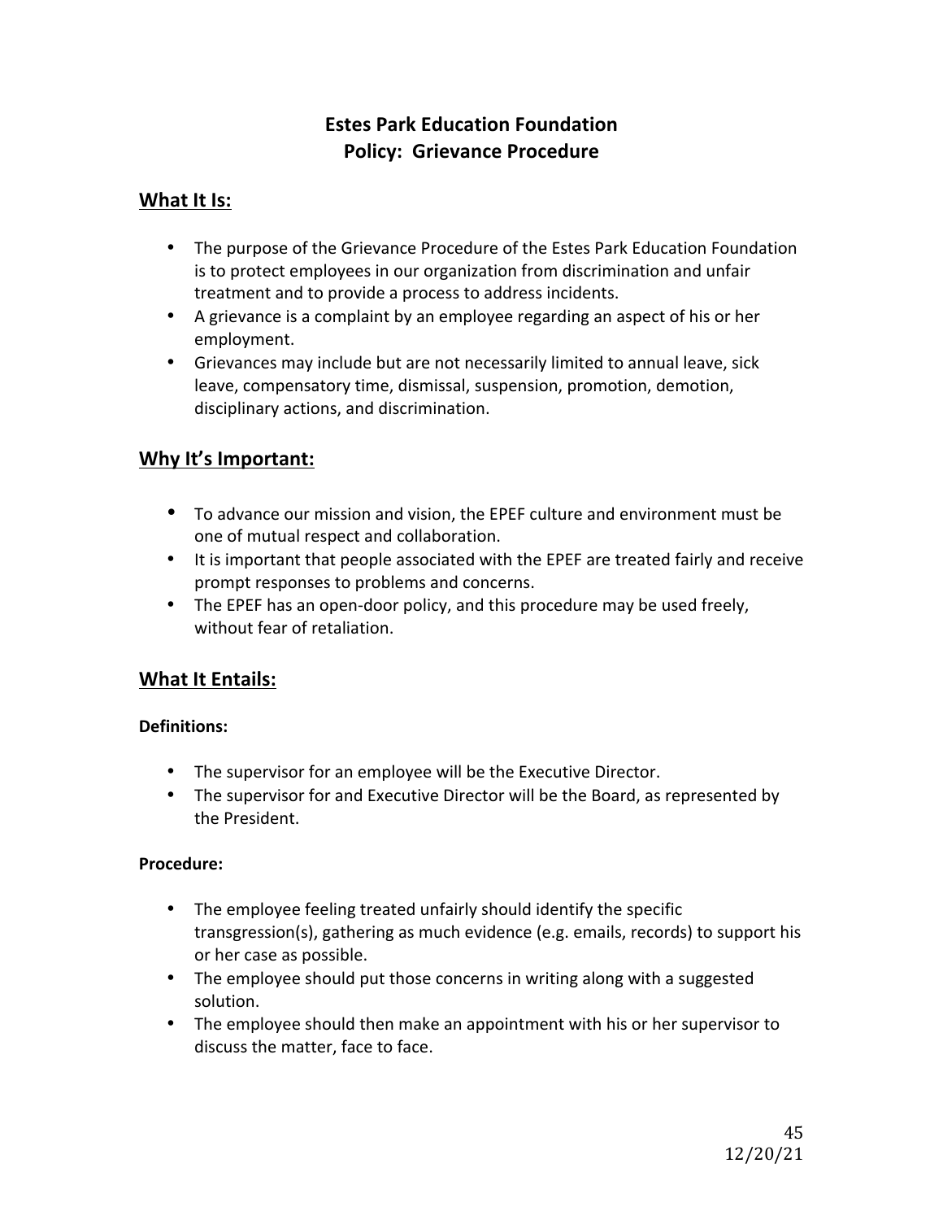# Estes Park Education Foundation
# Policy: Grievance Procedure

## What It Is:

- The purpose of the Grievance Procedure of the Estes Park Education Foundation is to protect employees in our organization from discrimination and unfair treatment and to provide a process to address incidents.
- A grievance is a complaint by an employee regarding an aspect of his or her employment.
- Grievances may include but are not necessarily limited to annual leave, sick leave, compensatory time, dismissal, suspension, promotion, demotion, disciplinary actions, and discrimination.

## Why It's Important:

- To advance our mission and vision, the EPEF culture and environment must be one of mutual respect and collaboration.
- It is important that people associated with the EPEF are treated fairly and receive prompt responses to problems and concerns.
- The EPEF has an open-door policy, and this procedure may be used freely, without fear of retaliation.

## What It Entails:

**Definitions:**

- The supervisor for an employee will be the Executive Director.
- The supervisor for and Executive Director will be the Board, as represented by the President.

**Procedure:**

- The employee feeling treated unfairly should identify the specific transgression(s), gathering as much evidence (e.g. emails, records) to support his or her case as possible.
- The employee should put those concerns in writing along with a suggested solution.
- The employee should then make an appointment with his or her supervisor to discuss the matter, face to face.

12/20/21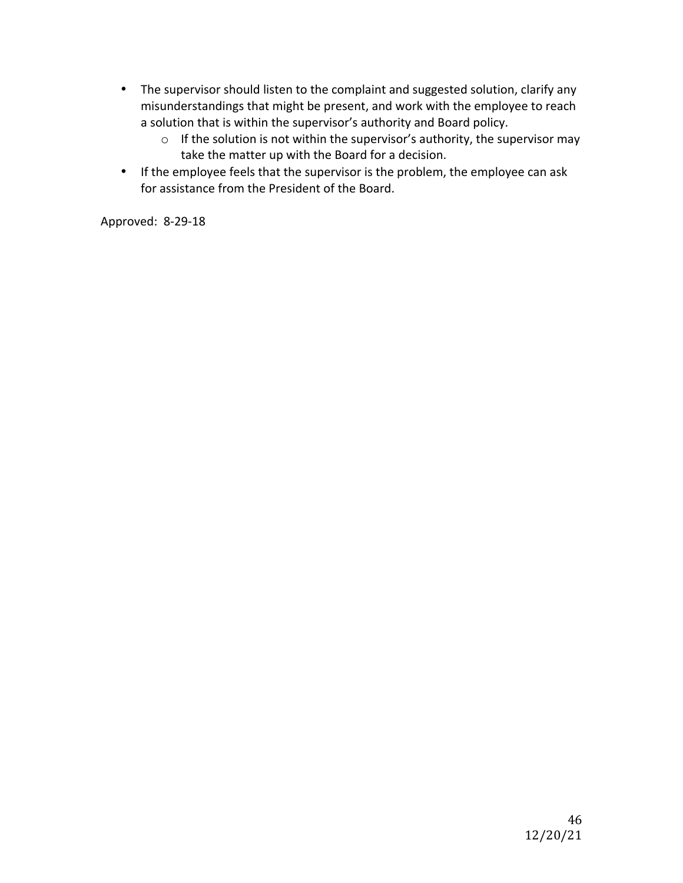- The supervisor should listen to the complaint and suggested solution, clarify any misunderstandings that might be present, and work with the employee to reach a solution that is within the supervisor's authority and Board policy.
    - If the solution is not within the supervisor's authority, the supervisor may take the matter up with the Board for a decision.
- If the employee feels that the supervisor is the problem, the employee can ask for assistance from the President of the Board.

Approved: 8-29-18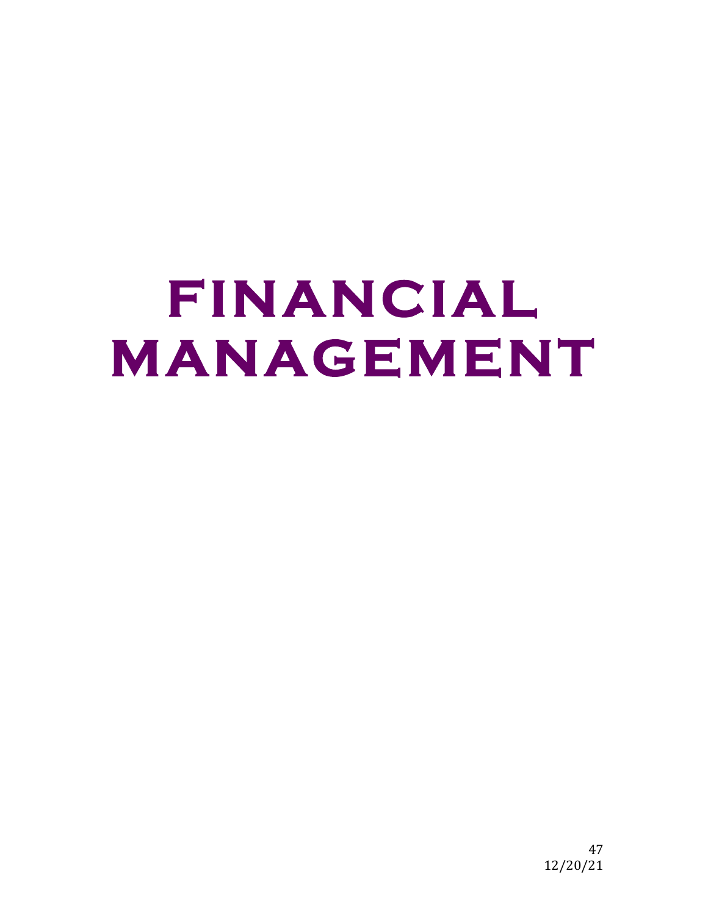# FINANCIAL MANAGEMENT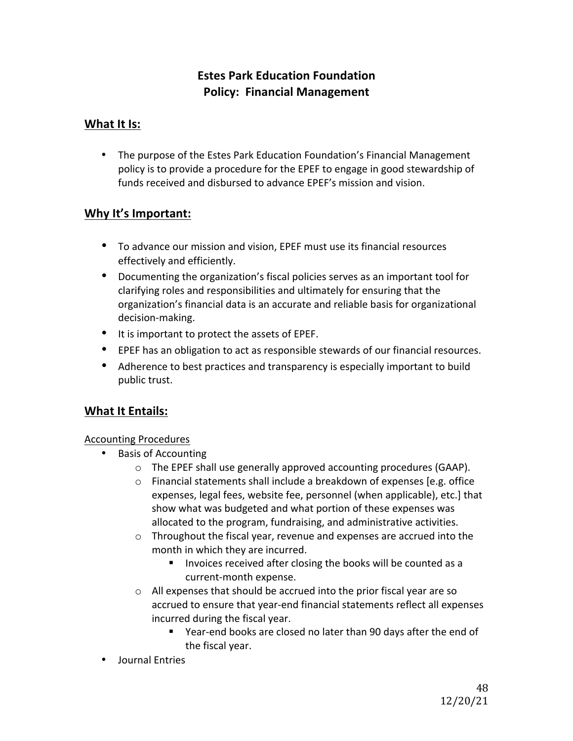# Estes Park Education Foundation
# Policy: Financial Management

## What It Is:

- The purpose of the Estes Park Education Foundation's Financial Management policy is to provide a procedure for the EPEF to engage in good stewardship of funds received and disbursed to advance EPEF's mission and vision.

## Why It's Important:

- To advance our mission and vision, EPEF must use its financial resources effectively and efficiently.
- Documenting the organization's fiscal policies serves as an important tool for clarifying roles and responsibilities and ultimately for ensuring that the organization's financial data is an accurate and reliable basis for organizational decision-making.
- It is important to protect the assets of EPEF.
- EPEF has an obligation to act as responsible stewards of our financial resources.
- Adherence to best practices and transparency is especially important to build public trust.

## What It Entails:

Accounting Procedures

- Basis of Accounting
  - The EPEF shall use generally approved accounting procedures (GAAP).
  - Financial statements shall include a breakdown of expenses [e.g. office expenses, legal fees, website fee, personnel (when applicable), etc.] that show what was budgeted and what portion of these expenses was allocated to the program, fundraising, and administrative activities.
  - Throughout the fiscal year, revenue and expenses are accrued into the month in which they are incurred.
    - Invoices received after closing the books will be counted as a current-month expense.
  - All expenses that should be accrued into the prior fiscal year are so accrued to ensure that year-end financial statements reflect all expenses incurred during the fiscal year.
    - Year-end books are closed no later than 90 days after the end of the fiscal year.
- Journal Entries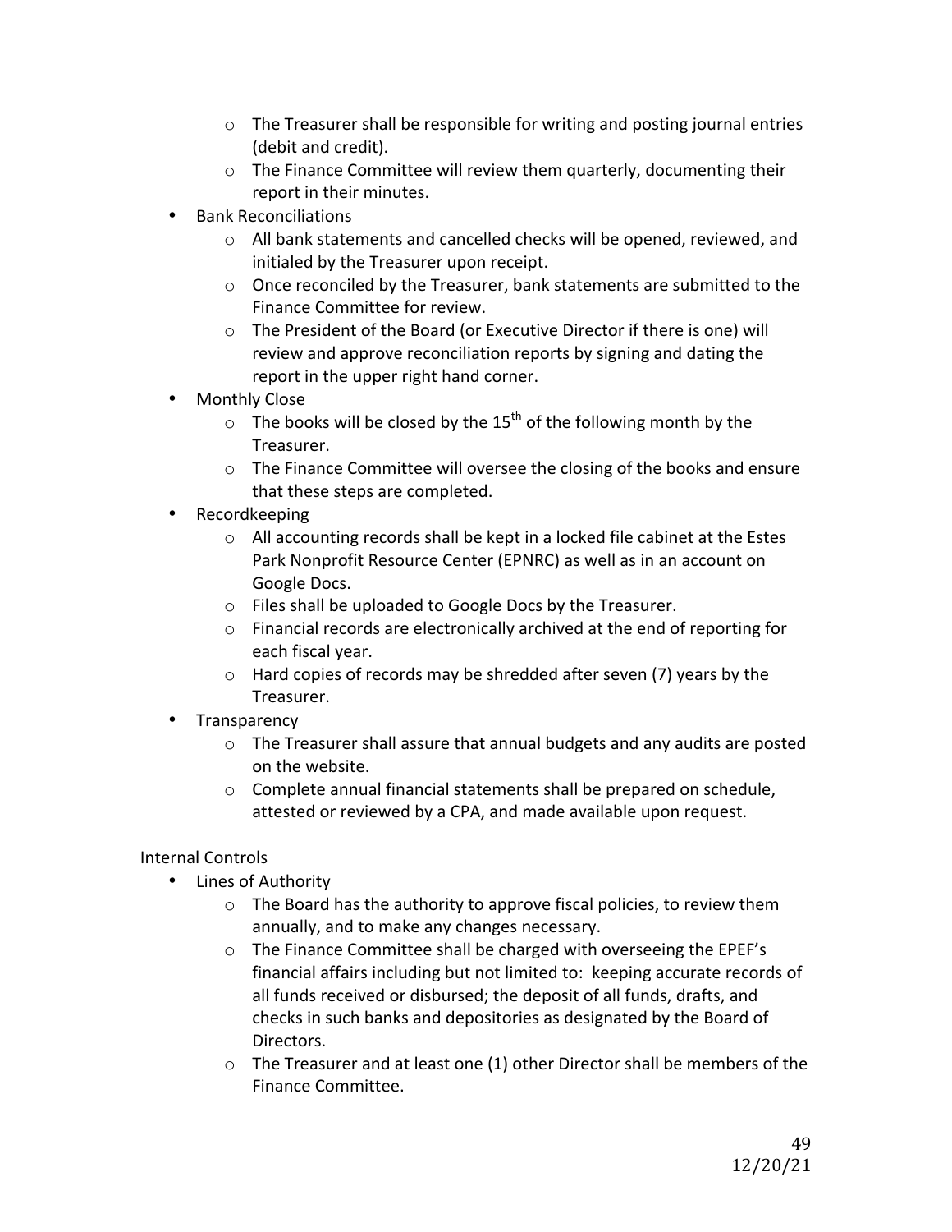- The Treasurer shall be responsible for writing and posting journal entries (debit and credit).
  - The Finance Committee will review them quarterly, documenting their report in their minutes.
- Bank Reconciliations
  - All bank statements and cancelled checks will be opened, reviewed, and initialed by the Treasurer upon receipt.
  - Once reconciled by the Treasurer, bank statements are submitted to the Finance Committee for review.
  - The President of the Board (or Executive Director if there is one) will review and approve reconciliation reports by signing and dating the report in the upper right hand corner.
- Monthly Close
  - The books will be closed by the 15th of the following month by the Treasurer.
  - The Finance Committee will oversee the closing of the books and ensure that these steps are completed.
- Recordkeeping
  - All accounting records shall be kept in a locked file cabinet at the Estes Park Nonprofit Resource Center (EPNRC) as well as in an account on Google Docs.
  - Files shall be uploaded to Google Docs by the Treasurer.
  - Financial records are electronically archived at the end of reporting for each fiscal year.
  - Hard copies of records may be shredded after seven (7) years by the Treasurer.
- Transparency
  - The Treasurer shall assure that annual budgets and any audits are posted on the website.
  - Complete annual financial statements shall be prepared on schedule, attested or reviewed by a CPA, and made available upon request.

<u>Internal Controls</u>

- Lines of Authority
  - The Board has the authority to approve fiscal policies, to review them annually, and to make any changes necessary.
  - The Finance Committee shall be charged with overseeing the EPEF's financial affairs including but not limited to: keeping accurate records of all funds received or disbursed; the deposit of all funds, drafts, and checks in such banks and depositories as designated by the Board of Directors.
  - The Treasurer and at least one (1) other Director shall be members of the Finance Committee.

12/20/21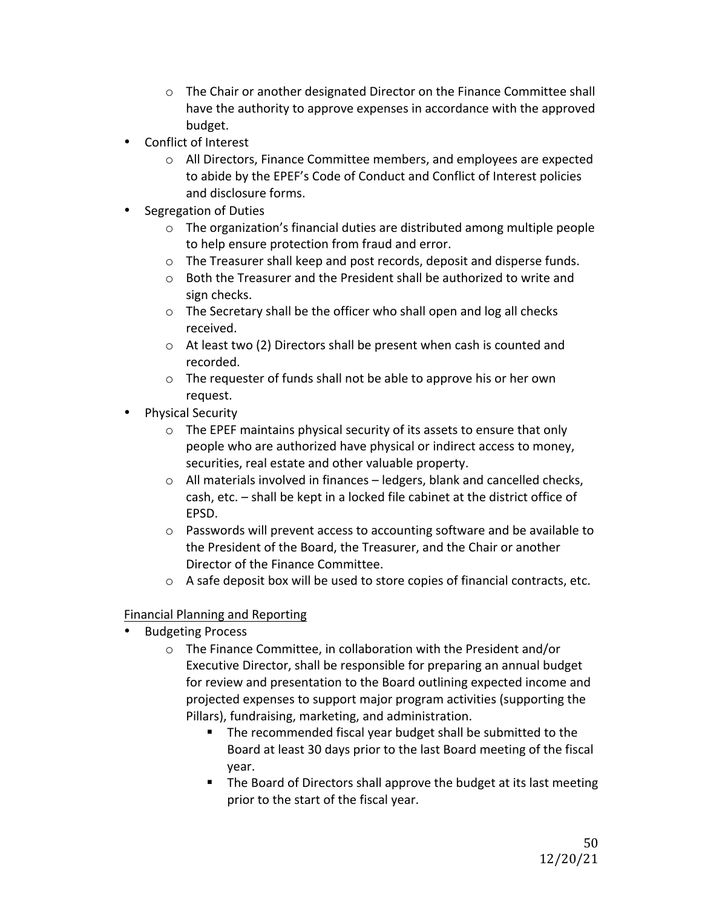- The Chair or another designated Director on the Finance Committee shall have the authority to approve expenses in accordance with the approved budget.
- Conflict of Interest
  - All Directors, Finance Committee members, and employees are expected to abide by the EPEF's Code of Conduct and Conflict of Interest policies and disclosure forms.
- Segregation of Duties
  - The organization's financial duties are distributed among multiple people to help ensure protection from fraud and error.
  - The Treasurer shall keep and post records, deposit and disperse funds.
  - Both the Treasurer and the President shall be authorized to write and sign checks.
  - The Secretary shall be the officer who shall open and log all checks received.
  - At least two (2) Directors shall be present when cash is counted and recorded.
  - The requester of funds shall not be able to approve his or her own request.
- Physical Security
  - The EPEF maintains physical security of its assets to ensure that only people who are authorized have physical or indirect access to money, securities, real estate and other valuable property.
  - All materials involved in finances – ledgers, blank and cancelled checks, cash, etc. – shall be kept in a locked file cabinet at the district office of EPSD.
  - Passwords will prevent access to accounting software and be available to the President of the Board, the Treasurer, and the Chair or another Director of the Finance Committee.
  - A safe deposit box will be used to store copies of financial contracts, etc.

<u>Financial Planning and Reporting</u>

- Budgeting Process
  - The Finance Committee, in collaboration with the President and/or Executive Director, shall be responsible for preparing an annual budget for review and presentation to the Board outlining expected income and projected expenses to support major program activities (supporting the Pillars), fundraising, marketing, and administration.
    - The recommended fiscal year budget shall be submitted to the Board at least 30 days prior to the last Board meeting of the fiscal year.
    - The Board of Directors shall approve the budget at its last meeting prior to the start of the fiscal year.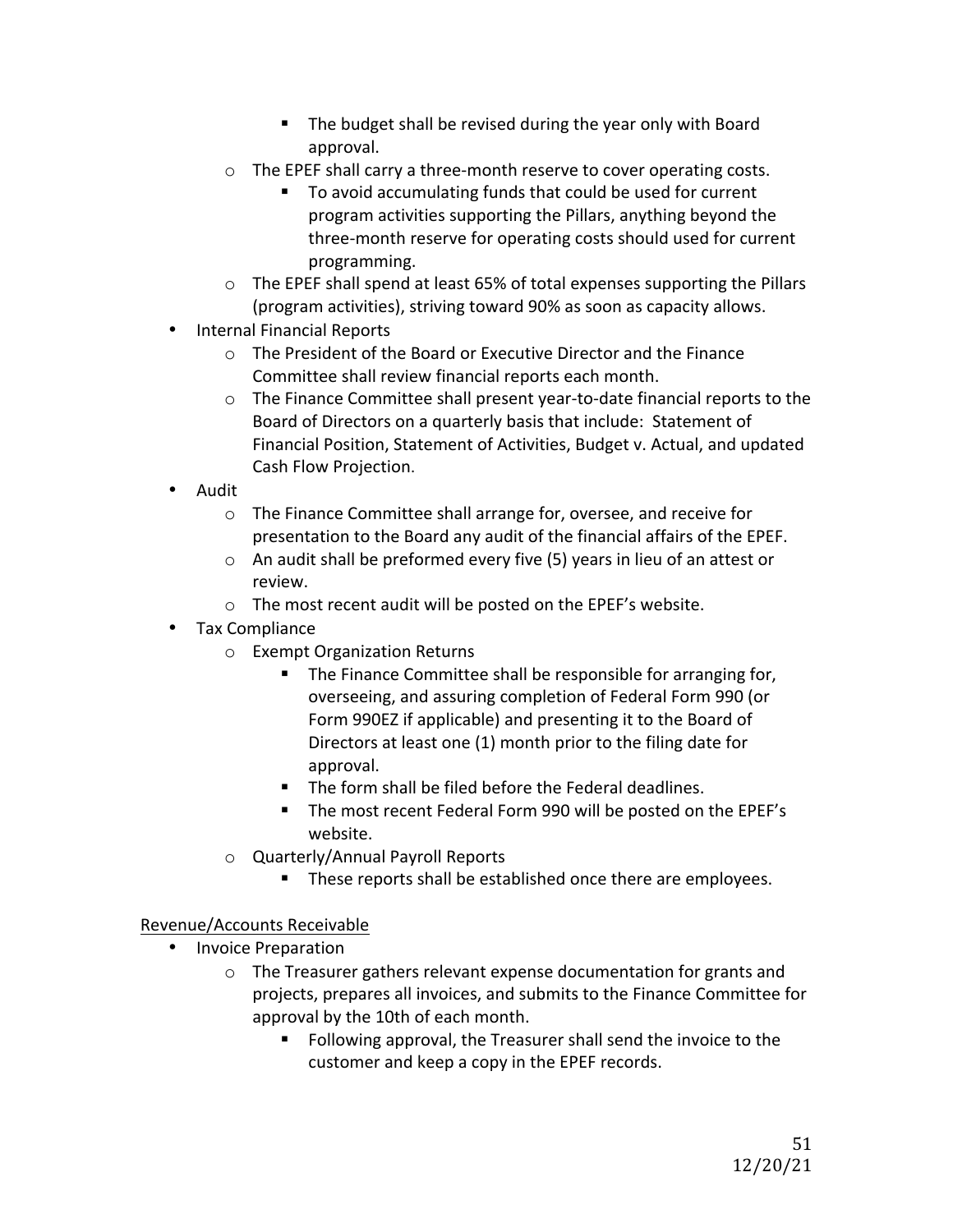- The budget shall be revised during the year only with Board approval.
    - The EPEF shall carry a three-month reserve to cover operating costs.
        - To avoid accumulating funds that could be used for current program activities supporting the Pillars, anything beyond the three-month reserve for operating costs should used for current programming.
    - The EPEF shall spend at least 65% of total expenses supporting the Pillars (program activities), striving toward 90% as soon as capacity allows.
- Internal Financial Reports
    - The President of the Board or Executive Director and the Finance Committee shall review financial reports each month.
    - The Finance Committee shall present year-to-date financial reports to the Board of Directors on a quarterly basis that include: Statement of Financial Position, Statement of Activities, Budget v. Actual, and updated Cash Flow Projection.
- Audit
    - The Finance Committee shall arrange for, oversee, and receive for presentation to the Board any audit of the financial affairs of the EPEF.
    - An audit shall be preformed every five (5) years in lieu of an attest or review.
    - The most recent audit will be posted on the EPEF's website.
- Tax Compliance
    - Exempt Organization Returns
        - The Finance Committee shall be responsible for arranging for, overseeing, and assuring completion of Federal Form 990 (or Form 990EZ if applicable) and presenting it to the Board of Directors at least one (1) month prior to the filing date for approval.
        - The form shall be filed before the Federal deadlines.
        - The most recent Federal Form 990 will be posted on the EPEF's website.
    - Quarterly/Annual Payroll Reports
        - These reports shall be established once there are employees.

<u>Revenue/Accounts Receivable</u>

- Invoice Preparation
    - The Treasurer gathers relevant expense documentation for grants and projects, prepares all invoices, and submits to the Finance Committee for approval by the 10th of each month.
        - Following approval, the Treasurer shall send the invoice to the customer and keep a copy in the EPEF records.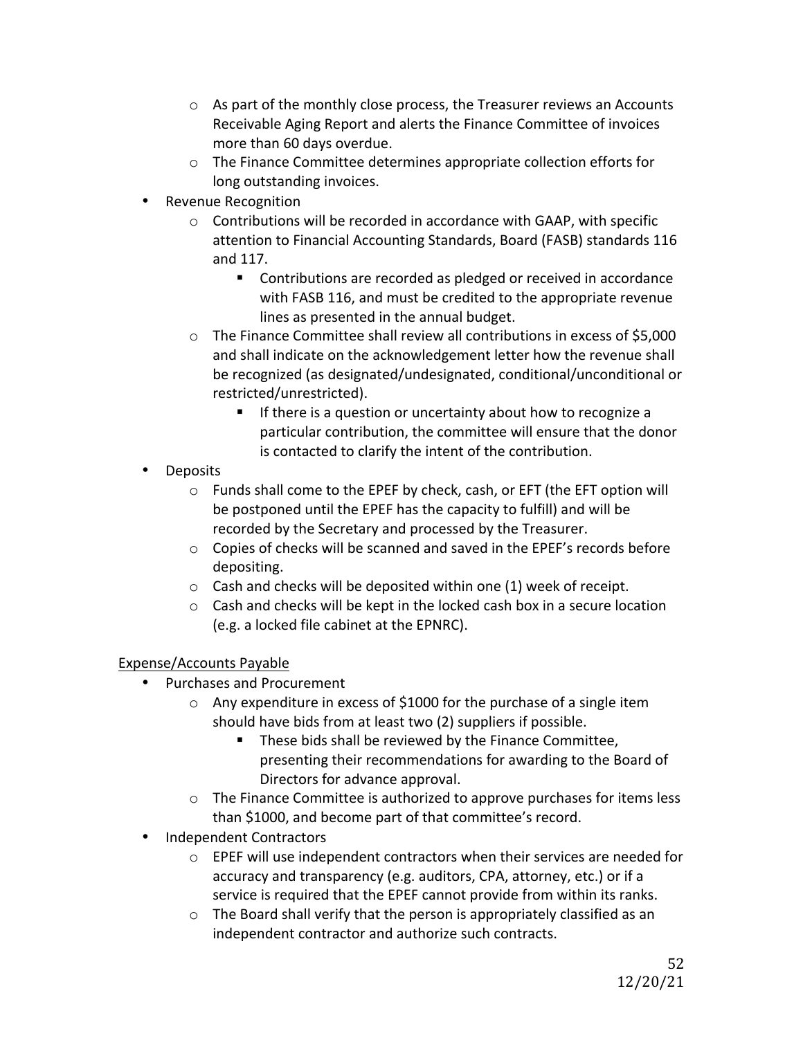- As part of the monthly close process, the Treasurer reviews an Accounts Receivable Aging Report and alerts the Finance Committee of invoices more than 60 days overdue.
  - The Finance Committee determines appropriate collection efforts for long outstanding invoices.
- Revenue Recognition
  - Contributions will be recorded in accordance with GAAP, with specific attention to Financial Accounting Standards, Board (FASB) standards 116 and 117.
    - Contributions are recorded as pledged or received in accordance with FASB 116, and must be credited to the appropriate revenue lines as presented in the annual budget.
  - The Finance Committee shall review all contributions in excess of $5,000 and shall indicate on the acknowledgement letter how the revenue shall be recognized (as designated/undesignated, conditional/unconditional or restricted/unrestricted).
    - If there is a question or uncertainty about how to recognize a particular contribution, the committee will ensure that the donor is contacted to clarify the intent of the contribution.
- Deposits
  - Funds shall come to the EPEF by check, cash, or EFT (the EFT option will be postponed until the EPEF has the capacity to fulfill) and will be recorded by the Secretary and processed by the Treasurer.
  - Copies of checks will be scanned and saved in the EPEF's records before depositing.
  - Cash and checks will be deposited within one (1) week of receipt.
  - Cash and checks will be kept in the locked cash box in a secure location (e.g. a locked file cabinet at the EPNRC).

<u>Expense/Accounts Payable</u>

- Purchases and Procurement
  - Any expenditure in excess of $1000 for the purchase of a single item should have bids from at least two (2) suppliers if possible.
    - These bids shall be reviewed by the Finance Committee, presenting their recommendations for awarding to the Board of Directors for advance approval.
  - The Finance Committee is authorized to approve purchases for items less than $1000, and become part of that committee's record.
- Independent Contractors
  - EPEF will use independent contractors when their services are needed for accuracy and transparency (e.g. auditors, CPA, attorney, etc.) or if a service is required that the EPEF cannot provide from within its ranks.
  - The Board shall verify that the person is appropriately classified as an independent contractor and authorize such contracts.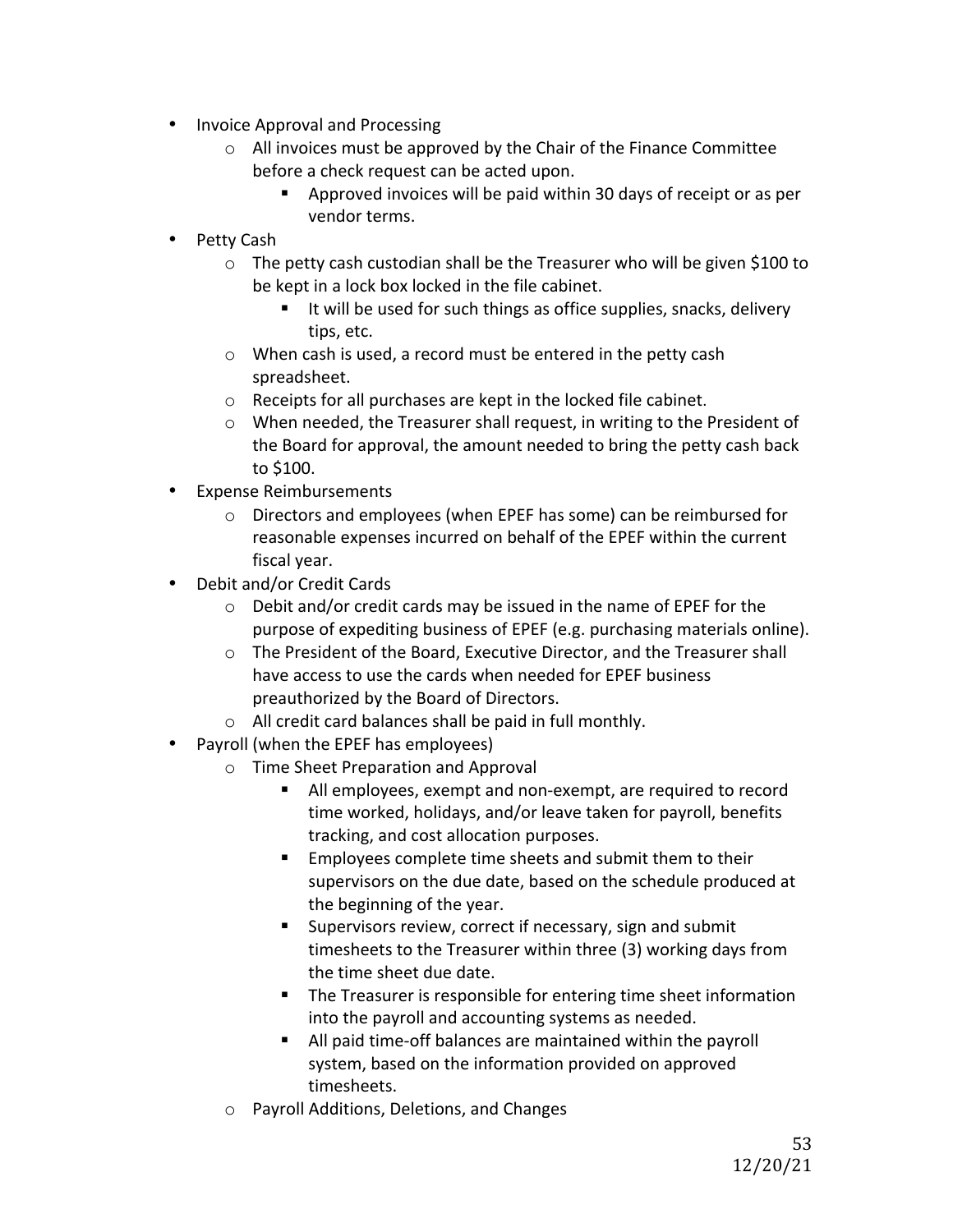- Invoice Approval and Processing
    - All invoices must be approved by the Chair of the Finance Committee before a check request can be acted upon.
        - Approved invoices will be paid within 30 days of receipt or as per vendor terms.
- Petty Cash
    - The petty cash custodian shall be the Treasurer who will be given $100 to be kept in a lock box locked in the file cabinet.
        - It will be used for such things as office supplies, snacks, delivery tips, etc.
    - When cash is used, a record must be entered in the petty cash spreadsheet.
    - Receipts for all purchases are kept in the locked file cabinet.
    - When needed, the Treasurer shall request, in writing to the President of the Board for approval, the amount needed to bring the petty cash back to $100.
- Expense Reimbursements
    - Directors and employees (when EPEF has some) can be reimbursed for reasonable expenses incurred on behalf of the EPEF within the current fiscal year.
- Debit and/or Credit Cards
    - Debit and/or credit cards may be issued in the name of EPEF for the purpose of expediting business of EPEF (e.g. purchasing materials online).
    - The President of the Board, Executive Director, and the Treasurer shall have access to use the cards when needed for EPEF business preauthorized by the Board of Directors.
    - All credit card balances shall be paid in full monthly.
- Payroll (when the EPEF has employees)
    - Time Sheet Preparation and Approval
        - All employees, exempt and non-exempt, are required to record time worked, holidays, and/or leave taken for payroll, benefits tracking, and cost allocation purposes.
        - Employees complete time sheets and submit them to their supervisors on the due date, based on the schedule produced at the beginning of the year.
        - Supervisors review, correct if necessary, sign and submit timesheets to the Treasurer within three (3) working days from the time sheet due date.
        - The Treasurer is responsible for entering time sheet information into the payroll and accounting systems as needed.
        - All paid time-off balances are maintained within the payroll system, based on the information provided on approved timesheets.
    - Payroll Additions, Deletions, and Changes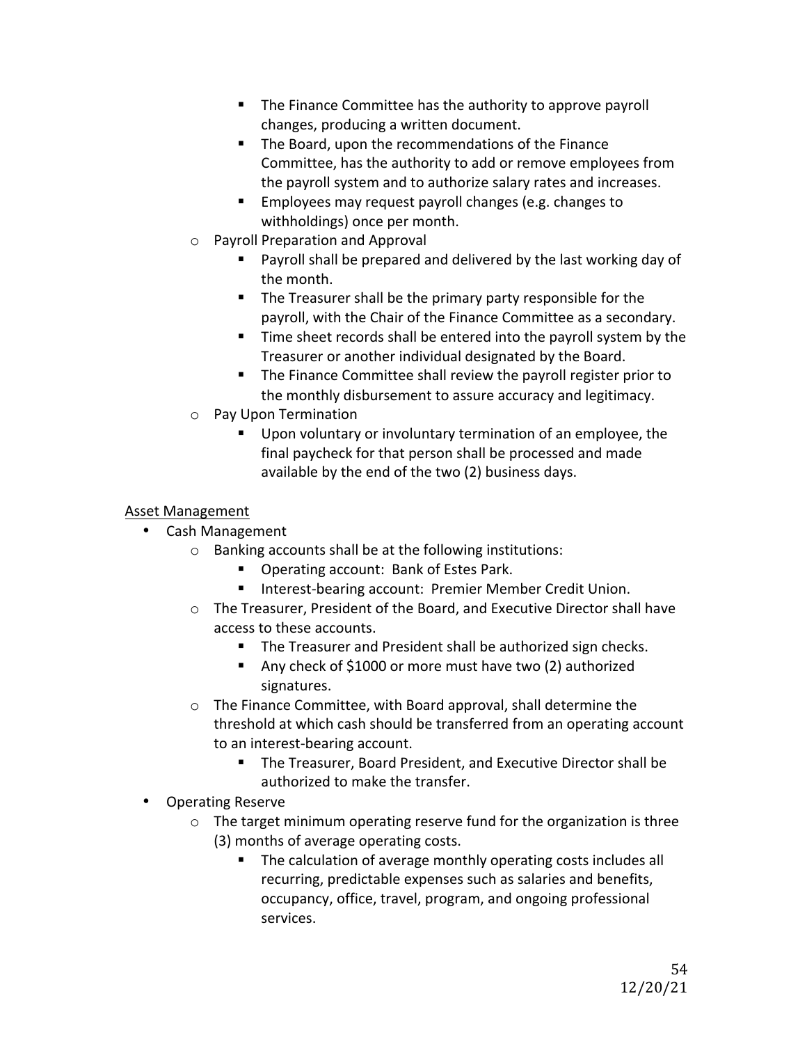- The Finance Committee has the authority to approve payroll changes, producing a written document.
      - The Board, upon the recommendations of the Finance Committee, has the authority to add or remove employees from the payroll system and to authorize salary rates and increases.
      - Employees may request payroll changes (e.g. changes to withholdings) once per month.
  - Payroll Preparation and Approval
      - Payroll shall be prepared and delivered by the last working day of the month.
      - The Treasurer shall be the primary party responsible for the payroll, with the Chair of the Finance Committee as a secondary.
      - Time sheet records shall be entered into the payroll system by the Treasurer or another individual designated by the Board.
      - The Finance Committee shall review the payroll register prior to the monthly disbursement to assure accuracy and legitimacy.
  - Pay Upon Termination
      - Upon voluntary or involuntary termination of an employee, the final paycheck for that person shall be processed and made available by the end of the two (2) business days.

<u>Asset Management</u>

- Cash Management
  - Banking accounts shall be at the following institutions:
      - Operating account: Bank of Estes Park.
      - Interest-bearing account: Premier Member Credit Union.
  - The Treasurer, President of the Board, and Executive Director shall have access to these accounts.
      - The Treasurer and President shall be authorized sign checks.
      - Any check of $1000 or more must have two (2) authorized signatures.
  - The Finance Committee, with Board approval, shall determine the threshold at which cash should be transferred from an operating account to an interest-bearing account.
      - The Treasurer, Board President, and Executive Director shall be authorized to make the transfer.
- Operating Reserve
  - The target minimum operating reserve fund for the organization is three (3) months of average operating costs.
      - The calculation of average monthly operating costs includes all recurring, predictable expenses such as salaries and benefits, occupancy, office, travel, program, and ongoing professional services.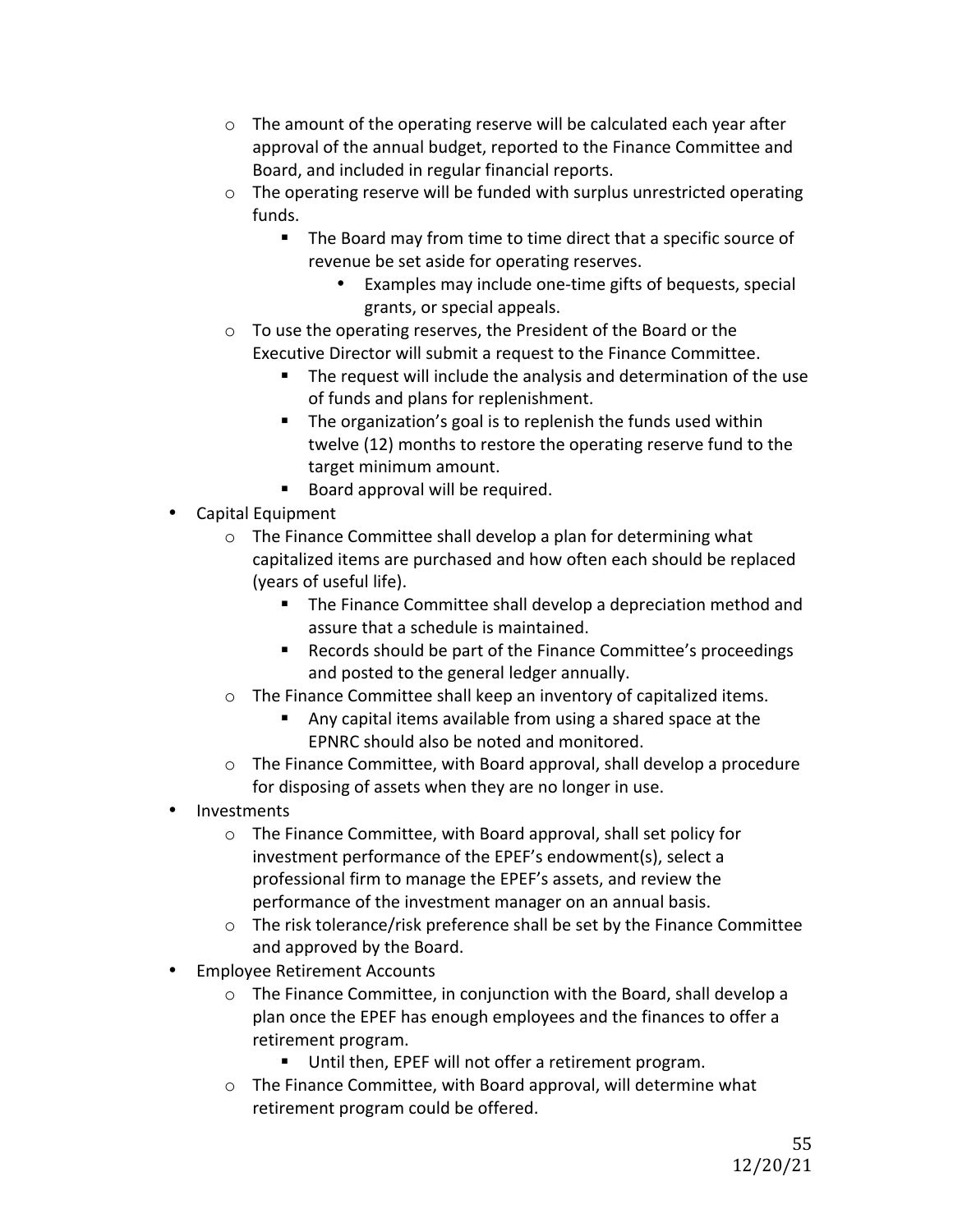- The amount of the operating reserve will be calculated each year after approval of the annual budget, reported to the Finance Committee and Board, and included in regular financial reports.
  - The operating reserve will be funded with surplus unrestricted operating funds.
    - The Board may from time to time direct that a specific source of revenue be set aside for operating reserves.
      - Examples may include one-time gifts of bequests, special grants, or special appeals.
  - To use the operating reserves, the President of the Board or the Executive Director will submit a request to the Finance Committee.
    - The request will include the analysis and determination of the use of funds and plans for replenishment.
    - The organization's goal is to replenish the funds used within twelve (12) months to restore the operating reserve fund to the target minimum amount.
    - Board approval will be required.
- Capital Equipment
  - The Finance Committee shall develop a plan for determining what capitalized items are purchased and how often each should be replaced (years of useful life).
    - The Finance Committee shall develop a depreciation method and assure that a schedule is maintained.
    - Records should be part of the Finance Committee's proceedings and posted to the general ledger annually.
  - The Finance Committee shall keep an inventory of capitalized items.
    - Any capital items available from using a shared space at the EPNRC should also be noted and monitored.
  - The Finance Committee, with Board approval, shall develop a procedure for disposing of assets when they are no longer in use.
- Investments
  - The Finance Committee, with Board approval, shall set policy for investment performance of the EPEF's endowment(s), select a professional firm to manage the EPEF's assets, and review the performance of the investment manager on an annual basis.
  - The risk tolerance/risk preference shall be set by the Finance Committee and approved by the Board.
- Employee Retirement Accounts
  - The Finance Committee, in conjunction with the Board, shall develop a plan once the EPEF has enough employees and the finances to offer a retirement program.
    - Until then, EPEF will not offer a retirement program.
  - The Finance Committee, with Board approval, will determine what retirement program could be offered.

12/20/21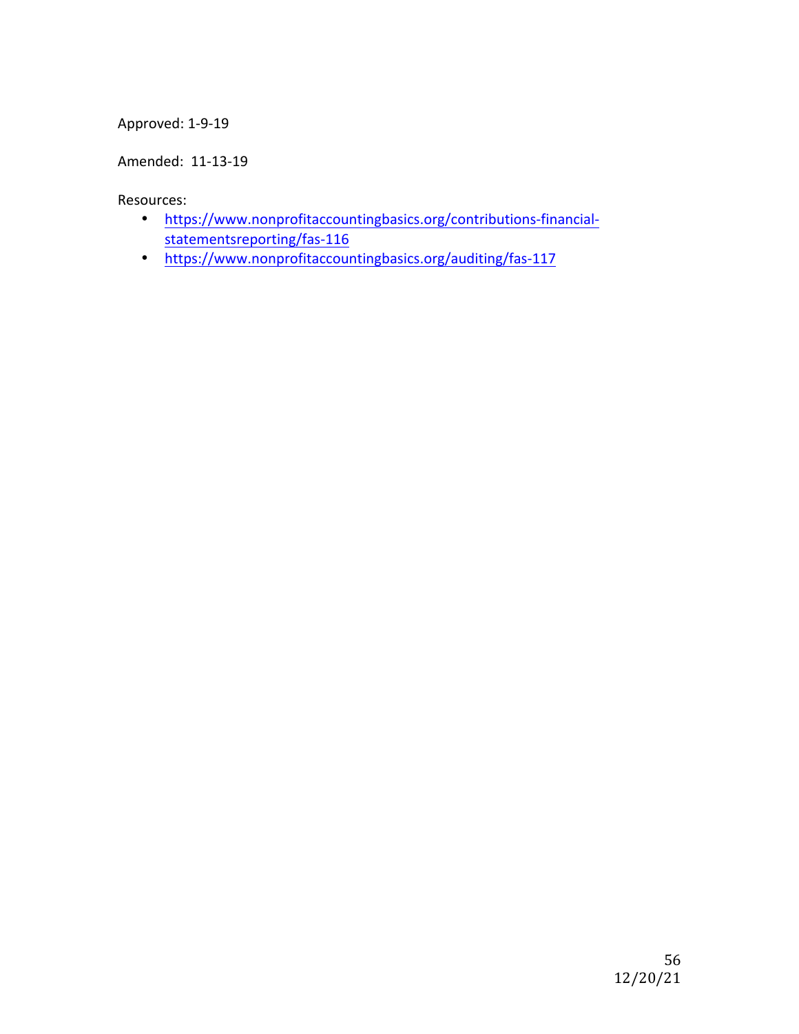Approved: 1-9-19

Amended: 11-13-19

Resources:

- https://www.nonprofitaccountingbasics.org/contributions-financial-statementsreporting/fas-116
- https://www.nonprofitaccountingbasics.org/auditing/fas-117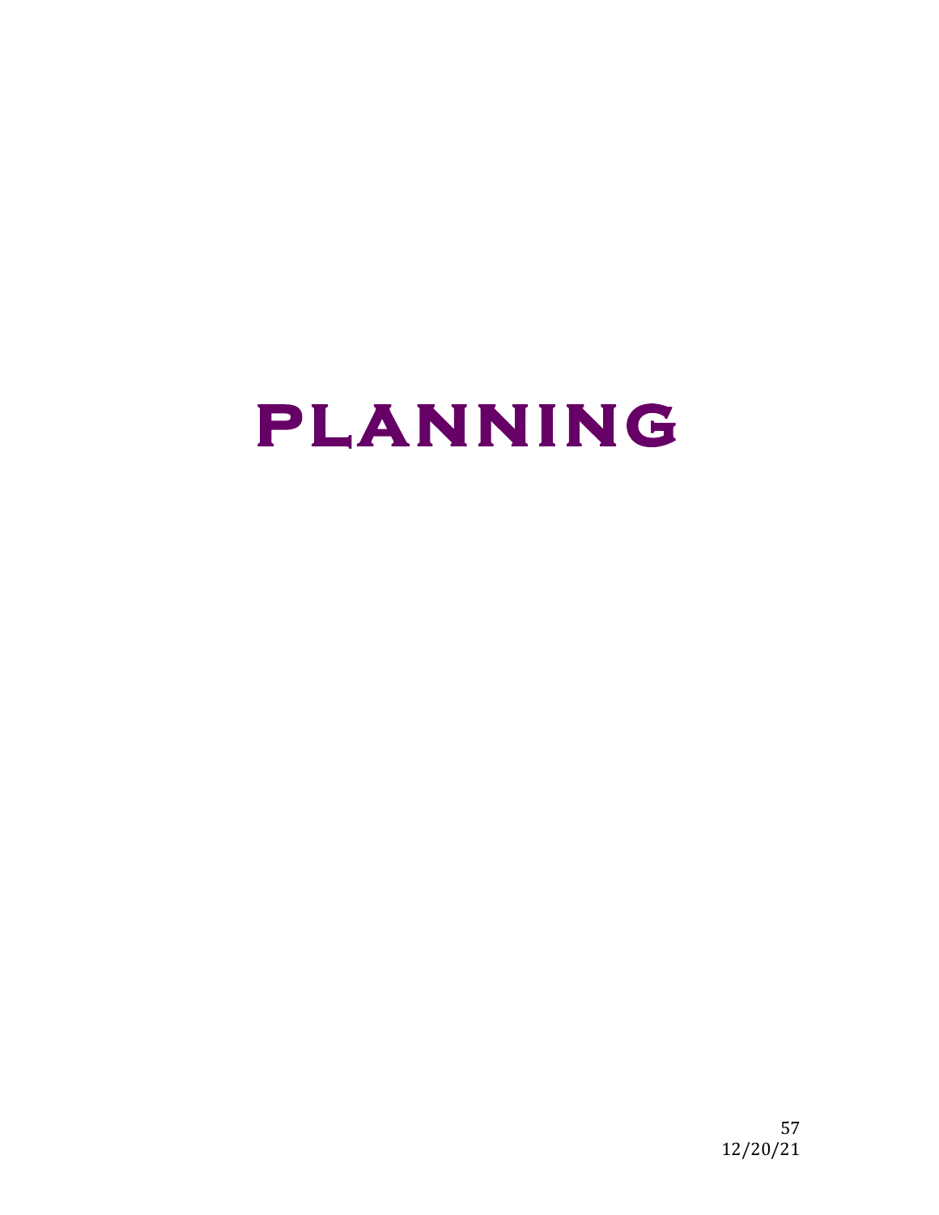# PLANNING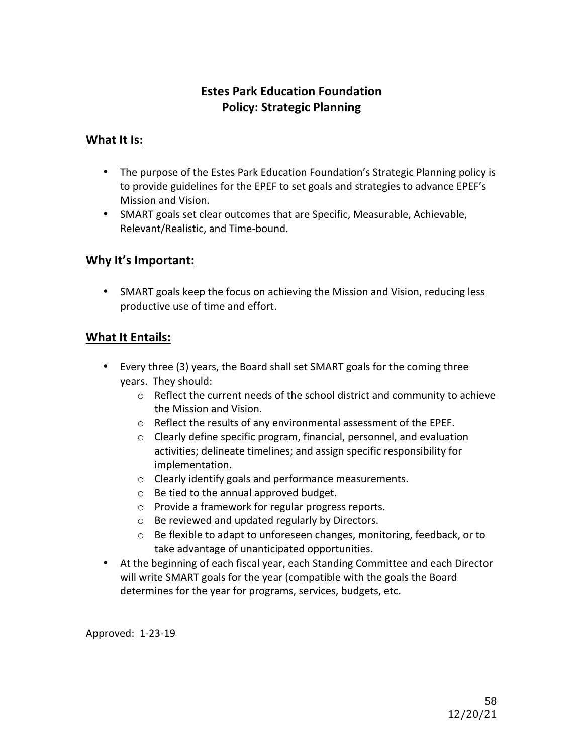# Estes Park Education Foundation
# Policy: Strategic Planning

## What It Is:

- The purpose of the Estes Park Education Foundation's Strategic Planning policy is to provide guidelines for the EPEF to set goals and strategies to advance EPEF's Mission and Vision.
- SMART goals set clear outcomes that are Specific, Measurable, Achievable, Relevant/Realistic, and Time-bound.

## Why It's Important:

- SMART goals keep the focus on achieving the Mission and Vision, reducing less productive use of time and effort.

## What It Entails:

- Every three (3) years, the Board shall set SMART goals for the coming three years. They should:
  - Reflect the current needs of the school district and community to achieve the Mission and Vision.
  - Reflect the results of any environmental assessment of the EPEF.
  - Clearly define specific program, financial, personnel, and evaluation activities; delineate timelines; and assign specific responsibility for implementation.
  - Clearly identify goals and performance measurements.
  - Be tied to the annual approved budget.
  - Provide a framework for regular progress reports.
  - Be reviewed and updated regularly by Directors.
  - Be flexible to adapt to unforeseen changes, monitoring, feedback, or to take advantage of unanticipated opportunities.
- At the beginning of each fiscal year, each Standing Committee and each Director will write SMART goals for the year (compatible with the goals the Board determines for the year for programs, services, budgets, etc.

Approved: 1-23-19

12/20/21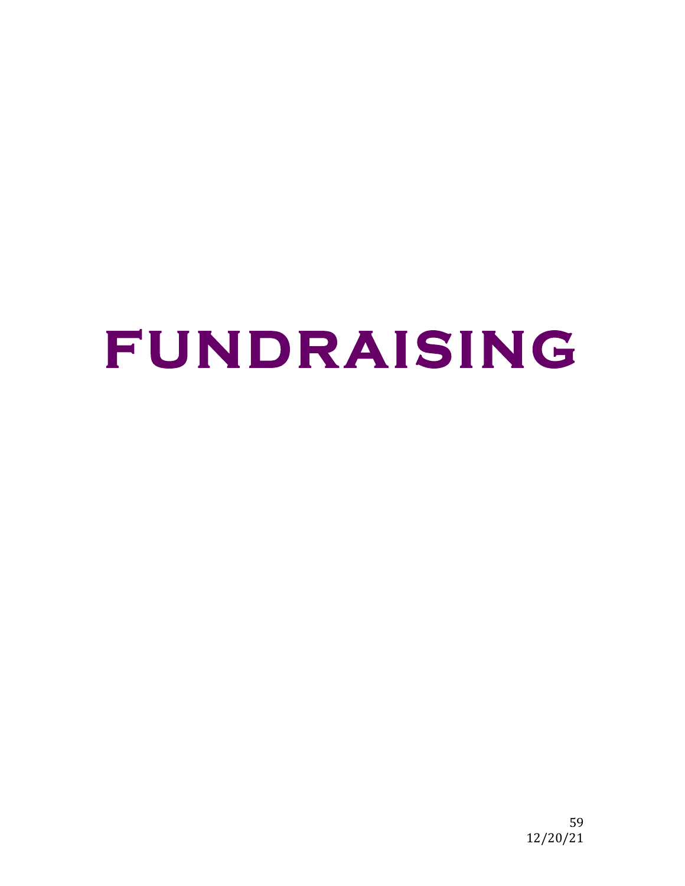# FUNDRAISING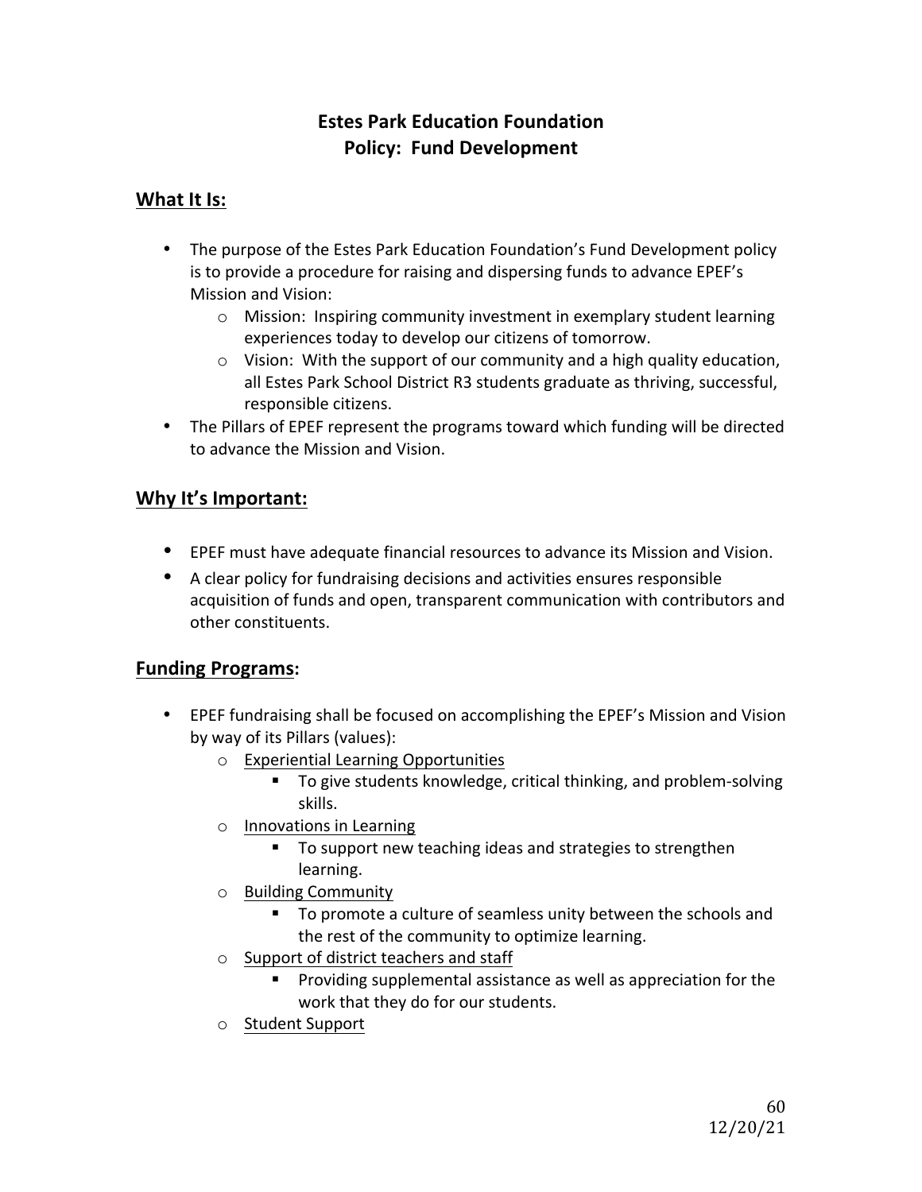# Estes Park Education Foundation
# Policy: Fund Development

## What It Is:

- The purpose of the Estes Park Education Foundation's Fund Development policy is to provide a procedure for raising and dispersing funds to advance EPEF's Mission and Vision:
  - Mission: Inspiring community investment in exemplary student learning experiences today to develop our citizens of tomorrow.
  - Vision: With the support of our community and a high quality education, all Estes Park School District R3 students graduate as thriving, successful, responsible citizens.
- The Pillars of EPEF represent the programs toward which funding will be directed to advance the Mission and Vision.

## Why It's Important:

- EPEF must have adequate financial resources to advance its Mission and Vision.
- A clear policy for fundraising decisions and activities ensures responsible acquisition of funds and open, transparent communication with contributors and other constituents.

## Funding Programs:

- EPEF fundraising shall be focused on accomplishing the EPEF's Mission and Vision by way of its Pillars (values):
  - Experiential Learning Opportunities
    - To give students knowledge, critical thinking, and problem-solving skills.
  - Innovations in Learning
    - To support new teaching ideas and strategies to strengthen learning.
  - Building Community
    - To promote a culture of seamless unity between the schools and the rest of the community to optimize learning.
  - Support of district teachers and staff
    - Providing supplemental assistance as well as appreciation for the work that they do for our students.
  - Student Support

12/20/21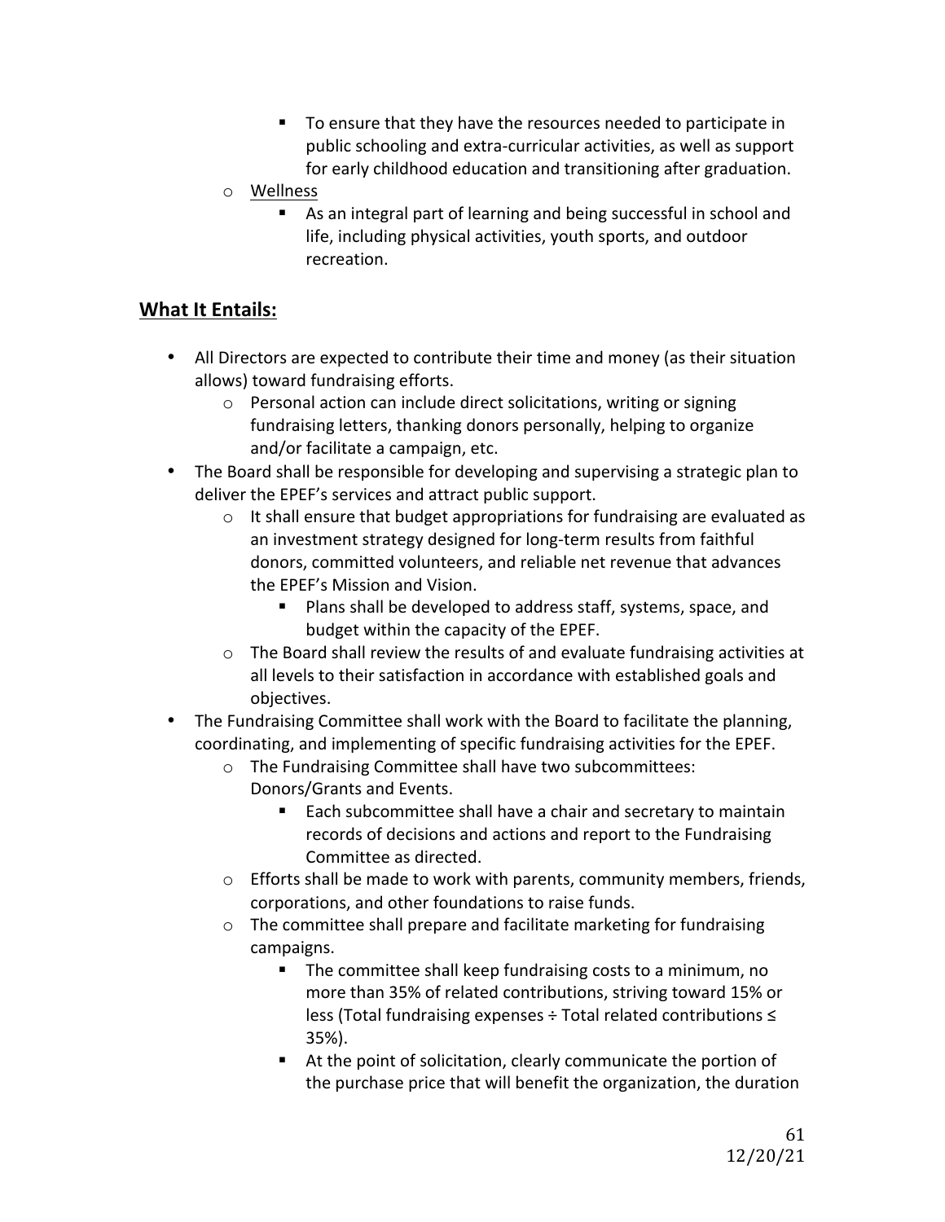- To ensure that they have the resources needed to participate in public schooling and extra-curricular activities, as well as support for early childhood education and transitioning after graduation.
    - <u>Wellness</u>
        - As an integral part of learning and being successful in school and life, including physical activities, youth sports, and outdoor recreation.

## <u>What It Entails:</u>

- All Directors are expected to contribute their time and money (as their situation allows) toward fundraising efforts.
    - Personal action can include direct solicitations, writing or signing fundraising letters, thanking donors personally, helping to organize and/or facilitate a campaign, etc.
- The Board shall be responsible for developing and supervising a strategic plan to deliver the EPEF's services and attract public support.
    - It shall ensure that budget appropriations for fundraising are evaluated as an investment strategy designed for long-term results from faithful donors, committed volunteers, and reliable net revenue that advances the EPEF's Mission and Vision.
        - Plans shall be developed to address staff, systems, space, and budget within the capacity of the EPEF.
    - The Board shall review the results of and evaluate fundraising activities at all levels to their satisfaction in accordance with established goals and objectives.
- The Fundraising Committee shall work with the Board to facilitate the planning, coordinating, and implementing of specific fundraising activities for the EPEF.
    - The Fundraising Committee shall have two subcommittees: Donors/Grants and Events.
        - Each subcommittee shall have a chair and secretary to maintain records of decisions and actions and report to the Fundraising Committee as directed.
    - Efforts shall be made to work with parents, community members, friends, corporations, and other foundations to raise funds.
    - The committee shall prepare and facilitate marketing for fundraising campaigns.
        - The committee shall keep fundraising costs to a minimum, no more than 35% of related contributions, striving toward 15% or less (Total fundraising expenses ÷ Total related contributions ≤ 35%).
        - At the point of solicitation, clearly communicate the portion of the purchase price that will benefit the organization, the duration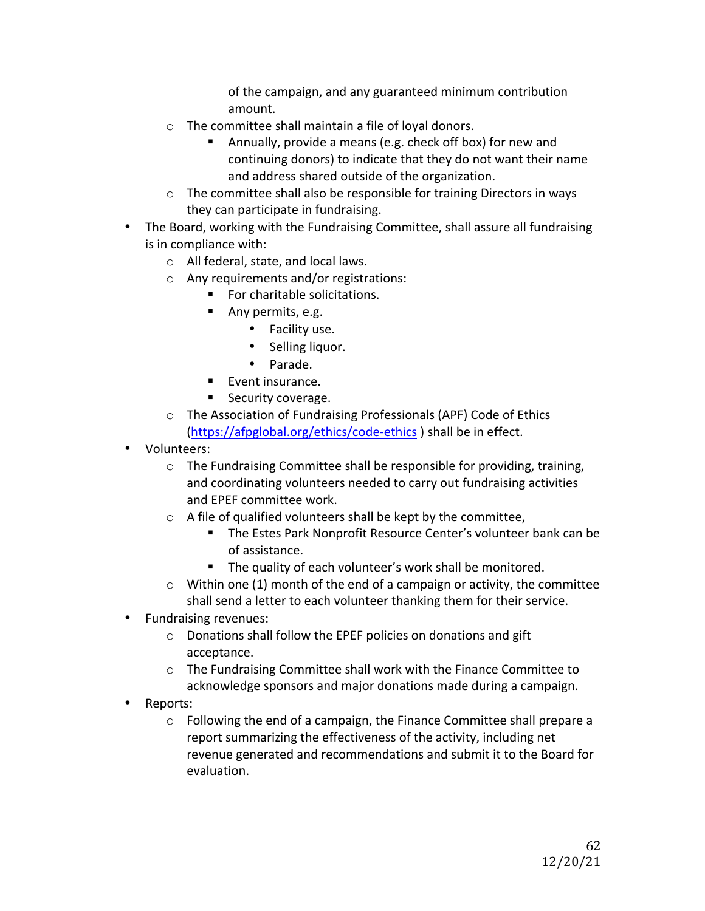of the campaign, and any guaranteed minimum contribution amount.
  - The committee shall maintain a file of loyal donors.
    - Annually, provide a means (e.g. check off box) for new and continuing donors) to indicate that they do not want their name and address shared outside of the organization.
  - The committee shall also be responsible for training Directors in ways they can participate in fundraising.
- The Board, working with the Fundraising Committee, shall assure all fundraising is in compliance with:
  - All federal, state, and local laws.
  - Any requirements and/or registrations:
    - For charitable solicitations.
    - Any permits, e.g.
      - Facility use.
      - Selling liquor.
      - Parade.
    - Event insurance.
    - Security coverage.
  - The Association of Fundraising Professionals (APF) Code of Ethics ([https://afpglobal.org/ethics/code-ethics](https://afpglobal.org/ethics/code-ethics) ) shall be in effect.
- Volunteers:
  - The Fundraising Committee shall be responsible for providing, training, and coordinating volunteers needed to carry out fundraising activities and EPEF committee work.
  - A file of qualified volunteers shall be kept by the committee,
    - The Estes Park Nonprofit Resource Center's volunteer bank can be of assistance.
    - The quality of each volunteer's work shall be monitored.
  - Within one (1) month of the end of a campaign or activity, the committee shall send a letter to each volunteer thanking them for their service.
- Fundraising revenues:
  - Donations shall follow the EPEF policies on donations and gift acceptance.
  - The Fundraising Committee shall work with the Finance Committee to acknowledge sponsors and major donations made during a campaign.
- Reports:
  - Following the end of a campaign, the Finance Committee shall prepare a report summarizing the effectiveness of the activity, including net revenue generated and recommendations and submit it to the Board for evaluation.

12/20/21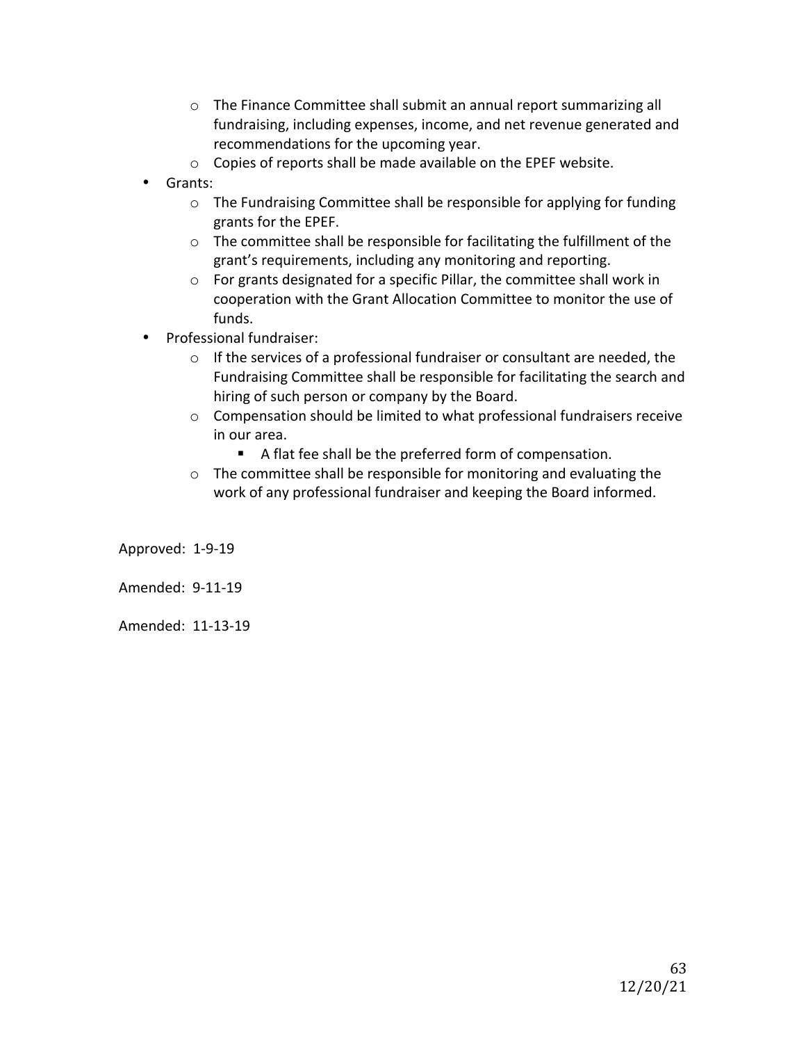- The Finance Committee shall submit an annual report summarizing all fundraising, including expenses, income, and net revenue generated and recommendations for the upcoming year.
  - Copies of reports shall be made available on the EPEF website.
- Grants:
  - The Fundraising Committee shall be responsible for applying for funding grants for the EPEF.
  - The committee shall be responsible for facilitating the fulfillment of the grant's requirements, including any monitoring and reporting.
  - For grants designated for a specific Pillar, the committee shall work in cooperation with the Grant Allocation Committee to monitor the use of funds.
- Professional fundraiser:
  - If the services of a professional fundraiser or consultant are needed, the Fundraising Committee shall be responsible for facilitating the search and hiring of such person or company by the Board.
  - Compensation should be limited to what professional fundraisers receive in our area.
    - A flat fee shall be the preferred form of compensation.
  - The committee shall be responsible for monitoring and evaluating the work of any professional fundraiser and keeping the Board informed.

Approved: 1-9-19

Amended: 9-11-19

Amended: 11-13-19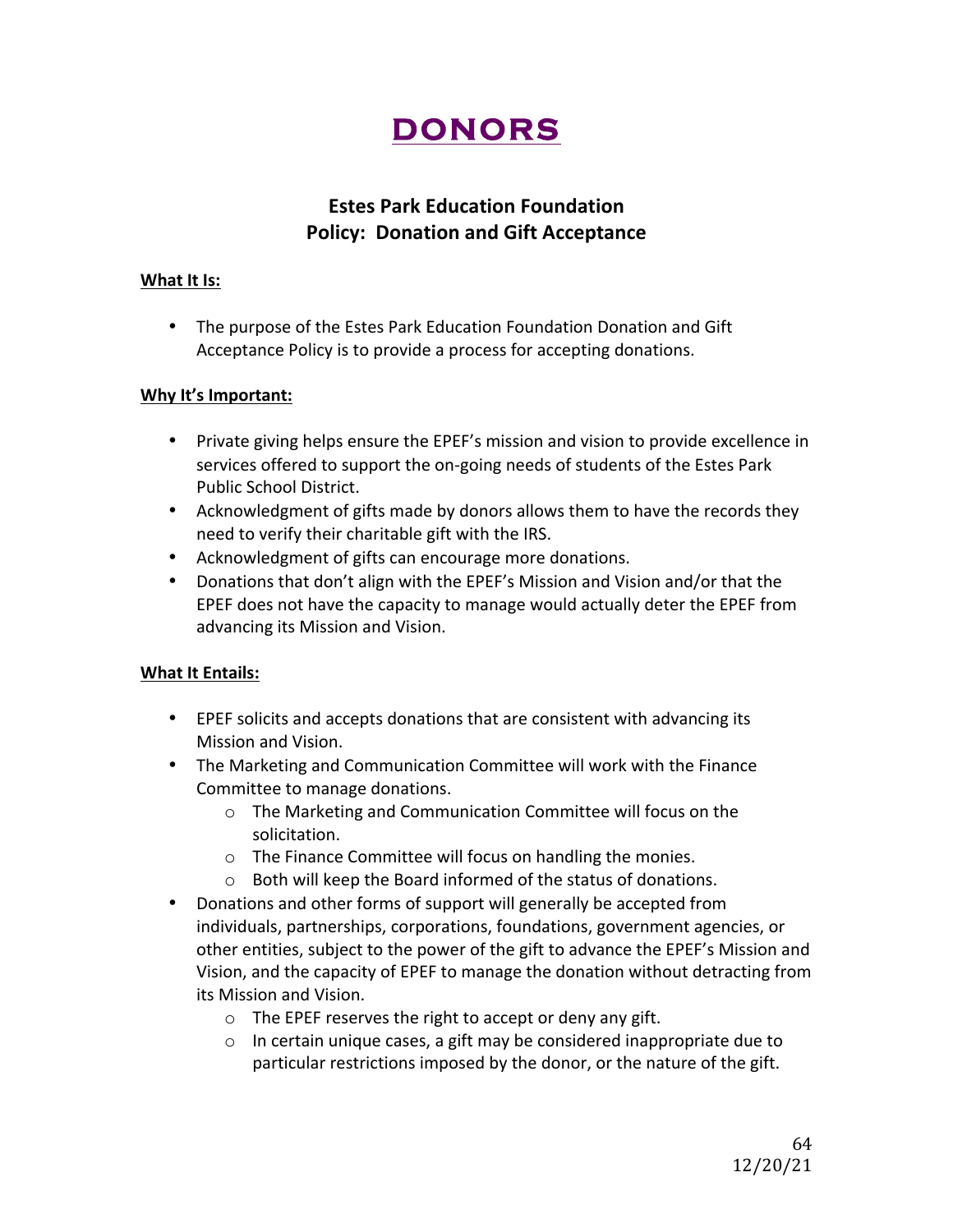# DONORS

## Estes Park Education Foundation
## Policy: Donation and Gift Acceptance

**What It Is:**

- The purpose of the Estes Park Education Foundation Donation and Gift Acceptance Policy is to provide a process for accepting donations.

**Why It's Important:**

- Private giving helps ensure the EPEF's mission and vision to provide excellence in services offered to support the on-going needs of students of the Estes Park Public School District.
- Acknowledgment of gifts made by donors allows them to have the records they need to verify their charitable gift with the IRS.
- Acknowledgment of gifts can encourage more donations.
- Donations that don't align with the EPEF's Mission and Vision and/or that the EPEF does not have the capacity to manage would actually deter the EPEF from advancing its Mission and Vision.

**What It Entails:**

- EPEF solicits and accepts donations that are consistent with advancing its Mission and Vision.
- The Marketing and Communication Committee will work with the Finance Committee to manage donations.
  - The Marketing and Communication Committee will focus on the solicitation.
  - The Finance Committee will focus on handling the monies.
  - Both will keep the Board informed of the status of donations.
- Donations and other forms of support will generally be accepted from individuals, partnerships, corporations, foundations, government agencies, or other entities, subject to the power of the gift to advance the EPEF's Mission and Vision, and the capacity of EPEF to manage the donation without detracting from its Mission and Vision.
  - The EPEF reserves the right to accept or deny any gift.
  - In certain unique cases, a gift may be considered inappropriate due to particular restrictions imposed by the donor, or the nature of the gift.

12/20/21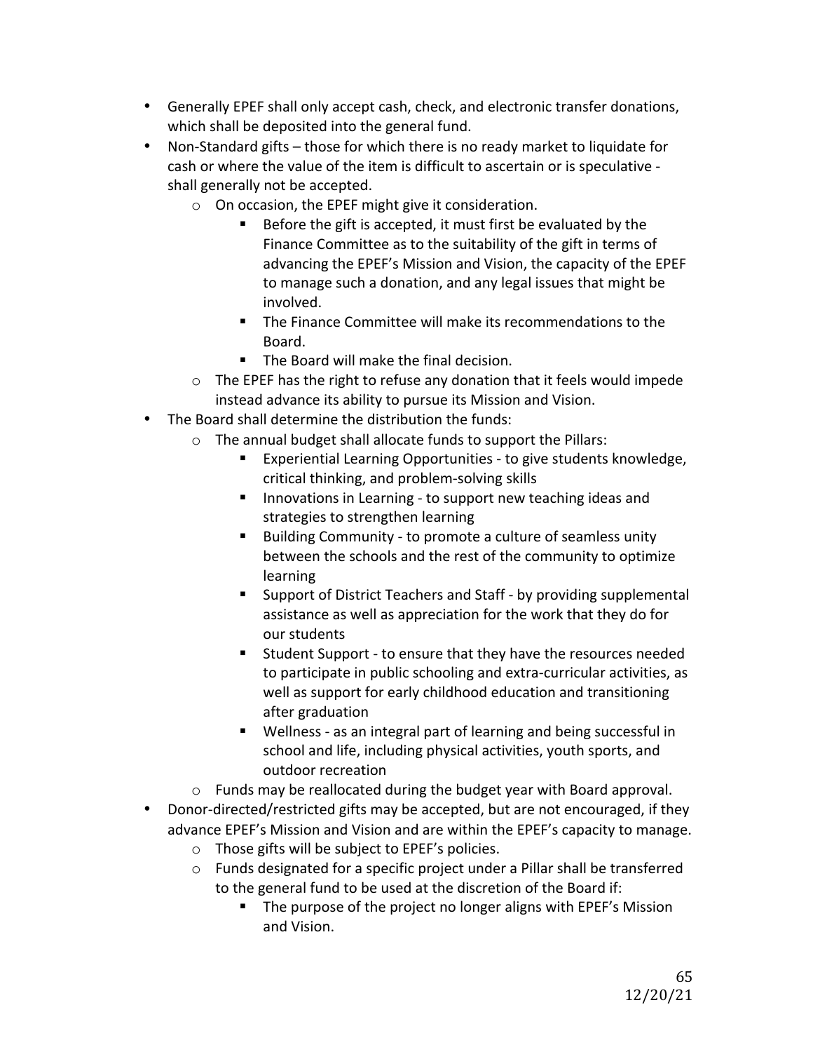- Generally EPEF shall only accept cash, check, and electronic transfer donations, which shall be deposited into the general fund.
- Non-Standard gifts – those for which there is no ready market to liquidate for cash or where the value of the item is difficult to ascertain or is speculative - shall generally not be accepted.
    - On occasion, the EPEF might give it consideration.
        - Before the gift is accepted, it must first be evaluated by the Finance Committee as to the suitability of the gift in terms of advancing the EPEF's Mission and Vision, the capacity of the EPEF to manage such a donation, and any legal issues that might be involved.
        - The Finance Committee will make its recommendations to the Board.
        - The Board will make the final decision.
    - The EPEF has the right to refuse any donation that it feels would impede instead advance its ability to pursue its Mission and Vision.
- The Board shall determine the distribution the funds:
    - The annual budget shall allocate funds to support the Pillars:
        - Experiential Learning Opportunities - to give students knowledge, critical thinking, and problem-solving skills
        - Innovations in Learning - to support new teaching ideas and strategies to strengthen learning
        - Building Community - to promote a culture of seamless unity between the schools and the rest of the community to optimize learning
        - Support of District Teachers and Staff - by providing supplemental assistance as well as appreciation for the work that they do for our students
        - Student Support - to ensure that they have the resources needed to participate in public schooling and extra-curricular activities, as well as support for early childhood education and transitioning after graduation
        - Wellness - as an integral part of learning and being successful in school and life, including physical activities, youth sports, and outdoor recreation
    - Funds may be reallocated during the budget year with Board approval.
- Donor-directed/restricted gifts may be accepted, but are not encouraged, if they advance EPEF's Mission and Vision and are within the EPEF's capacity to manage.
    - Those gifts will be subject to EPEF's policies.
    - Funds designated for a specific project under a Pillar shall be transferred to the general fund to be used at the discretion of the Board if:
        - The purpose of the project no longer aligns with EPEF's Mission and Vision.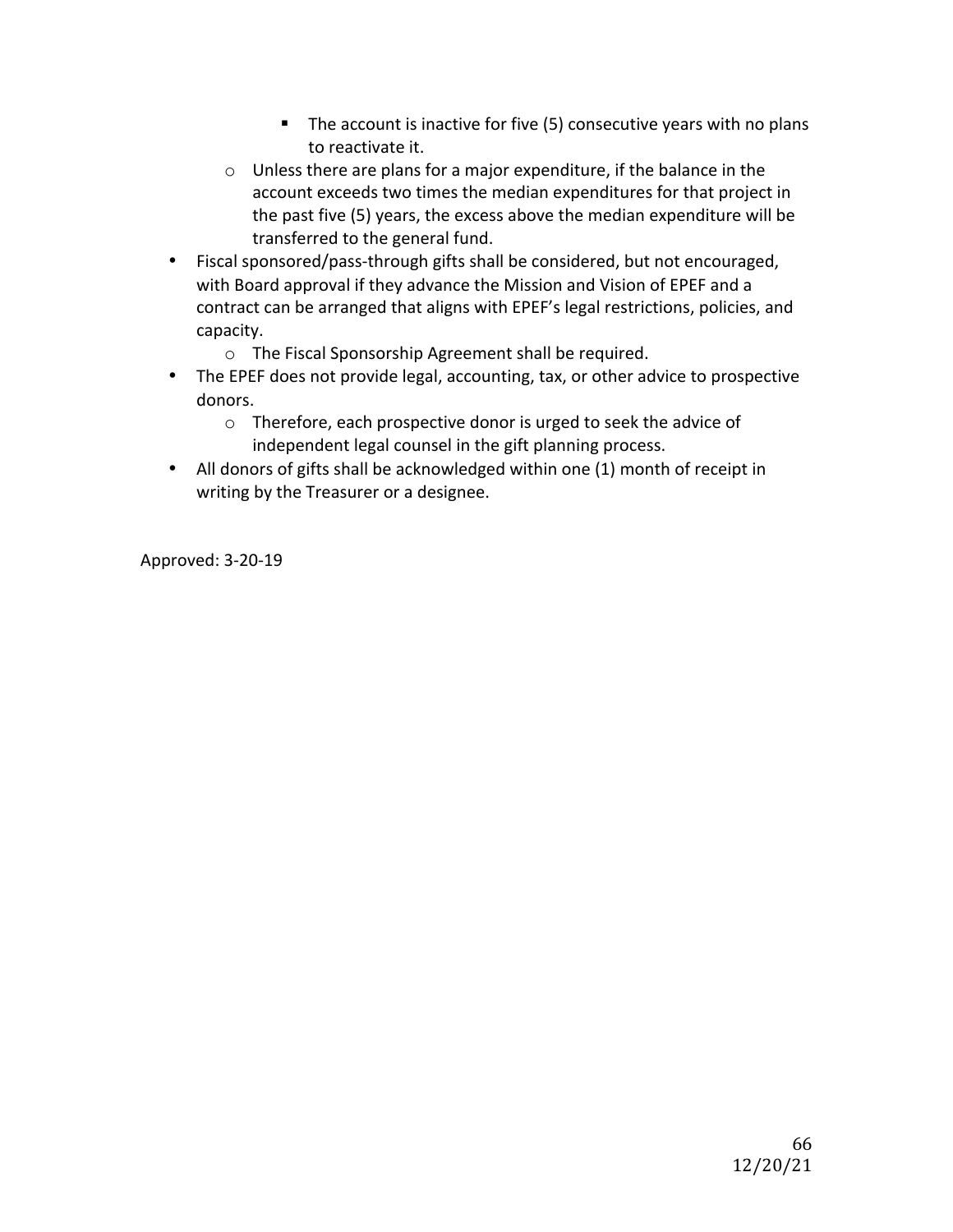- The account is inactive for five (5) consecutive years with no plans to reactivate it.
    - Unless there are plans for a major expenditure, if the balance in the account exceeds two times the median expenditures for that project in the past five (5) years, the excess above the median expenditure will be transferred to the general fund.
- Fiscal sponsored/pass-through gifts shall be considered, but not encouraged, with Board approval if they advance the Mission and Vision of EPEF and a contract can be arranged that aligns with EPEF's legal restrictions, policies, and capacity.
    - The Fiscal Sponsorship Agreement shall be required.
- The EPEF does not provide legal, accounting, tax, or other advice to prospective donors.
    - Therefore, each prospective donor is urged to seek the advice of independent legal counsel in the gift planning process.
- All donors of gifts shall be acknowledged within one (1) month of receipt in writing by the Treasurer or a designee.

Approved: 3-20-19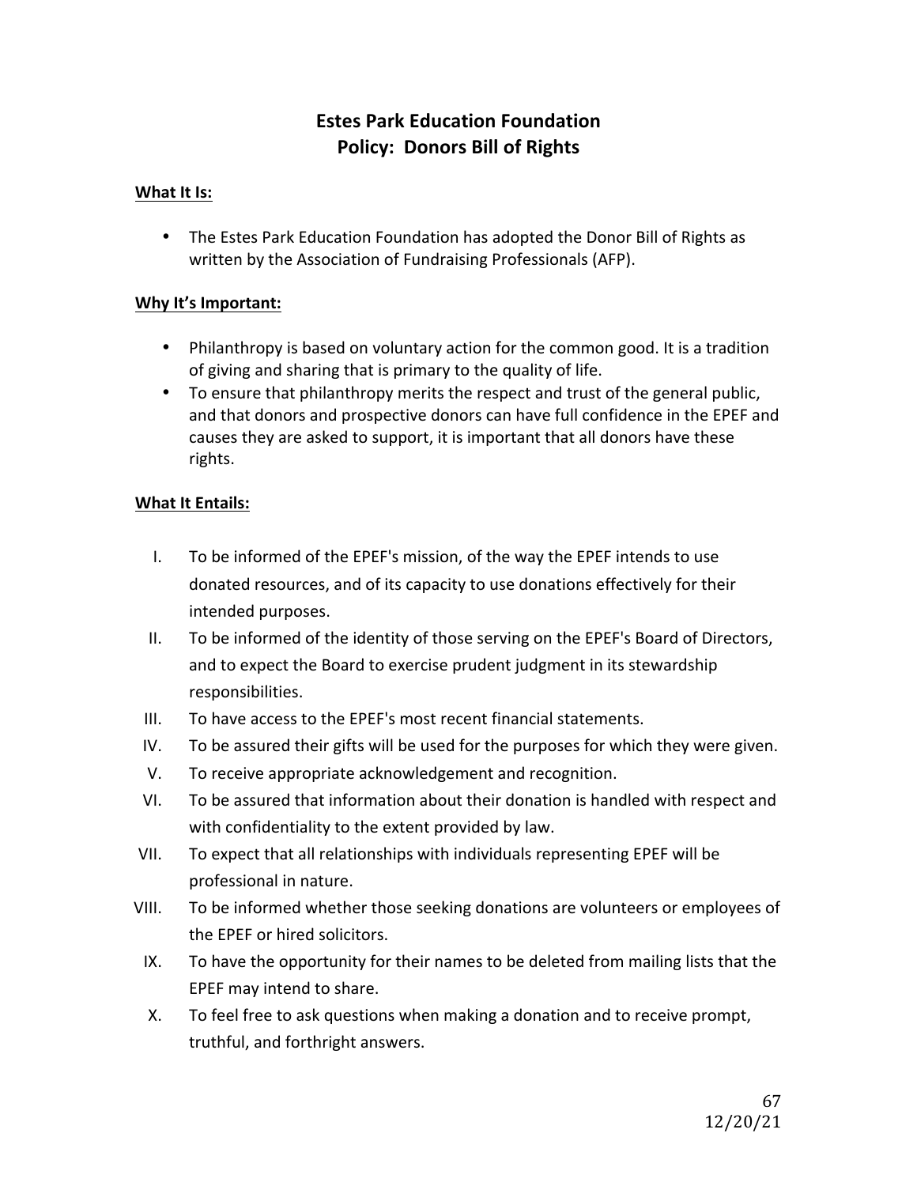# Estes Park Education Foundation
## Policy: Donors Bill of Rights

**<u>What It Is:</u>**

- The Estes Park Education Foundation has adopted the Donor Bill of Rights as written by the Association of Fundraising Professionals (AFP).

**<u>Why It's Important:</u>**

- Philanthropy is based on voluntary action for the common good. It is a tradition of giving and sharing that is primary to the quality of life.
- To ensure that philanthropy merits the respect and trust of the general public, and that donors and prospective donors can have full confidence in the EPEF and causes they are asked to support, it is important that all donors have these rights.

**<u>What It Entails:</u>**

I. To be informed of the EPEF's mission, of the way the EPEF intends to use donated resources, and of its capacity to use donations effectively for their intended purposes.

II. To be informed of the identity of those serving on the EPEF's Board of Directors, and to expect the Board to exercise prudent judgment in its stewardship responsibilities.

III. To have access to the EPEF's most recent financial statements.

IV. To be assured their gifts will be used for the purposes for which they were given.

V. To receive appropriate acknowledgement and recognition.

VI. To be assured that information about their donation is handled with respect and with confidentiality to the extent provided by law.

VII. To expect that all relationships with individuals representing EPEF will be professional in nature.

VIII. To be informed whether those seeking donations are volunteers or employees of the EPEF or hired solicitors.

IX. To have the opportunity for their names to be deleted from mailing lists that the EPEF may intend to share.

X. To feel free to ask questions when making a donation and to receive prompt, truthful, and forthright answers.

12/20/21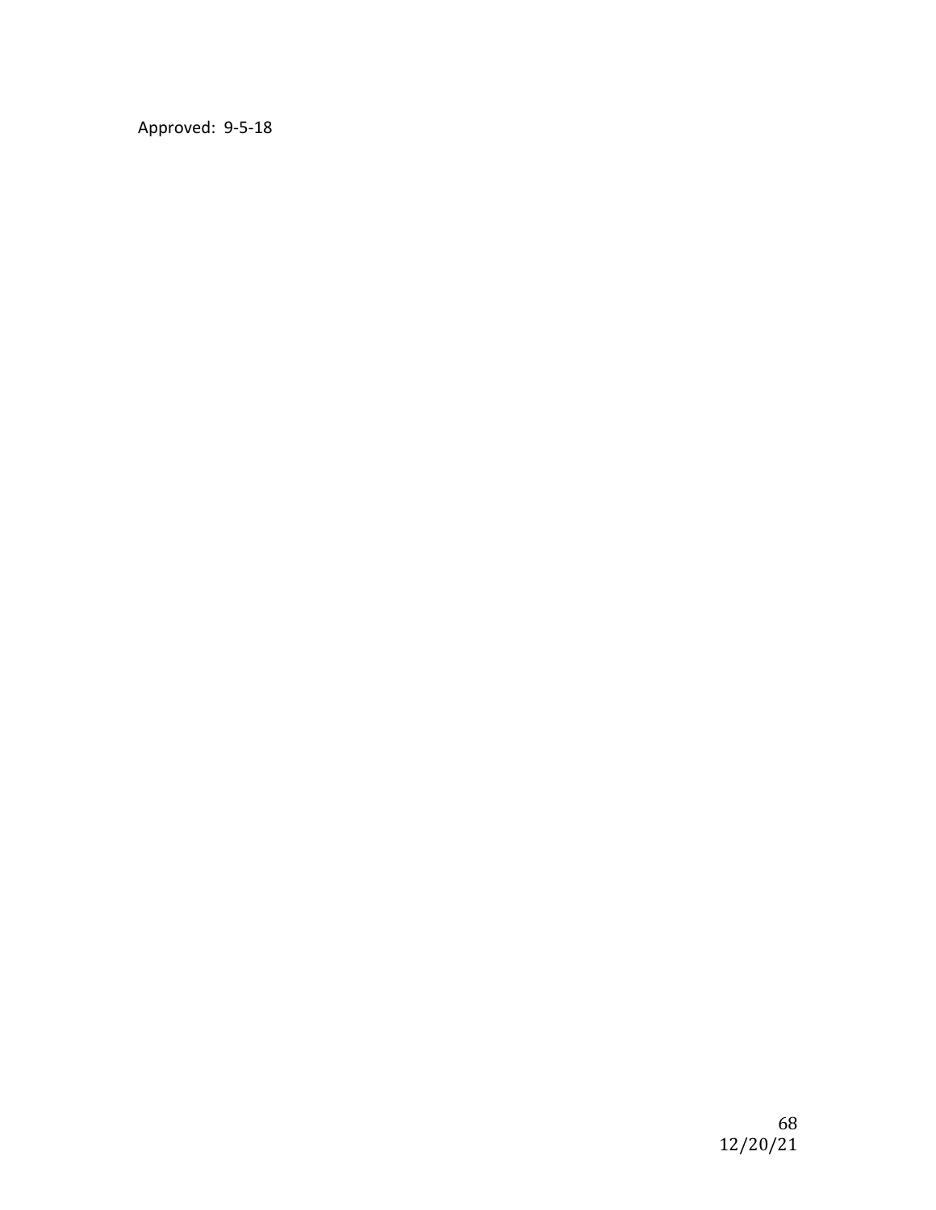Approved: 9-5-18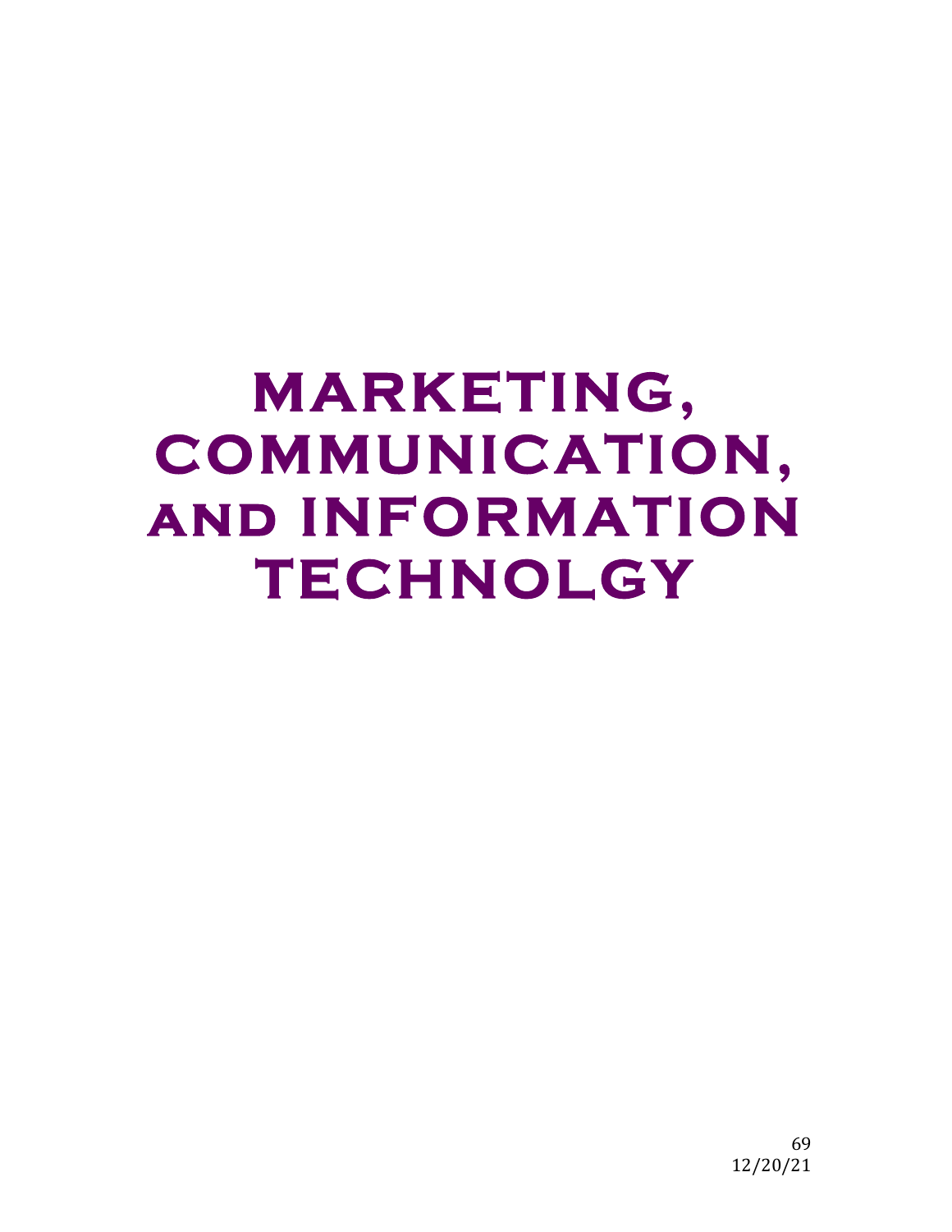# MARKETING, COMMUNICATION, and INFORMATION TECHNOLGY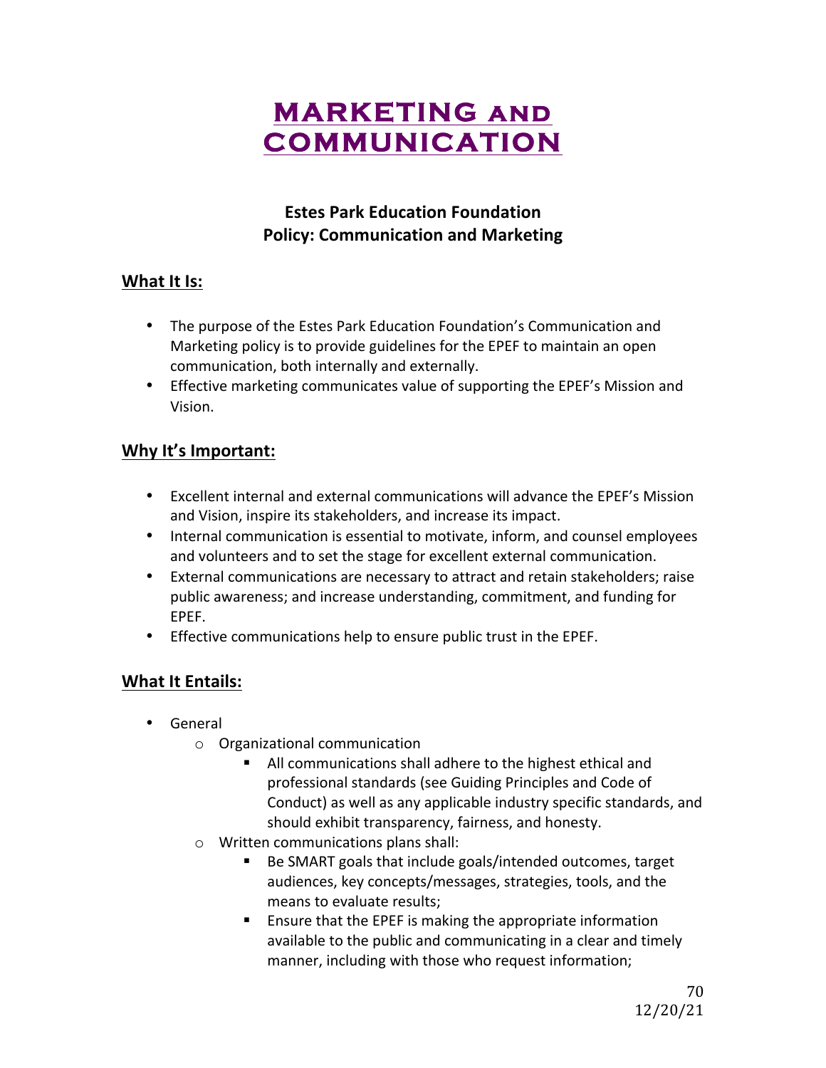# MARKETING AND COMMUNICATION

## Estes Park Education Foundation
## Policy: Communication and Marketing

### What It Is:

- The purpose of the Estes Park Education Foundation's Communication and Marketing policy is to provide guidelines for the EPEF to maintain an open communication, both internally and externally.
- Effective marketing communicates value of supporting the EPEF's Mission and Vision.

### Why It's Important:

- Excellent internal and external communications will advance the EPEF's Mission and Vision, inspire its stakeholders, and increase its impact.
- Internal communication is essential to motivate, inform, and counsel employees and volunteers and to set the stage for excellent external communication.
- External communications are necessary to attract and retain stakeholders; raise public awareness; and increase understanding, commitment, and funding for EPEF.
- Effective communications help to ensure public trust in the EPEF.

### What It Entails:

- General
  - Organizational communication
    - All communications shall adhere to the highest ethical and professional standards (see Guiding Principles and Code of Conduct) as well as any applicable industry specific standards, and should exhibit transparency, fairness, and honesty.
  - Written communications plans shall:
    - Be SMART goals that include goals/intended outcomes, target audiences, key concepts/messages, strategies, tools, and the means to evaluate results;
    - Ensure that the EPEF is making the appropriate information available to the public and communicating in a clear and timely manner, including with those who request information;

12/20/21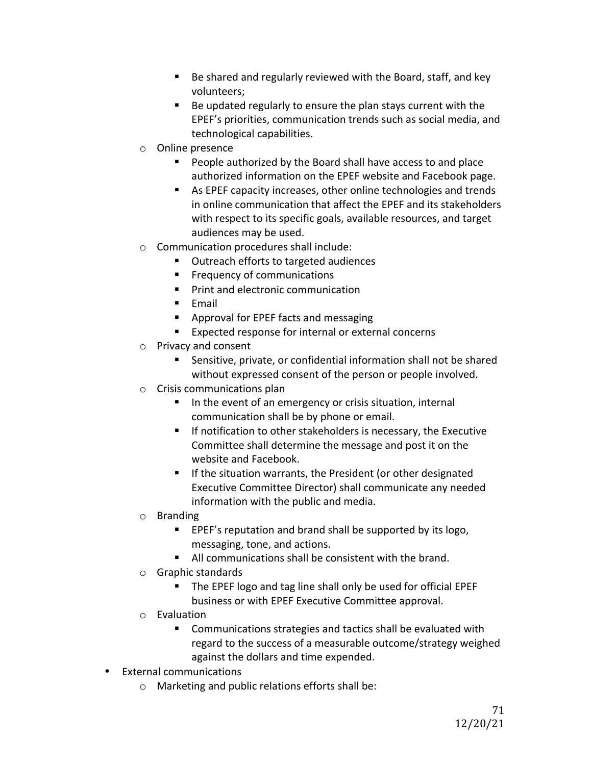- Be shared and regularly reviewed with the Board, staff, and key volunteers;
    - Be updated regularly to ensure the plan stays current with the EPEF's priorities, communication trends such as social media, and technological capabilities.
  - Online presence
    - People authorized by the Board shall have access to and place authorized information on the EPEF website and Facebook page.
    - As EPEF capacity increases, other online technologies and trends in online communication that affect the EPEF and its stakeholders with respect to its specific goals, available resources, and target audiences may be used.
  - Communication procedures shall include:
    - Outreach efforts to targeted audiences
    - Frequency of communications
    - Print and electronic communication
    - Email
    - Approval for EPEF facts and messaging
    - Expected response for internal or external concerns
  - Privacy and consent
    - Sensitive, private, or confidential information shall not be shared without expressed consent of the person or people involved.
  - Crisis communications plan
    - In the event of an emergency or crisis situation, internal communication shall be by phone or email.
    - If notification to other stakeholders is necessary, the Executive Committee shall determine the message and post it on the website and Facebook.
    - If the situation warrants, the President (or other designated Executive Committee Director) shall communicate any needed information with the public and media.
  - Branding
    - EPEF's reputation and brand shall be supported by its logo, messaging, tone, and actions.
    - All communications shall be consistent with the brand.
  - Graphic standards
    - The EPEF logo and tag line shall only be used for official EPEF business or with EPEF Executive Committee approval.
  - Evaluation
    - Communications strategies and tactics shall be evaluated with regard to the success of a measurable outcome/strategy weighed against the dollars and time expended.
- External communications
  - Marketing and public relations efforts shall be: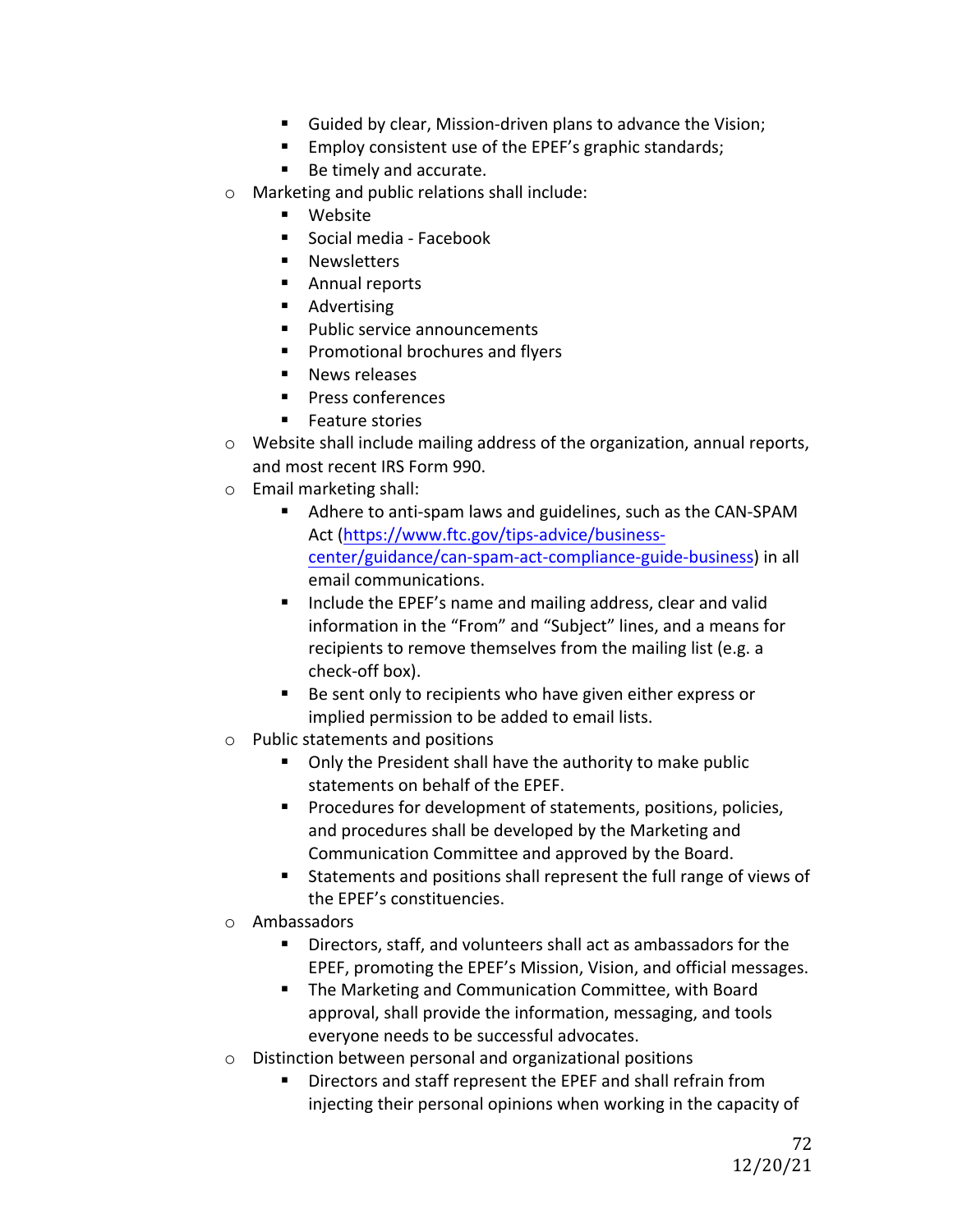- Guided by clear, Mission-driven plans to advance the Vision;
        - Employ consistent use of the EPEF's graphic standards;
        - Be timely and accurate.
    - Marketing and public relations shall include:
        - Website
        - Social media - Facebook
        - Newsletters
        - Annual reports
        - Advertising
        - Public service announcements
        - Promotional brochures and flyers
        - News releases
        - Press conferences
        - Feature stories
    - Website shall include mailing address of the organization, annual reports, and most recent IRS Form 990.
    - Email marketing shall:
        - Adhere to anti-spam laws and guidelines, such as the CAN-SPAM Act ([https://www.ftc.gov/tips-advice/business-center/guidance/can-spam-act-compliance-guide-business](https://www.ftc.gov/tips-advice/business-center/guidance/can-spam-act-compliance-guide-business)) in all email communications.
        - Include the EPEF's name and mailing address, clear and valid information in the "From" and "Subject" lines, and a means for recipients to remove themselves from the mailing list (e.g. a check-off box).
        - Be sent only to recipients who have given either express or implied permission to be added to email lists.
    - Public statements and positions
        - Only the President shall have the authority to make public statements on behalf of the EPEF.
        - Procedures for development of statements, positions, policies, and procedures shall be developed by the Marketing and Communication Committee and approved by the Board.
        - Statements and positions shall represent the full range of views of the EPEF's constituencies.
    - Ambassadors
        - Directors, staff, and volunteers shall act as ambassadors for the EPEF, promoting the EPEF's Mission, Vision, and official messages.
        - The Marketing and Communication Committee, with Board approval, shall provide the information, messaging, and tools everyone needs to be successful advocates.
    - Distinction between personal and organizational positions
        - Directors and staff represent the EPEF and shall refrain from injecting their personal opinions when working in the capacity of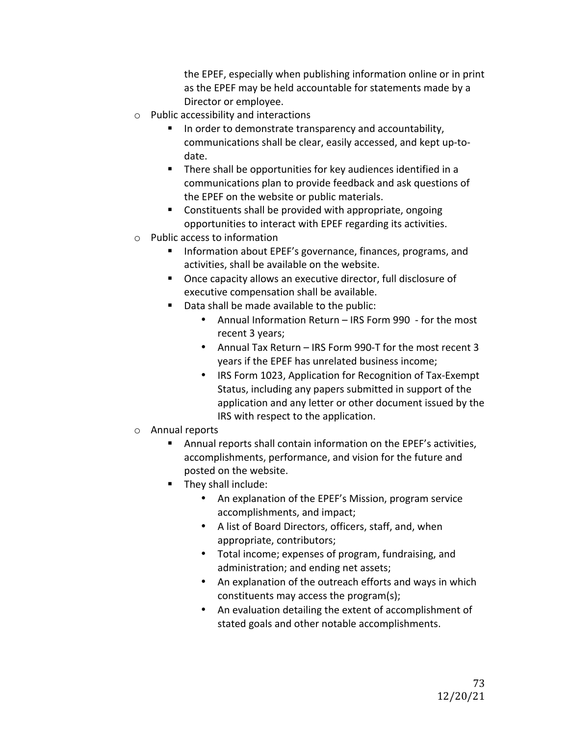the EPEF, especially when publishing information online or in print as the EPEF may be held accountable for statements made by a Director or employee.

- Public accessibility and interactions
  - In order to demonstrate transparency and accountability, communications shall be clear, easily accessed, and kept up-to-date.
  - There shall be opportunities for key audiences identified in a communications plan to provide feedback and ask questions of the EPEF on the website or public materials.
  - Constituents shall be provided with appropriate, ongoing opportunities to interact with EPEF regarding its activities.
- Public access to information
  - Information about EPEF's governance, finances, programs, and activities, shall be available on the website.
  - Once capacity allows an executive director, full disclosure of executive compensation shall be available.
  - Data shall be made available to the public:
    - Annual Information Return – IRS Form 990 - for the most recent 3 years;
    - Annual Tax Return – IRS Form 990-T for the most recent 3 years if the EPEF has unrelated business income;
    - IRS Form 1023, Application for Recognition of Tax-Exempt Status, including any papers submitted in support of the application and any letter or other document issued by the IRS with respect to the application.
- Annual reports
  - Annual reports shall contain information on the EPEF's activities, accomplishments, performance, and vision for the future and posted on the website.
  - They shall include:
    - An explanation of the EPEF's Mission, program service accomplishments, and impact;
    - A list of Board Directors, officers, staff, and, when appropriate, contributors;
    - Total income; expenses of program, fundraising, and administration; and ending net assets;
    - An explanation of the outreach efforts and ways in which constituents may access the program(s);
    - An evaluation detailing the extent of accomplishment of stated goals and other notable accomplishments.

12/20/21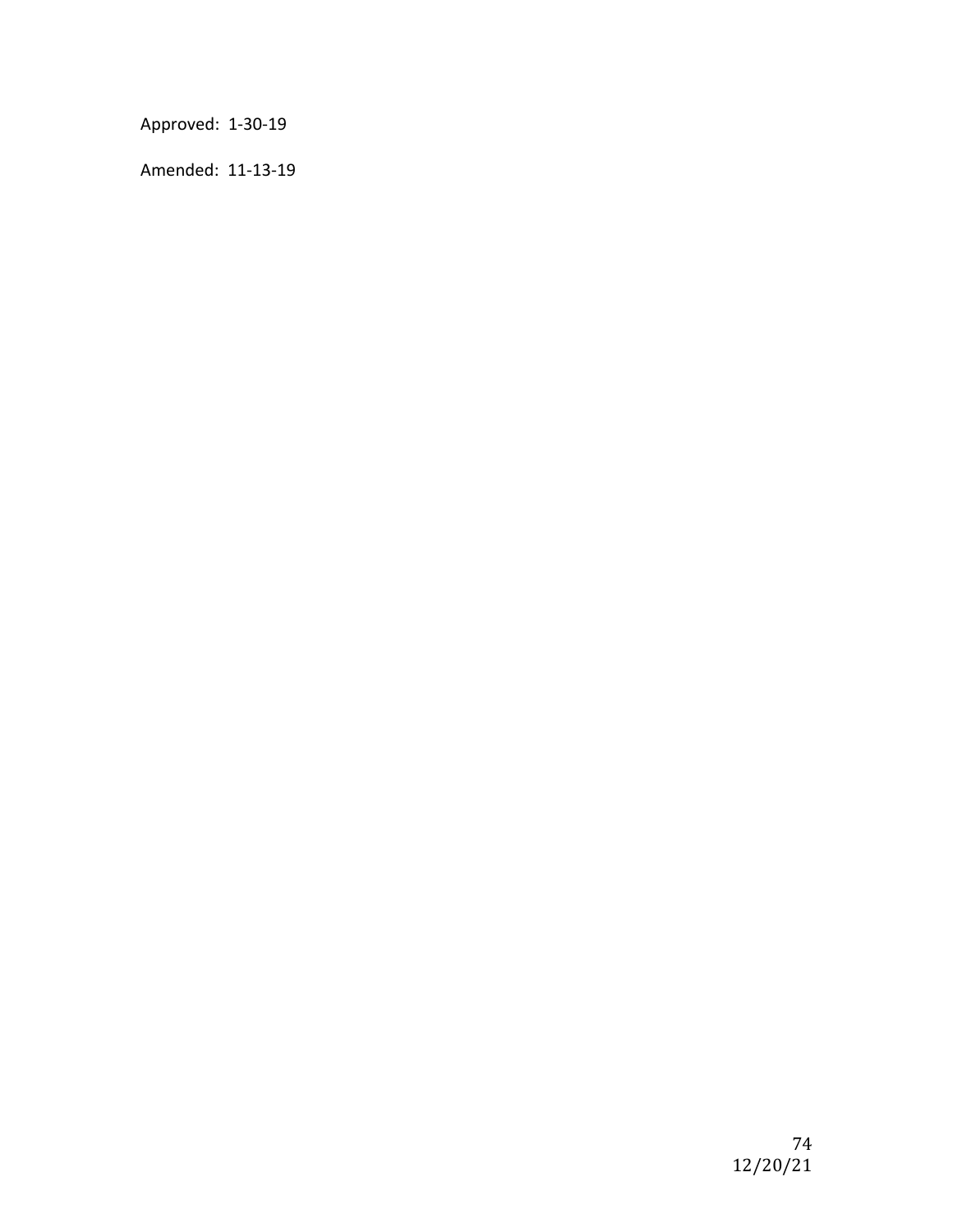Approved: 1-30-19

Amended: 11-13-19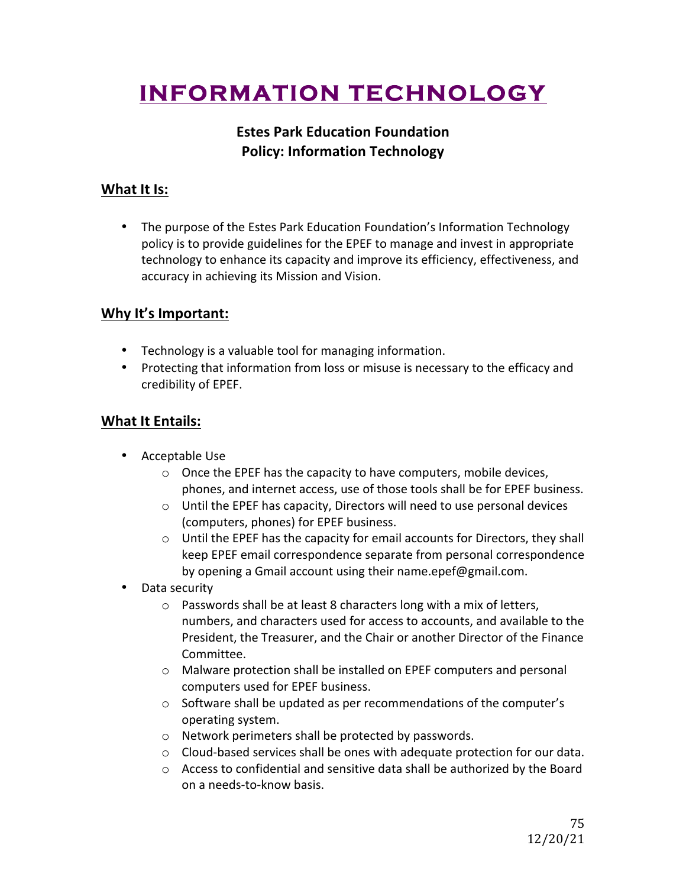# INFORMATION TECHNOLOGY

**Estes Park Education Foundation**
**Policy: Information Technology**

## What It Is:

- The purpose of the Estes Park Education Foundation's Information Technology policy is to provide guidelines for the EPEF to manage and invest in appropriate technology to enhance its capacity and improve its efficiency, effectiveness, and accuracy in achieving its Mission and Vision.

## Why It's Important:

- Technology is a valuable tool for managing information.
- Protecting that information from loss or misuse is necessary to the efficacy and credibility of EPEF.

## What It Entails:

- Acceptable Use
  - Once the EPEF has the capacity to have computers, mobile devices, phones, and internet access, use of those tools shall be for EPEF business.
  - Until the EPEF has capacity, Directors will need to use personal devices (computers, phones) for EPEF business.
  - Until the EPEF has the capacity for email accounts for Directors, they shall keep EPEF email correspondence separate from personal correspondence by opening a Gmail account using their name.epef@gmail.com.
- Data security
  - Passwords shall be at least 8 characters long with a mix of letters, numbers, and characters used for access to accounts, and available to the President, the Treasurer, and the Chair or another Director of the Finance Committee.
  - Malware protection shall be installed on EPEF computers and personal computers used for EPEF business.
  - Software shall be updated as per recommendations of the computer's operating system.
  - Network perimeters shall be protected by passwords.
  - Cloud-based services shall be ones with adequate protection for our data.
  - Access to confidential and sensitive data shall be authorized by the Board on a needs-to-know basis.

12/20/21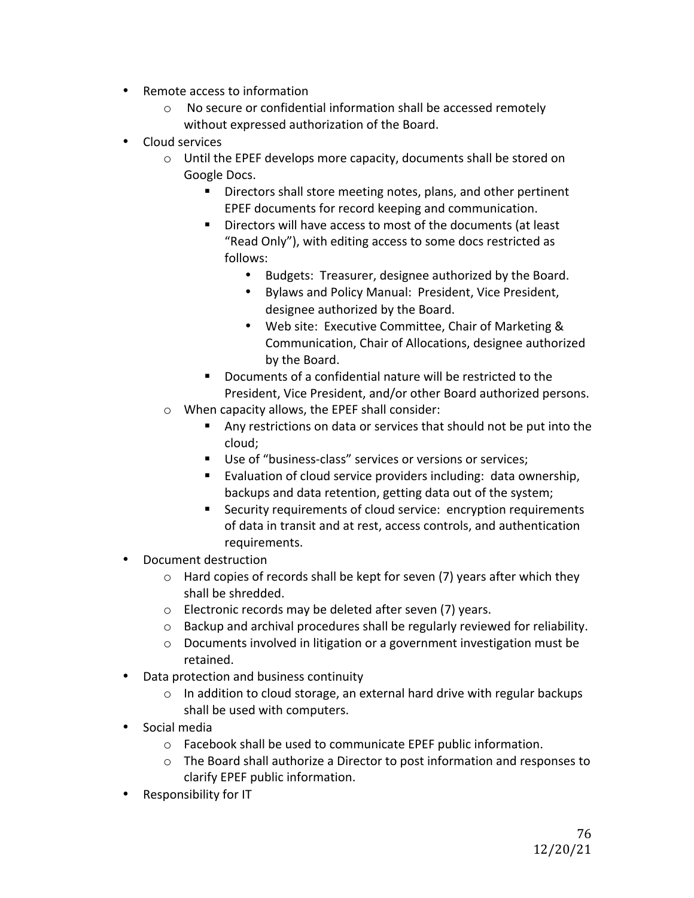- Remote access to information
  - No secure or confidential information shall be accessed remotely without expressed authorization of the Board.
- Cloud services
  - Until the EPEF develops more capacity, documents shall be stored on Google Docs.
    - Directors shall store meeting notes, plans, and other pertinent EPEF documents for record keeping and communication.
    - Directors will have access to most of the documents (at least "Read Only"), with editing access to some docs restricted as follows:
      - Budgets: Treasurer, designee authorized by the Board.
      - Bylaws and Policy Manual: President, Vice President, designee authorized by the Board.
      - Web site: Executive Committee, Chair of Marketing & Communication, Chair of Allocations, designee authorized by the Board.
    - Documents of a confidential nature will be restricted to the President, Vice President, and/or other Board authorized persons.
  - When capacity allows, the EPEF shall consider:
    - Any restrictions on data or services that should not be put into the cloud;
    - Use of "business-class" services or versions or services;
    - Evaluation of cloud service providers including: data ownership, backups and data retention, getting data out of the system;
    - Security requirements of cloud service: encryption requirements of data in transit and at rest, access controls, and authentication requirements.
- Document destruction
  - Hard copies of records shall be kept for seven (7) years after which they shall be shredded.
  - Electronic records may be deleted after seven (7) years.
  - Backup and archival procedures shall be regularly reviewed for reliability.
  - Documents involved in litigation or a government investigation must be retained.
- Data protection and business continuity
  - In addition to cloud storage, an external hard drive with regular backups shall be used with computers.
- Social media
  - Facebook shall be used to communicate EPEF public information.
  - The Board shall authorize a Director to post information and responses to clarify EPEF public information.
- Responsibility for IT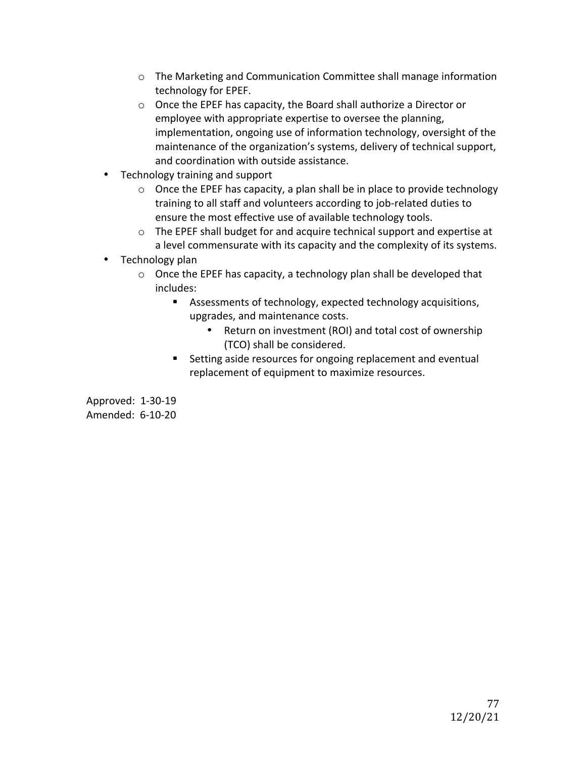- The Marketing and Communication Committee shall manage information technology for EPEF.
  - Once the EPEF has capacity, the Board shall authorize a Director or employee with appropriate expertise to oversee the planning, implementation, ongoing use of information technology, oversight of the maintenance of the organization's systems, delivery of technical support, and coordination with outside assistance.
- Technology training and support
  - Once the EPEF has capacity, a plan shall be in place to provide technology training to all staff and volunteers according to job-related duties to ensure the most effective use of available technology tools.
  - The EPEF shall budget for and acquire technical support and expertise at a level commensurate with its capacity and the complexity of its systems.
- Technology plan
  - Once the EPEF has capacity, a technology plan shall be developed that includes:
    - Assessments of technology, expected technology acquisitions, upgrades, and maintenance costs.
      - Return on investment (ROI) and total cost of ownership (TCO) shall be considered.
    - Setting aside resources for ongoing replacement and eventual replacement of equipment to maximize resources.

Approved: 1-30-19
Amended: 6-10-20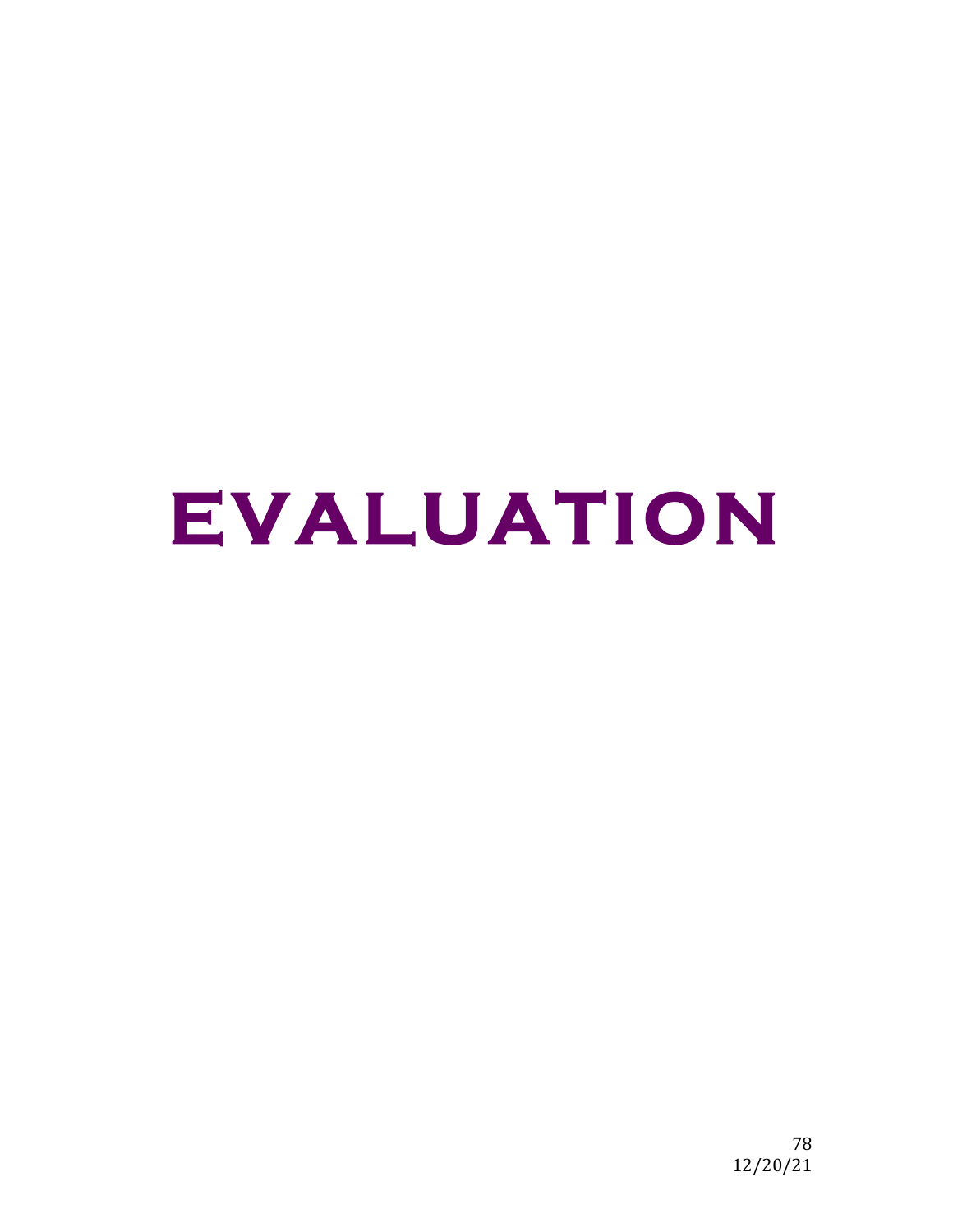# EVALUATION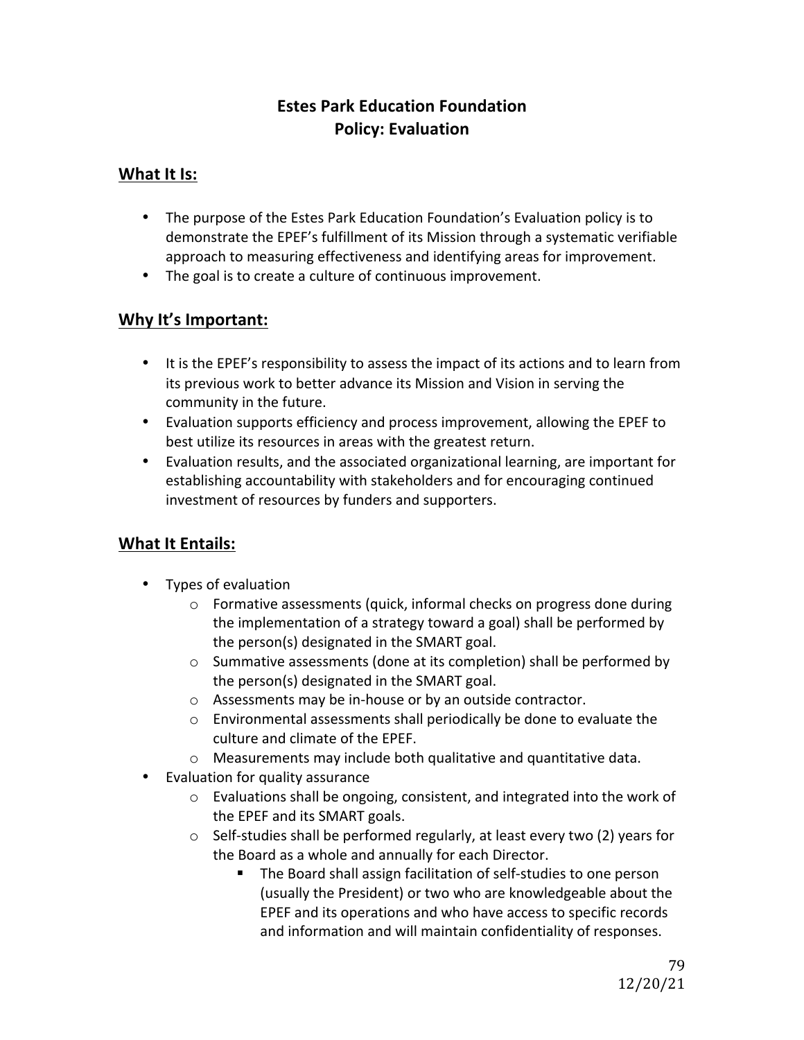# Estes Park Education Foundation
# Policy: Evaluation

## What It Is:

- The purpose of the Estes Park Education Foundation's Evaluation policy is to demonstrate the EPEF's fulfillment of its Mission through a systematic verifiable approach to measuring effectiveness and identifying areas for improvement.
- The goal is to create a culture of continuous improvement.

## Why It's Important:

- It is the EPEF's responsibility to assess the impact of its actions and to learn from its previous work to better advance its Mission and Vision in serving the community in the future.
- Evaluation supports efficiency and process improvement, allowing the EPEF to best utilize its resources in areas with the greatest return.
- Evaluation results, and the associated organizational learning, are important for establishing accountability with stakeholders and for encouraging continued investment of resources by funders and supporters.

## What It Entails:

- Types of evaluation
  - Formative assessments (quick, informal checks on progress done during the implementation of a strategy toward a goal) shall be performed by the person(s) designated in the SMART goal.
  - Summative assessments (done at its completion) shall be performed by the person(s) designated in the SMART goal.
  - Assessments may be in-house or by an outside contractor.
  - Environmental assessments shall periodically be done to evaluate the culture and climate of the EPEF.
  - Measurements may include both qualitative and quantitative data.
- Evaluation for quality assurance
  - Evaluations shall be ongoing, consistent, and integrated into the work of the EPEF and its SMART goals.
  - Self-studies shall be performed regularly, at least every two (2) years for the Board as a whole and annually for each Director.
    - The Board shall assign facilitation of self-studies to one person (usually the President) or two who are knowledgeable about the EPEF and its operations and who have access to specific records and information and will maintain confidentiality of responses.

12/20/21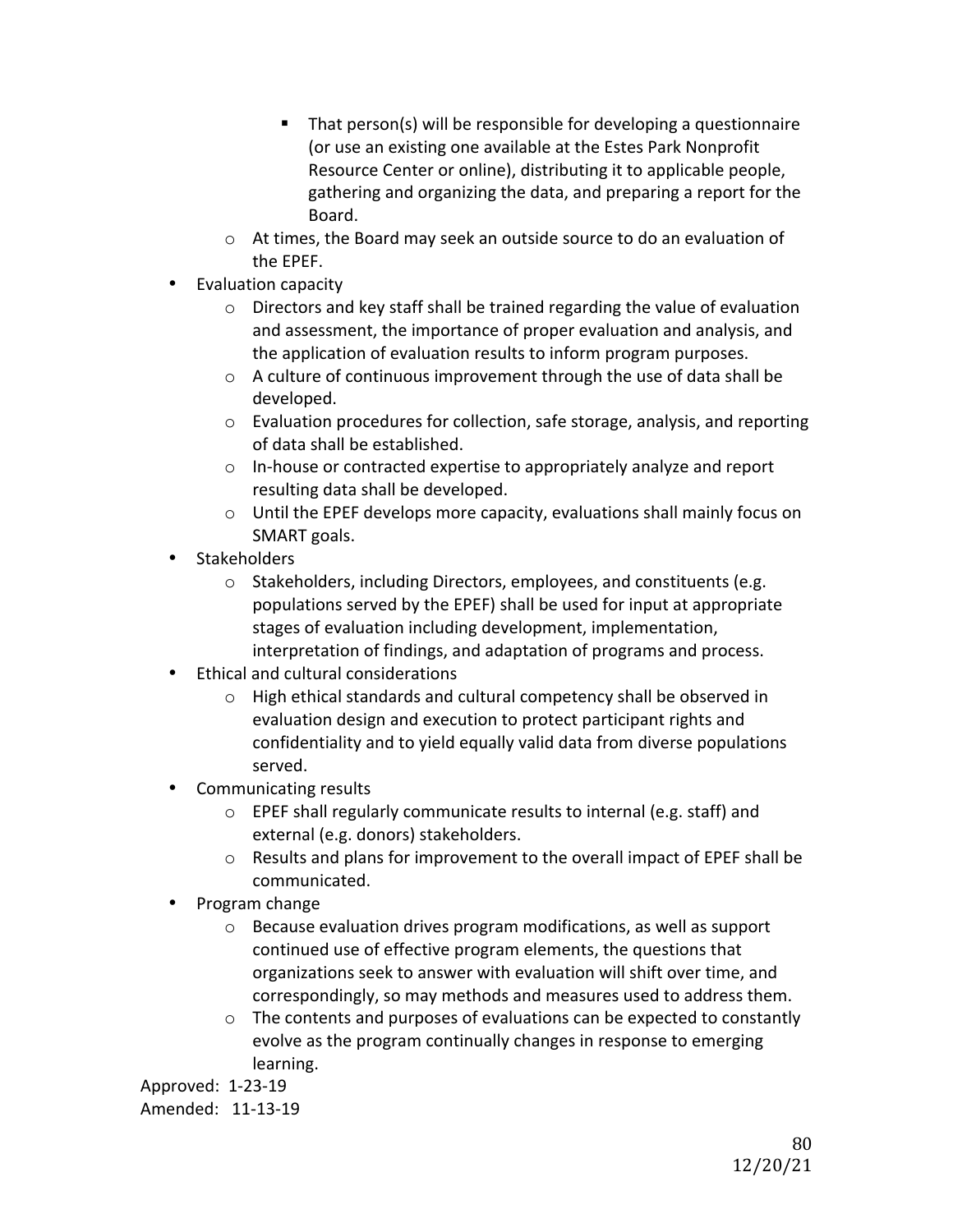- That person(s) will be responsible for developing a questionnaire (or use an existing one available at the Estes Park Nonprofit Resource Center or online), distributing it to applicable people, gathering and organizing the data, and preparing a report for the Board.
    - At times, the Board may seek an outside source to do an evaluation of the EPEF.
- Evaluation capacity
    - Directors and key staff shall be trained regarding the value of evaluation and assessment, the importance of proper evaluation and analysis, and the application of evaluation results to inform program purposes.
    - A culture of continuous improvement through the use of data shall be developed.
    - Evaluation procedures for collection, safe storage, analysis, and reporting of data shall be established.
    - In-house or contracted expertise to appropriately analyze and report resulting data shall be developed.
    - Until the EPEF develops more capacity, evaluations shall mainly focus on SMART goals.
- Stakeholders
    - Stakeholders, including Directors, employees, and constituents (e.g. populations served by the EPEF) shall be used for input at appropriate stages of evaluation including development, implementation, interpretation of findings, and adaptation of programs and process.
- Ethical and cultural considerations
    - High ethical standards and cultural competency shall be observed in evaluation design and execution to protect participant rights and confidentiality and to yield equally valid data from diverse populations served.
- Communicating results
    - EPEF shall regularly communicate results to internal (e.g. staff) and external (e.g. donors) stakeholders.
    - Results and plans for improvement to the overall impact of EPEF shall be communicated.
- Program change
    - Because evaluation drives program modifications, as well as support continued use of effective program elements, the questions that organizations seek to answer with evaluation will shift over time, and correspondingly, so may methods and measures used to address them.
    - The contents and purposes of evaluations can be expected to constantly evolve as the program continually changes in response to emerging learning.

Approved: 1-23-19
Amended: 11-13-19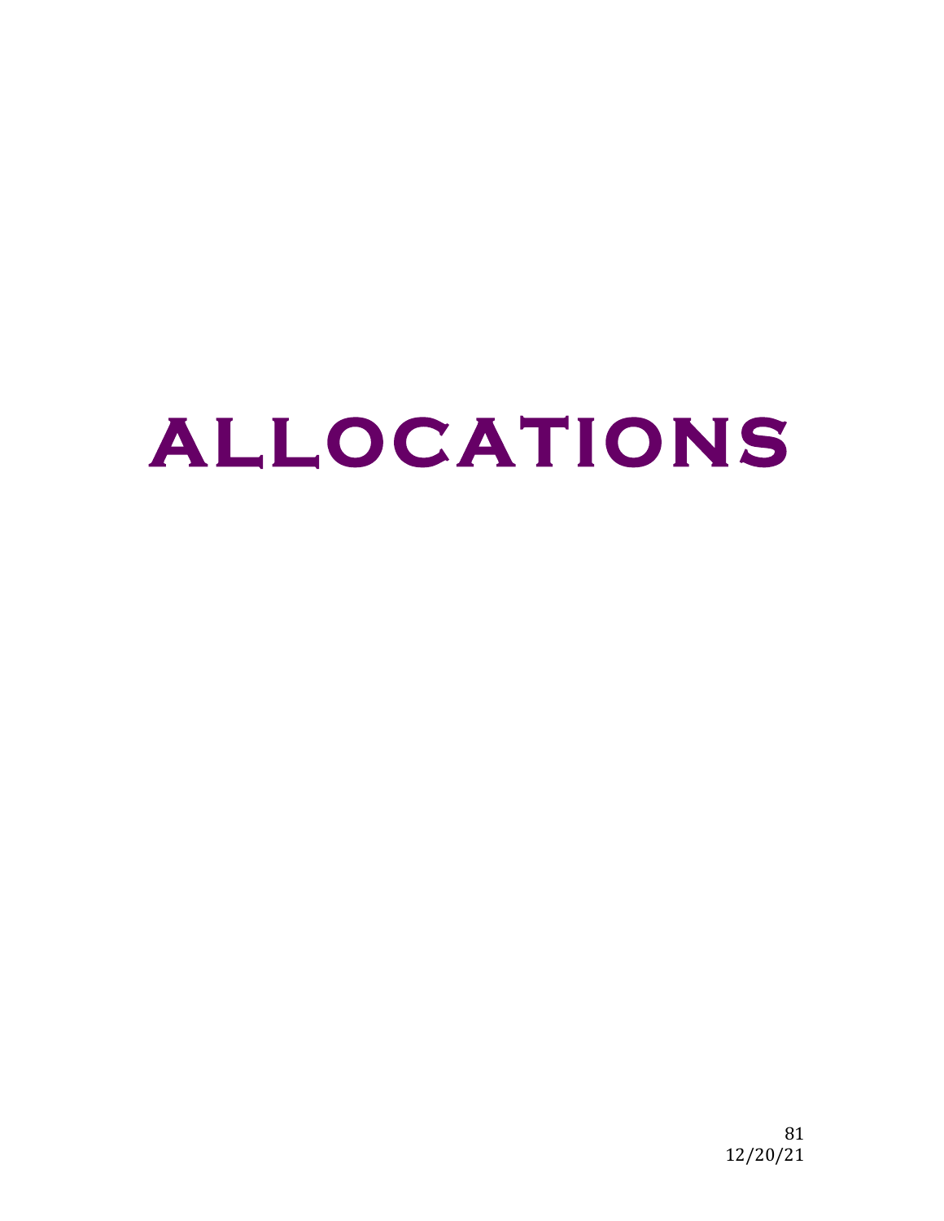# ALLOCATIONS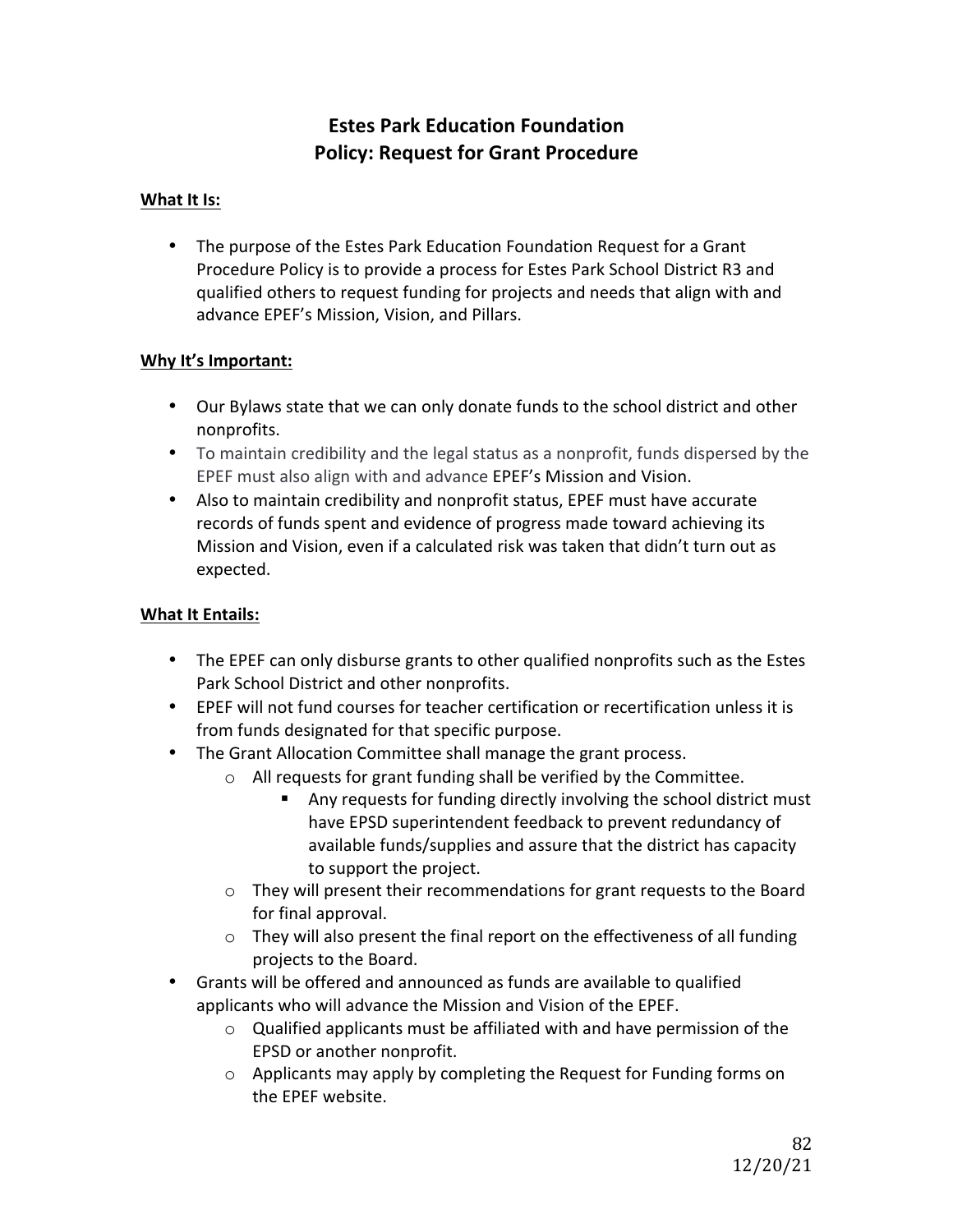# Estes Park Education Foundation
# Policy: Request for Grant Procedure

**What It Is:**

- The purpose of the Estes Park Education Foundation Request for a Grant Procedure Policy is to provide a process for Estes Park School District R3 and qualified others to request funding for projects and needs that align with and advance EPEF's Mission, Vision, and Pillars.

**Why It's Important:**

- Our Bylaws state that we can only donate funds to the school district and other nonprofits.
- To maintain credibility and the legal status as a nonprofit, funds dispersed by the EPEF must also align with and advance EPEF's Mission and Vision.
- Also to maintain credibility and nonprofit status, EPEF must have accurate records of funds spent and evidence of progress made toward achieving its Mission and Vision, even if a calculated risk was taken that didn't turn out as expected.

**What It Entails:**

- The EPEF can only disburse grants to other qualified nonprofits such as the Estes Park School District and other nonprofits.
- EPEF will not fund courses for teacher certification or recertification unless it is from funds designated for that specific purpose.
- The Grant Allocation Committee shall manage the grant process.
  - All requests for grant funding shall be verified by the Committee.
    - Any requests for funding directly involving the school district must have EPSD superintendent feedback to prevent redundancy of available funds/supplies and assure that the district has capacity to support the project.
  - They will present their recommendations for grant requests to the Board for final approval.
  - They will also present the final report on the effectiveness of all funding projects to the Board.
- Grants will be offered and announced as funds are available to qualified applicants who will advance the Mission and Vision of the EPEF.
  - Qualified applicants must be affiliated with and have permission of the EPSD or another nonprofit.
  - Applicants may apply by completing the Request for Funding forms on the EPEF website.

12/20/21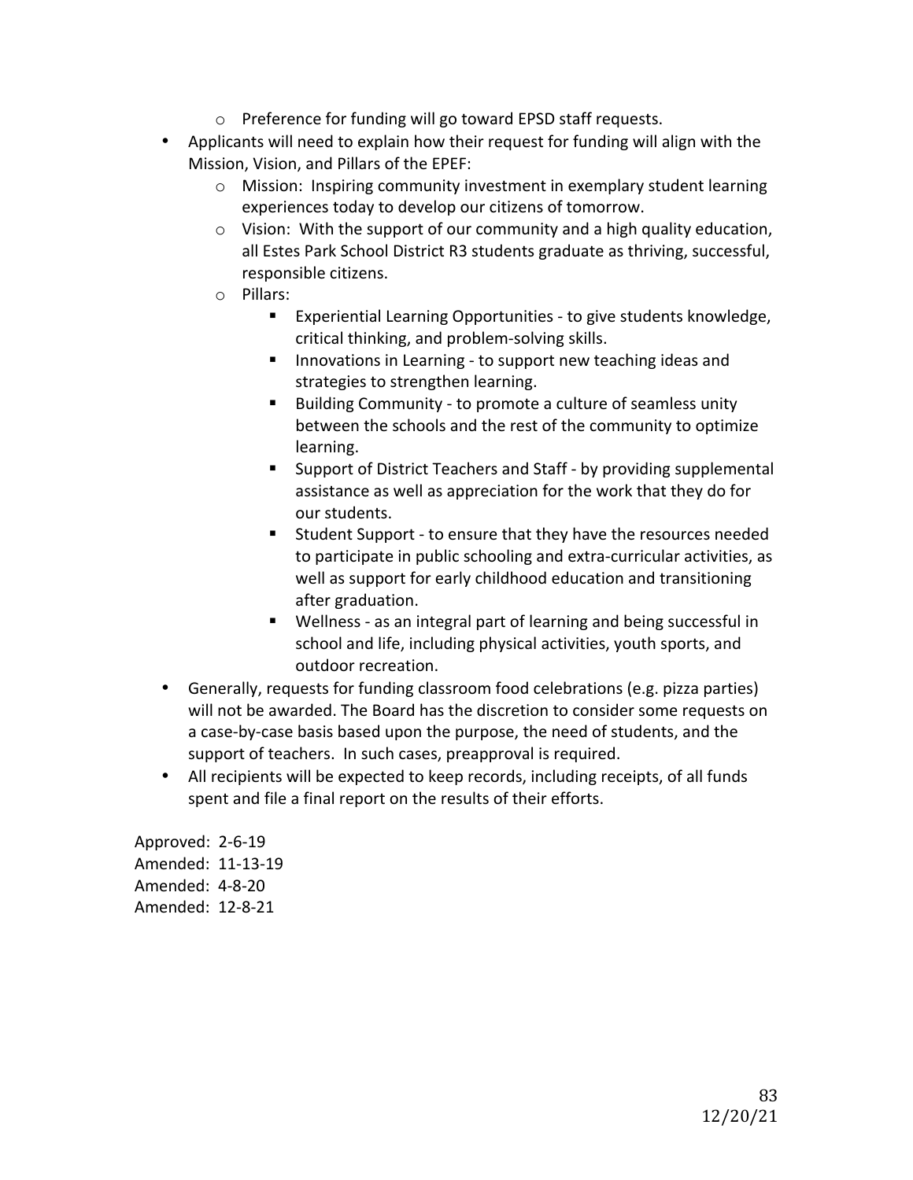- Preference for funding will go toward EPSD staff requests.
- Applicants will need to explain how their request for funding will align with the Mission, Vision, and Pillars of the EPEF:
    - Mission: Inspiring community investment in exemplary student learning experiences today to develop our citizens of tomorrow.
    - Vision: With the support of our community and a high quality education, all Estes Park School District R3 students graduate as thriving, successful, responsible citizens.
    - Pillars:
        - Experiential Learning Opportunities - to give students knowledge, critical thinking, and problem-solving skills.
        - Innovations in Learning - to support new teaching ideas and strategies to strengthen learning.
        - Building Community - to promote a culture of seamless unity between the schools and the rest of the community to optimize learning.
        - Support of District Teachers and Staff - by providing supplemental assistance as well as appreciation for the work that they do for our students.
        - Student Support - to ensure that they have the resources needed to participate in public schooling and extra-curricular activities, as well as support for early childhood education and transitioning after graduation.
        - Wellness - as an integral part of learning and being successful in school and life, including physical activities, youth sports, and outdoor recreation.
- Generally, requests for funding classroom food celebrations (e.g. pizza parties) will not be awarded. The Board has the discretion to consider some requests on a case-by-case basis based upon the purpose, the need of students, and the support of teachers. In such cases, preapproval is required.
- All recipients will be expected to keep records, including receipts, of all funds spent and file a final report on the results of their efforts.

Approved: 2-6-19
Amended: 11-13-19
Amended: 4-8-20
Amended: 12-8-21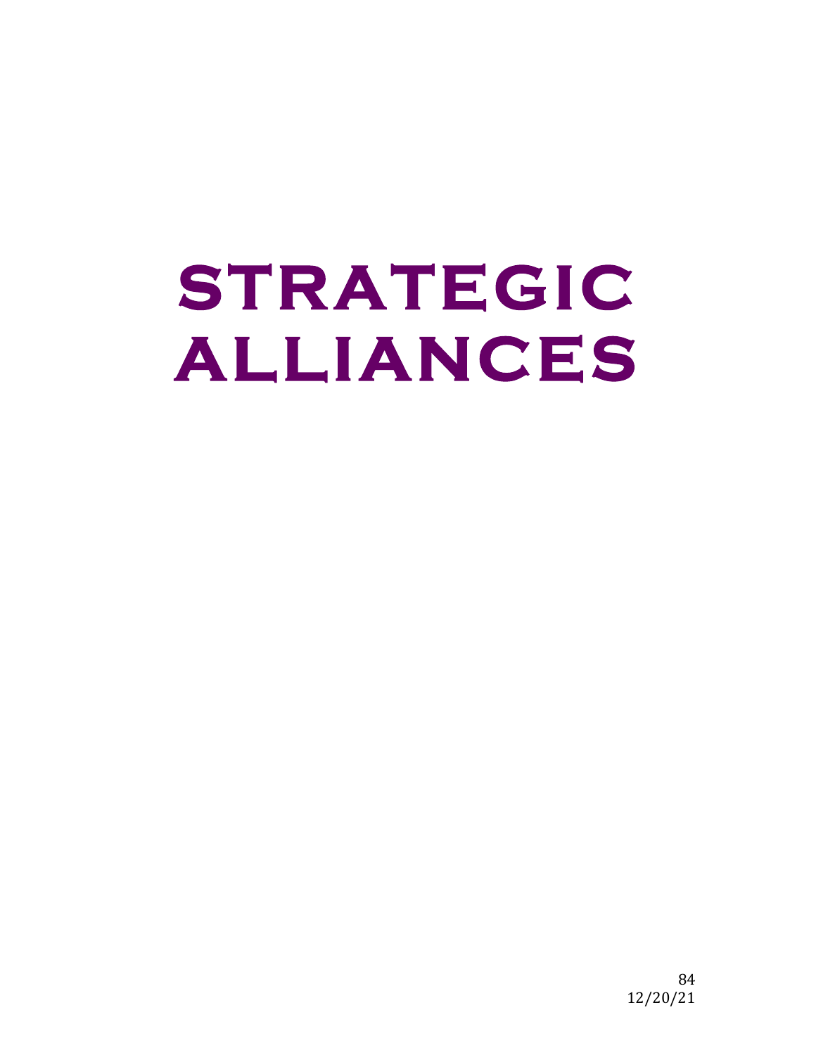# STRATEGIC ALLIANCES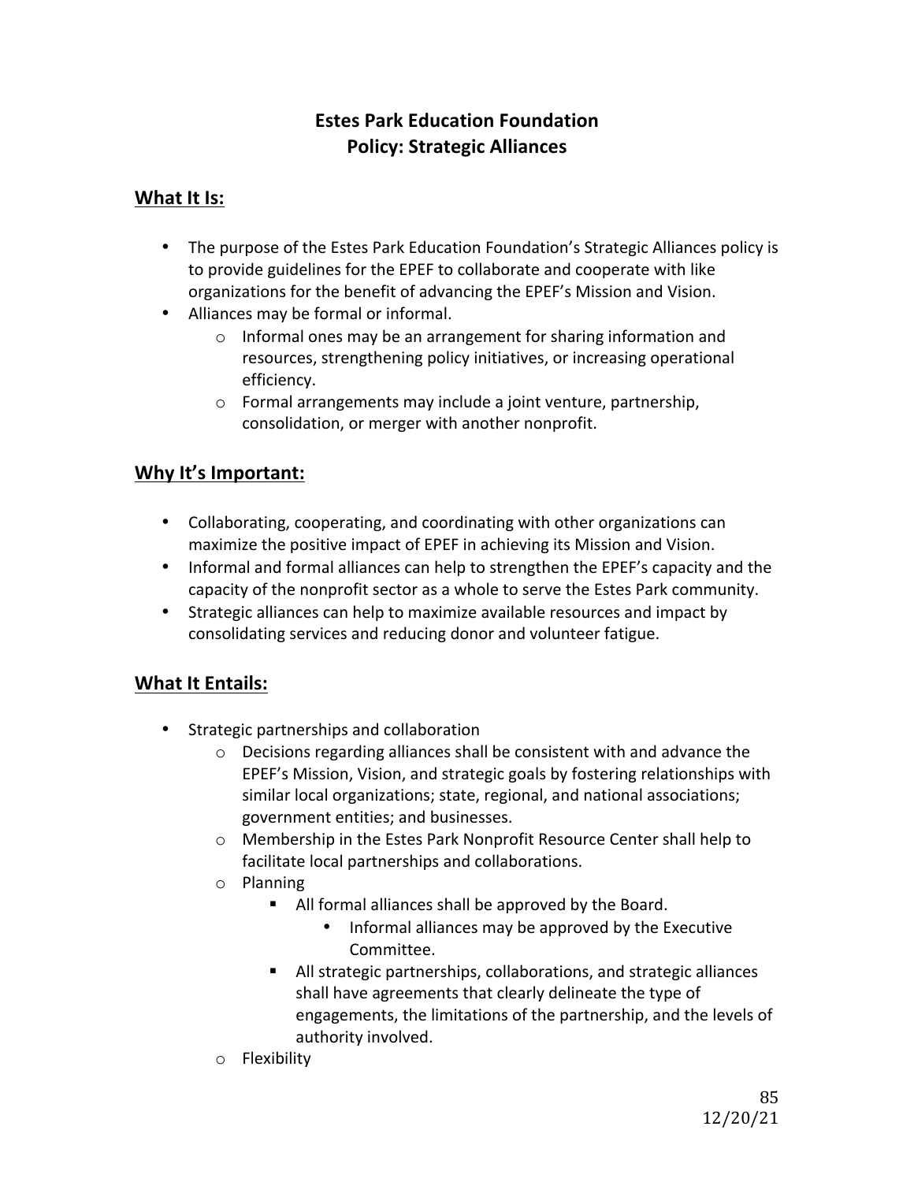# Estes Park Education Foundation
# Policy: Strategic Alliances

## What It Is:

- The purpose of the Estes Park Education Foundation's Strategic Alliances policy is to provide guidelines for the EPEF to collaborate and cooperate with like organizations for the benefit of advancing the EPEF's Mission and Vision.
- Alliances may be formal or informal.
    - Informal ones may be an arrangement for sharing information and resources, strengthening policy initiatives, or increasing operational efficiency.
    - Formal arrangements may include a joint venture, partnership, consolidation, or merger with another nonprofit.

## Why It's Important:

- Collaborating, cooperating, and coordinating with other organizations can maximize the positive impact of EPEF in achieving its Mission and Vision.
- Informal and formal alliances can help to strengthen the EPEF's capacity and the capacity of the nonprofit sector as a whole to serve the Estes Park community.
- Strategic alliances can help to maximize available resources and impact by consolidating services and reducing donor and volunteer fatigue.

## What It Entails:

- Strategic partnerships and collaboration
    - Decisions regarding alliances shall be consistent with and advance the EPEF's Mission, Vision, and strategic goals by fostering relationships with similar local organizations; state, regional, and national associations; government entities; and businesses.
    - Membership in the Estes Park Nonprofit Resource Center shall help to facilitate local partnerships and collaborations.
    - Planning
        - All formal alliances shall be approved by the Board.
            - Informal alliances may be approved by the Executive Committee.
        - All strategic partnerships, collaborations, and strategic alliances shall have agreements that clearly delineate the type of engagements, the limitations of the partnership, and the levels of authority involved.
    - Flexibility

12/20/21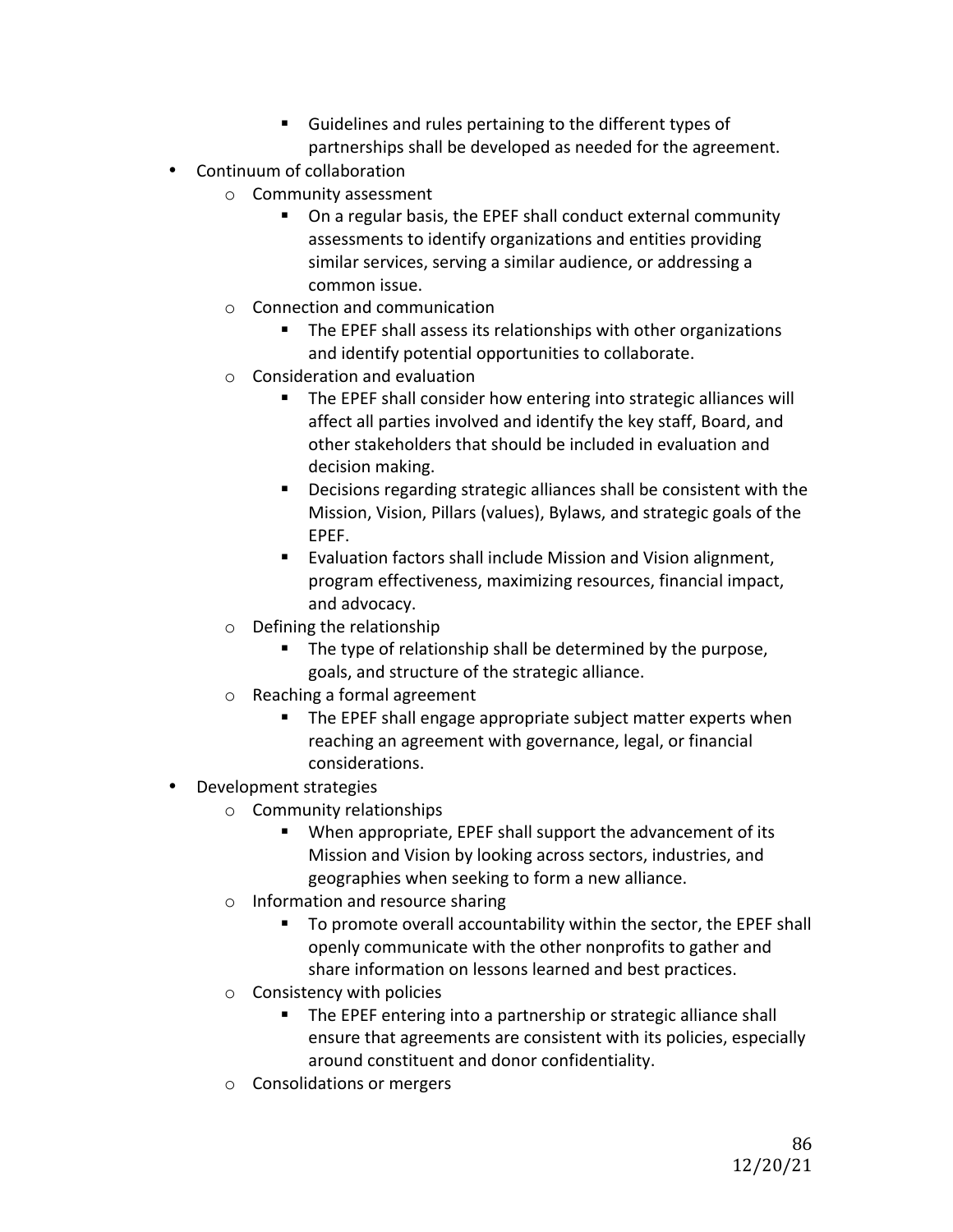- Guidelines and rules pertaining to the different types of partnerships shall be developed as needed for the agreement.
- Continuum of collaboration
    - Community assessment
        - On a regular basis, the EPEF shall conduct external community assessments to identify organizations and entities providing similar services, serving a similar audience, or addressing a common issue.
    - Connection and communication
        - The EPEF shall assess its relationships with other organizations and identify potential opportunities to collaborate.
    - Consideration and evaluation
        - The EPEF shall consider how entering into strategic alliances will affect all parties involved and identify the key staff, Board, and other stakeholders that should be included in evaluation and decision making.
        - Decisions regarding strategic alliances shall be consistent with the Mission, Vision, Pillars (values), Bylaws, and strategic goals of the EPEF.
        - Evaluation factors shall include Mission and Vision alignment, program effectiveness, maximizing resources, financial impact, and advocacy.
    - Defining the relationship
        - The type of relationship shall be determined by the purpose, goals, and structure of the strategic alliance.
    - Reaching a formal agreement
        - The EPEF shall engage appropriate subject matter experts when reaching an agreement with governance, legal, or financial considerations.
- Development strategies
    - Community relationships
        - When appropriate, EPEF shall support the advancement of its Mission and Vision by looking across sectors, industries, and geographies when seeking to form a new alliance.
    - Information and resource sharing
        - To promote overall accountability within the sector, the EPEF shall openly communicate with the other nonprofits to gather and share information on lessons learned and best practices.
    - Consistency with policies
        - The EPEF entering into a partnership or strategic alliance shall ensure that agreements are consistent with its policies, especially around constituent and donor confidentiality.
    - Consolidations or mergers

12/20/21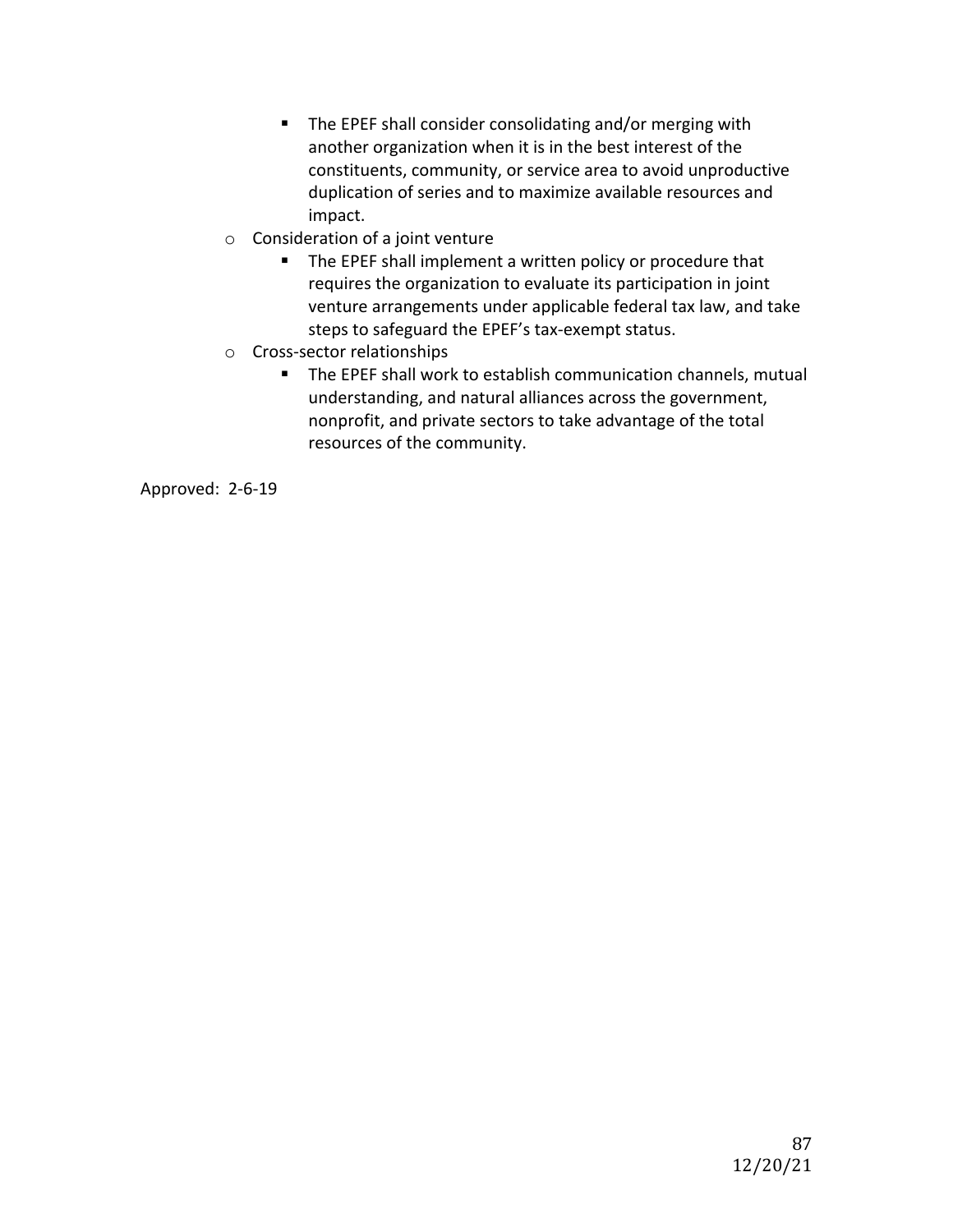- The EPEF shall consider consolidating and/or merging with another organization when it is in the best interest of the constituents, community, or service area to avoid unproductive duplication of series and to maximize available resources and impact.
    - Consideration of a joint venture
        - The EPEF shall implement a written policy or procedure that requires the organization to evaluate its participation in joint venture arrangements under applicable federal tax law, and take steps to safeguard the EPEF's tax-exempt status.
    - Cross-sector relationships
        - The EPEF shall work to establish communication channels, mutual understanding, and natural alliances across the government, nonprofit, and private sectors to take advantage of the total resources of the community.

Approved: 2-6-19